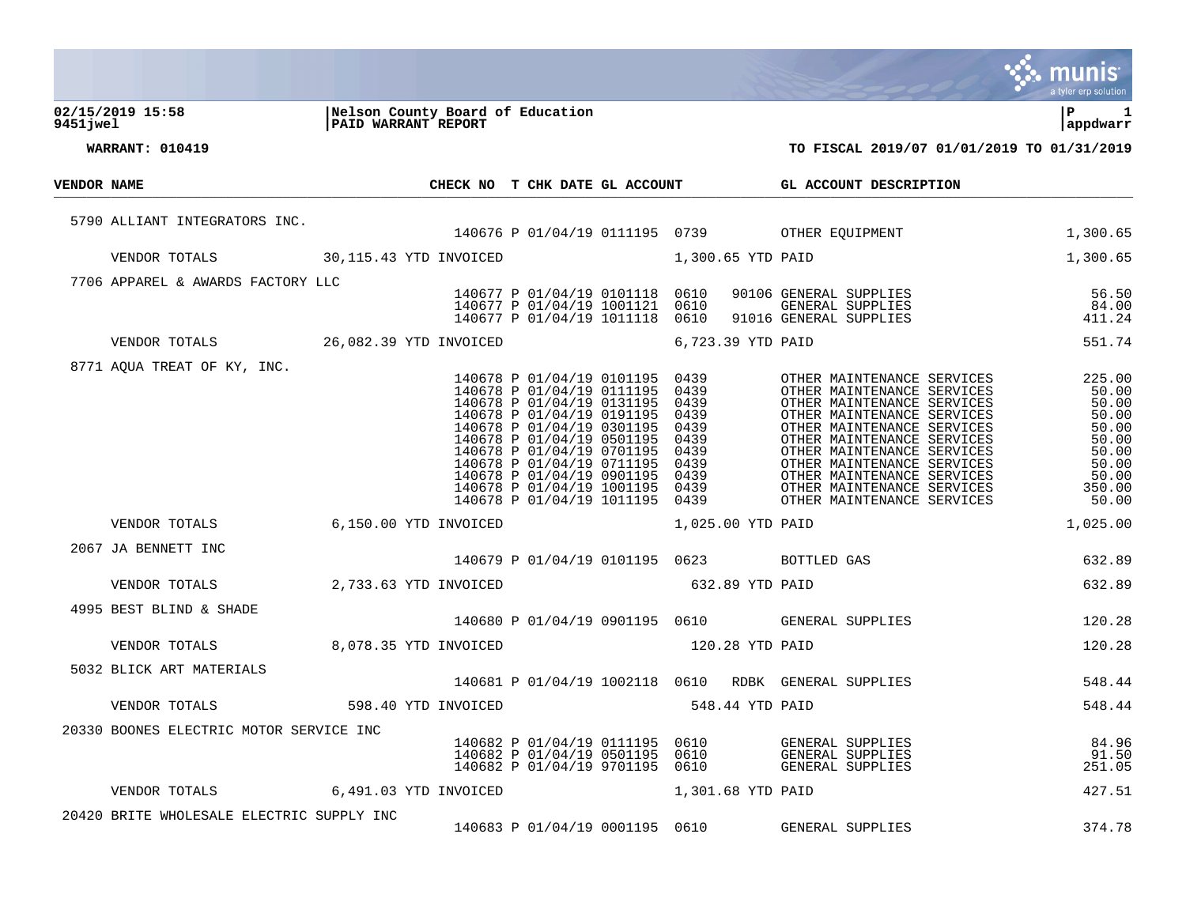**02/15/2019 15:58** | **Nelson County Board of Education**
**9451jwel** | **PAID WARRANT REPORT**

**WARRANT: 010419** — **TO FISCAL 2019/07 01/01/2019 TO 01/31/2019**

| VENDOR | NAME | CHECK NO | T | CHK DATE | GL ACCOUNT | | | GL ACCOUNT DESCRIPTION | |
|---|---|---|---|---|---|---|---|---|---|
| 5790 | ALLIANT INTEGRATORS INC. | | | | | | | | |
| | | 140676 | P | 01/04/19 | 0111195 | 0739 | | OTHER EQUIPMENT | 1,300.65 |
| | VENDOR TOTALS 30,115.43 YTD INVOICED | | | | | 1,300.65 YTD PAID | | | 1,300.65 |
| 7706 | APPAREL & AWARDS FACTORY LLC | | | | | | | | |
| | | 140677 | P | 01/04/19 | 0101118 | 0610 | 90106 | GENERAL SUPPLIES | 56.50 |
| | | 140677 | P | 01/04/19 | 1001121 | 0610 | | GENERAL SUPPLIES | 84.00 |
| | | 140677 | P | 01/04/19 | 1011118 | 0610 | 91016 | GENERAL SUPPLIES | 411.24 |
| | VENDOR TOTALS 26,082.39 YTD INVOICED | | | | | 6,723.39 YTD PAID | | | 551.74 |
| 8771 | AQUA TREAT OF KY, INC. | | | | | | | | |
| | | 140678 | P | 01/04/19 | 0101195 | 0439 | | OTHER MAINTENANCE SERVICES | 225.00 |
| | | 140678 | P | 01/04/19 | 0111195 | 0439 | | OTHER MAINTENANCE SERVICES | 50.00 |
| | | 140678 | P | 01/04/19 | 0131195 | 0439 | | OTHER MAINTENANCE SERVICES | 50.00 |
| | | 140678 | P | 01/04/19 | 0191195 | 0439 | | OTHER MAINTENANCE SERVICES | 50.00 |
| | | 140678 | P | 01/04/19 | 0301195 | 0439 | | OTHER MAINTENANCE SERVICES | 50.00 |
| | | 140678 | P | 01/04/19 | 0501195 | 0439 | | OTHER MAINTENANCE SERVICES | 50.00 |
| | | 140678 | P | 01/04/19 | 0701195 | 0439 | | OTHER MAINTENANCE SERVICES | 50.00 |
| | | 140678 | P | 01/04/19 | 0711195 | 0439 | | OTHER MAINTENANCE SERVICES | 50.00 |
| | | 140678 | P | 01/04/19 | 0901195 | 0439 | | OTHER MAINTENANCE SERVICES | 50.00 |
| | | 140678 | P | 01/04/19 | 1001195 | 0439 | | OTHER MAINTENANCE SERVICES | 350.00 |
| | | 140678 | P | 01/04/19 | 1011195 | 0439 | | OTHER MAINTENANCE SERVICES | 50.00 |
| | VENDOR TOTALS 6,150.00 YTD INVOICED | | | | | 1,025.00 YTD PAID | | | 1,025.00 |
| 2067 | JA BENNETT INC | | | | | | | | |
| | | 140679 | P | 01/04/19 | 0101195 | 0623 | | BOTTLED GAS | 632.89 |
| | VENDOR TOTALS 2,733.63 YTD INVOICED | | | | | 632.89 YTD PAID | | | 632.89 |
| 4995 | BEST BLIND & SHADE | | | | | | | | |
| | | 140680 | P | 01/04/19 | 0901195 | 0610 | | GENERAL SUPPLIES | 120.28 |
| | VENDOR TOTALS 8,078.35 YTD INVOICED | | | | | 120.28 YTD PAID | | | 120.28 |
| 5032 | BLICK ART MATERIALS | | | | | | | | |
| | | 140681 | P | 01/04/19 | 1002118 | 0610 | RDBK | GENERAL SUPPLIES | 548.44 |
| | VENDOR TOTALS 598.40 YTD INVOICED | | | | | 548.44 YTD PAID | | | 548.44 |
| 20330 | BOONES ELECTRIC MOTOR SERVICE INC | | | | | | | | |
| | | 140682 | P | 01/04/19 | 0111195 | 0610 | | GENERAL SUPPLIES | 84.96 |
| | | 140682 | P | 01/04/19 | 0501195 | 0610 | | GENERAL SUPPLIES | 91.50 |
| | | 140682 | P | 01/04/19 | 9701195 | 0610 | | GENERAL SUPPLIES | 251.05 |
| | VENDOR TOTALS 6,491.03 YTD INVOICED | | | | | 1,301.68 YTD PAID | | | 427.51 |
| 20420 | BRITE WHOLESALE ELECTRIC SUPPLY INC | | | | | | | | |
| | | 140683 | P | 01/04/19 | 0001195 | 0610 | | GENERAL SUPPLIES | 374.78 |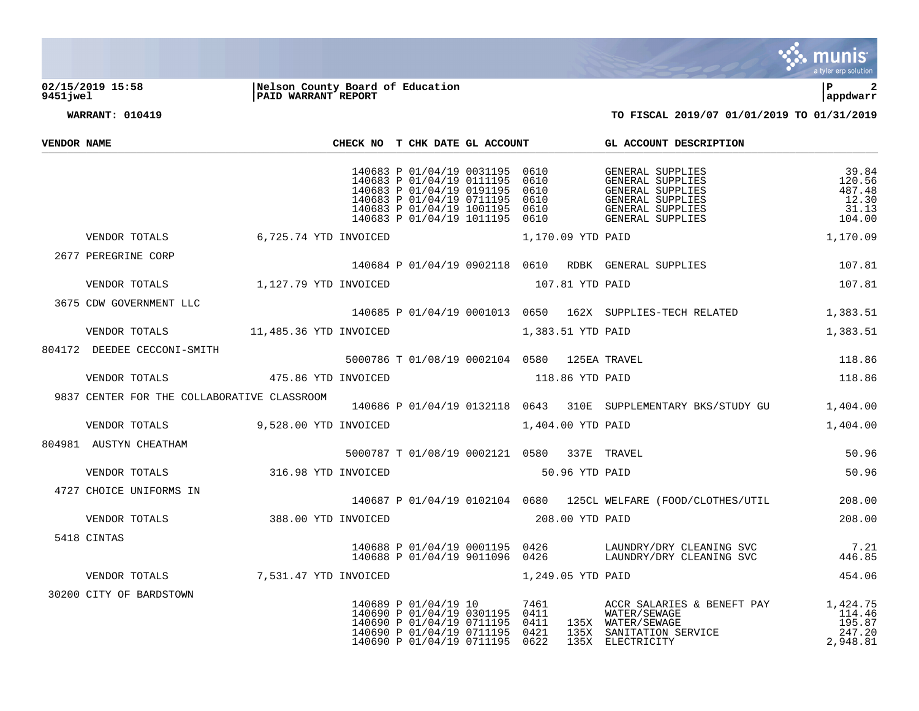**02/15/2019 15:58** | **Nelson County Board of Education**
**9451jwel** | **PAID WARRANT REPORT** | **appdwarr**

**WARRANT: 010419** — **TO FISCAL 2019/07 01/01/2019 TO 01/31/2019**

| VENDOR NAME | | CHECK NO | T | CHK DATE | GL ACCOUNT | | | GL ACCOUNT DESCRIPTION | |
|---|---|---|---|---|---|---|---|---|---|
| | | 140683 | P | 01/04/19 | 0031195 | 0610 | | GENERAL SUPPLIES | 39.84 |
| | | 140683 | P | 01/04/19 | 0111195 | 0610 | | GENERAL SUPPLIES | 120.56 |
| | | 140683 | P | 01/04/19 | 0191195 | 0610 | | GENERAL SUPPLIES | 487.48 |
| | | 140683 | P | 01/04/19 | 0711195 | 0610 | | GENERAL SUPPLIES | 12.30 |
| | | 140683 | P | 01/04/19 | 1001195 | 0610 | | GENERAL SUPPLIES | 31.13 |
| | | 140683 | P | 01/04/19 | 1011195 | 0610 | | GENERAL SUPPLIES | 104.00 |
| VENDOR TOTALS | 6,725.74 YTD INVOICED | | | | | 1,170.09 YTD PAID | | | 1,170.09 |
| 2677 PEREGRINE CORP | | | | | | | | | |
| | | 140684 | P | 01/04/19 | 0902118 | 0610 | RDBK | GENERAL SUPPLIES | 107.81 |
| VENDOR TOTALS | 1,127.79 YTD INVOICED | | | | | 107.81 YTD PAID | | | 107.81 |
| 3675 CDW GOVERNMENT LLC | | | | | | | | | |
| | | 140685 | P | 01/04/19 | 0001013 | 0650 | 162X | SUPPLIES-TECH RELATED | 1,383.51 |
| VENDOR TOTALS | 11,485.36 YTD INVOICED | | | | | 1,383.51 YTD PAID | | | 1,383.51 |
| 804172 DEEDEE CECCONI-SMITH | | | | | | | | | |
| | | 5000786 | T | 01/08/19 | 0002104 | 0580 | 125EA | TRAVEL | 118.86 |
| VENDOR TOTALS | 475.86 YTD INVOICED | | | | | 118.86 YTD PAID | | | 118.86 |
| 9837 CENTER FOR THE COLLABORATIVE CLASSROOM | | | | | | | | | |
| | | 140686 | P | 01/04/19 | 0132118 | 0643 | 310E | SUPPLEMENTARY BKS/STUDY GU | 1,404.00 |
| VENDOR TOTALS | 9,528.00 YTD INVOICED | | | | | 1,404.00 YTD PAID | | | 1,404.00 |
| 804981 AUSTYN CHEATHAM | | | | | | | | | |
| | | 5000787 | T | 01/08/19 | 0002121 | 0580 | 337E | TRAVEL | 50.96 |
| VENDOR TOTALS | 316.98 YTD INVOICED | | | | | 50.96 YTD PAID | | | 50.96 |
| 4727 CHOICE UNIFORMS IN | | | | | | | | | |
| | | 140687 | P | 01/04/19 | 0102104 | 0680 | 125CL | WELFARE (FOOD/CLOTHES/UTIL | 208.00 |
| VENDOR TOTALS | 388.00 YTD INVOICED | | | | | 208.00 YTD PAID | | | 208.00 |
| 5418 CINTAS | | | | | | | | | |
| | | 140688 | P | 01/04/19 | 0001195 | 0426 | | LAUNDRY/DRY CLEANING SVC | 7.21 |
| | | 140688 | P | 01/04/19 | 9011096 | 0426 | | LAUNDRY/DRY CLEANING SVC | 446.85 |
| VENDOR TOTALS | 7,531.47 YTD INVOICED | | | | | 1,249.05 YTD PAID | | | 454.06 |
| 30200 CITY OF BARDSTOWN | | | | | | | | | |
| | | 140689 | P | 01/04/19 | 10 | 7461 | | ACCR SALARIES & BENEFT PAY | 1,424.75 |
| | | 140690 | P | 01/04/19 | 0301195 | 0411 | | WATER/SEWAGE | 114.46 |
| | | 140690 | P | 01/04/19 | 0711195 | 0411 | 135X | WATER/SEWAGE | 195.87 |
| | | 140690 | P | 01/04/19 | 0711195 | 0421 | 135X | SANITATION SERVICE | 247.20 |
| | | 140690 | P | 01/04/19 | 0711195 | 0622 | 135X | ELECTRICITY | 2,948.81 |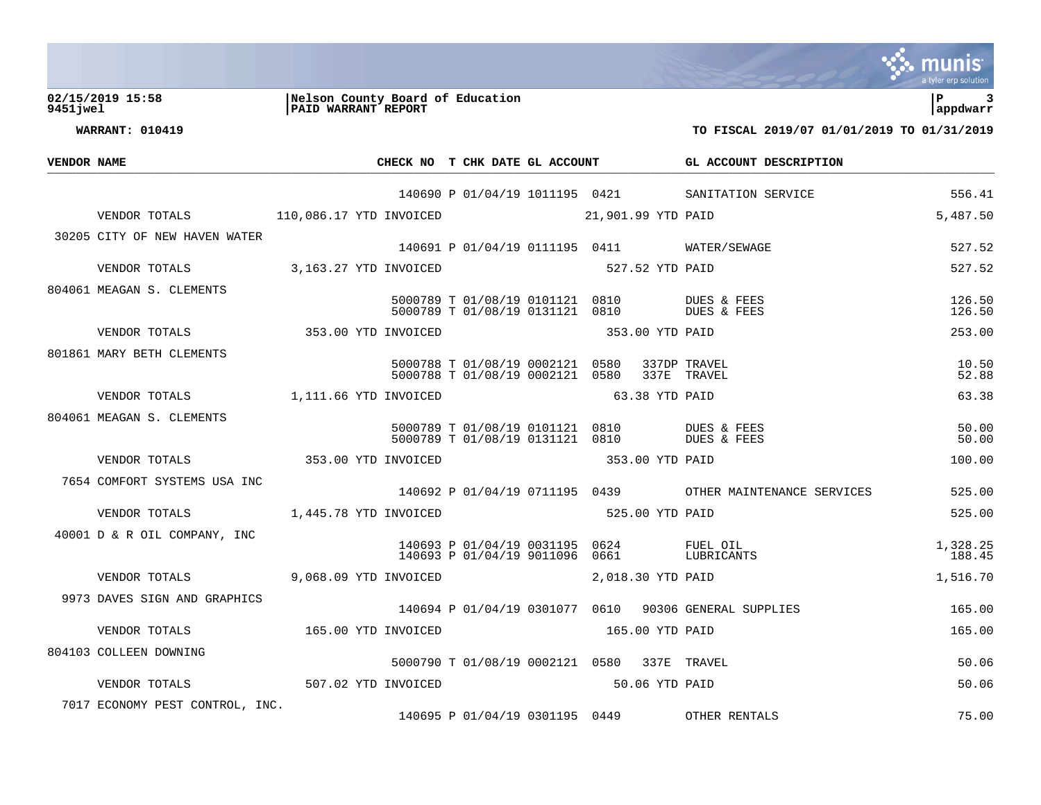**02/15/2019 15:58**
**9451jwel**

**Nelson County Board of Education**
**PAID WARRANT REPORT**

**appdwarr**

**WARRANT: 010419**

**TO FISCAL 2019/07 01/01/2019 TO 01/31/2019**

| VENDOR NAME | | CHECK NO | T | CHK DATE | GL ACCOUNT | | | GL ACCOUNT DESCRIPTION | |
|---|---|---|---|---|---|---|---|---|---|
| | | 140690 | P | 01/04/19 | 1011195 | 0421 | | SANITATION SERVICE | 556.41 |
| VENDOR TOTALS | 110,086.17 YTD INVOICED | | | | | 21,901.99 YTD PAID | | | 5,487.50 |
| 30205 CITY OF NEW HAVEN WATER | | | | | | | | | |
| | | 140691 | P | 01/04/19 | 0111195 | 0411 | | WATER/SEWAGE | 527.52 |
| VENDOR TOTALS | 3,163.27 YTD INVOICED | | | | | 527.52 YTD PAID | | | 527.52 |
| 804061 MEAGAN S. CLEMENTS | | | | | | | | | |
| | | 5000789 | T | 01/08/19 | 0101121 | 0810 | | DUES & FEES | 126.50 |
| | | 5000789 | T | 01/08/19 | 0131121 | 0810 | | DUES & FEES | 126.50 |
| VENDOR TOTALS | 353.00 YTD INVOICED | | | | | 353.00 YTD PAID | | | 253.00 |
| 801861 MARY BETH CLEMENTS | | | | | | | | | |
| | | 5000788 | T | 01/08/19 | 0002121 | 0580 | 337DP | TRAVEL | 10.50 |
| | | 5000788 | T | 01/08/19 | 0002121 | 0580 | 337E | TRAVEL | 52.88 |
| VENDOR TOTALS | 1,111.66 YTD INVOICED | | | | | 63.38 YTD PAID | | | 63.38 |
| 804061 MEAGAN S. CLEMENTS | | | | | | | | | |
| | | 5000789 | T | 01/08/19 | 0101121 | 0810 | | DUES & FEES | 50.00 |
| | | 5000789 | T | 01/08/19 | 0131121 | 0810 | | DUES & FEES | 50.00 |
| VENDOR TOTALS | 353.00 YTD INVOICED | | | | | 353.00 YTD PAID | | | 100.00 |
| 7654 COMFORT SYSTEMS USA INC | | | | | | | | | |
| | | 140692 | P | 01/04/19 | 0711195 | 0439 | | OTHER MAINTENANCE SERVICES | 525.00 |
| VENDOR TOTALS | 1,445.78 YTD INVOICED | | | | | 525.00 YTD PAID | | | 525.00 |
| 40001 D & R OIL COMPANY, INC | | | | | | | | | |
| | | 140693 | P | 01/04/19 | 0031195 | 0624 | | FUEL OIL | 1,328.25 |
| | | 140693 | P | 01/04/19 | 9011096 | 0661 | | LUBRICANTS | 188.45 |
| VENDOR TOTALS | 9,068.09 YTD INVOICED | | | | | 2,018.30 YTD PAID | | | 1,516.70 |
| 9973 DAVES SIGN AND GRAPHICS | | | | | | | | | |
| | | 140694 | P | 01/04/19 | 0301077 | 0610 | 90306 | GENERAL SUPPLIES | 165.00 |
| VENDOR TOTALS | 165.00 YTD INVOICED | | | | | 165.00 YTD PAID | | | 165.00 |
| 804103 COLLEEN DOWNING | | | | | | | | | |
| | | 5000790 | T | 01/08/19 | 0002121 | 0580 | 337E | TRAVEL | 50.06 |
| VENDOR TOTALS | 507.02 YTD INVOICED | | | | | 50.06 YTD PAID | | | 50.06 |
| 7017 ECONOMY PEST CONTROL, INC. | | | | | | | | | |
| | | 140695 | P | 01/04/19 | 0301195 | 0449 | | OTHER RENTALS | 75.00 |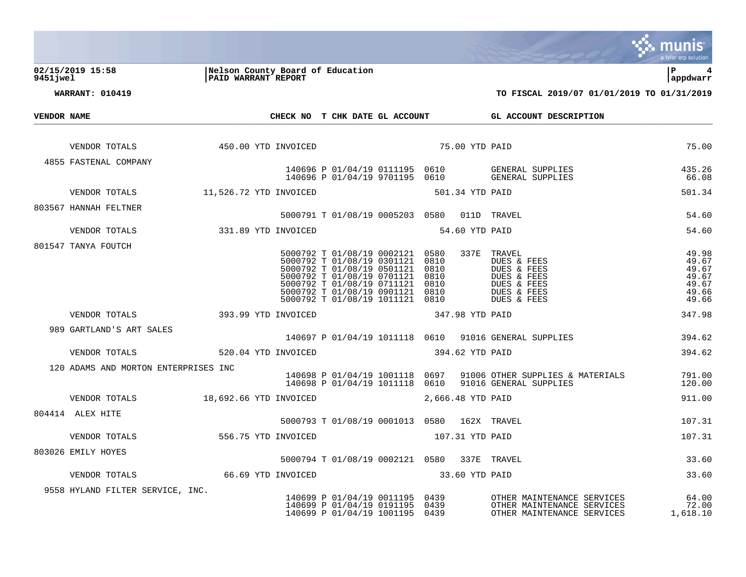**Nelson County Board of Education**
**PAID WARRANT REPORT**

02/15/2019 15:58
9451jwel

P 4
appdwarr

**WARRANT: 010419**

**TO FISCAL 2019/07 01/01/2019 TO 01/31/2019**

| VENDOR NAME | | CHECK NO | T | CHK DATE | GL ACCOUNT | | | GL ACCOUNT DESCRIPTION | |
|---|---|---|---|---|---|---|---|---|---|
| VENDOR TOTALS | 450.00 YTD INVOICED | | | | | 75.00 YTD PAID | | | 75.00 |
| 4855 FASTENAL COMPANY | | | | | | | | | |
| | | 140696 | P | 01/04/19 | 0111195 | 0610 | | GENERAL SUPPLIES | 435.26 |
| | | 140696 | P | 01/04/19 | 9701195 | 0610 | | GENERAL SUPPLIES | 66.08 |
| VENDOR TOTALS | 11,526.72 YTD INVOICED | | | | | 501.34 YTD PAID | | | 501.34 |
| 803567 HANNAH FELTNER | | | | | | | | | |
| | | 5000791 | T | 01/08/19 | 0005203 | 0580 | 011D | TRAVEL | 54.60 |
| VENDOR TOTALS | 331.89 YTD INVOICED | | | | | 54.60 YTD PAID | | | 54.60 |
| 801547 TANYA FOUTCH | | | | | | | | | |
| | | 5000792 | T | 01/08/19 | 0002121 | 0580 | 337E | TRAVEL | 49.98 |
| | | 5000792 | T | 01/08/19 | 0301121 | 0810 | | DUES & FEES | 49.67 |
| | | 5000792 | T | 01/08/19 | 0501121 | 0810 | | DUES & FEES | 49.67 |
| | | 5000792 | T | 01/08/19 | 0701121 | 0810 | | DUES & FEES | 49.67 |
| | | 5000792 | T | 01/08/19 | 0711121 | 0810 | | DUES & FEES | 49.67 |
| | | 5000792 | T | 01/08/19 | 0901121 | 0810 | | DUES & FEES | 49.66 |
| | | 5000792 | T | 01/08/19 | 1011121 | 0810 | | DUES & FEES | 49.66 |
| VENDOR TOTALS | 393.99 YTD INVOICED | | | | | 347.98 YTD PAID | | | 347.98 |
| 989 GARTLAND'S ART SALES | | | | | | | | | |
| | | 140697 | P | 01/04/19 | 1011118 | 0610 | 91016 | GENERAL SUPPLIES | 394.62 |
| VENDOR TOTALS | 520.04 YTD INVOICED | | | | | 394.62 YTD PAID | | | 394.62 |
| 120 ADAMS AND MORTON ENTERPRISES INC | | | | | | | | | |
| | | 140698 | P | 01/04/19 | 1001118 | 0697 | 91006 | OTHER SUPPLIES & MATERIALS | 791.00 |
| | | 140698 | P | 01/04/19 | 1011118 | 0610 | 91016 | GENERAL SUPPLIES | 120.00 |
| VENDOR TOTALS | 18,692.66 YTD INVOICED | | | | | 2,666.48 YTD PAID | | | 911.00 |
| 804414 ALEX HITE | | | | | | | | | |
| | | 5000793 | T | 01/08/19 | 0001013 | 0580 | 162X | TRAVEL | 107.31 |
| VENDOR TOTALS | 556.75 YTD INVOICED | | | | | 107.31 YTD PAID | | | 107.31 |
| 803026 EMILY HOYES | | | | | | | | | |
| | | 5000794 | T | 01/08/19 | 0002121 | 0580 | 337E | TRAVEL | 33.60 |
| VENDOR TOTALS | 66.69 YTD INVOICED | | | | | 33.60 YTD PAID | | | 33.60 |
| 9558 HYLAND FILTER SERVICE, INC. | | | | | | | | | |
| | | 140699 | P | 01/04/19 | 0011195 | 0439 | | OTHER MAINTENANCE SERVICES | 64.00 |
| | | 140699 | P | 01/04/19 | 0191195 | 0439 | | OTHER MAINTENANCE SERVICES | 72.00 |
| | | 140699 | P | 01/04/19 | 1001195 | 0439 | | OTHER MAINTENANCE SERVICES | 1,618.10 |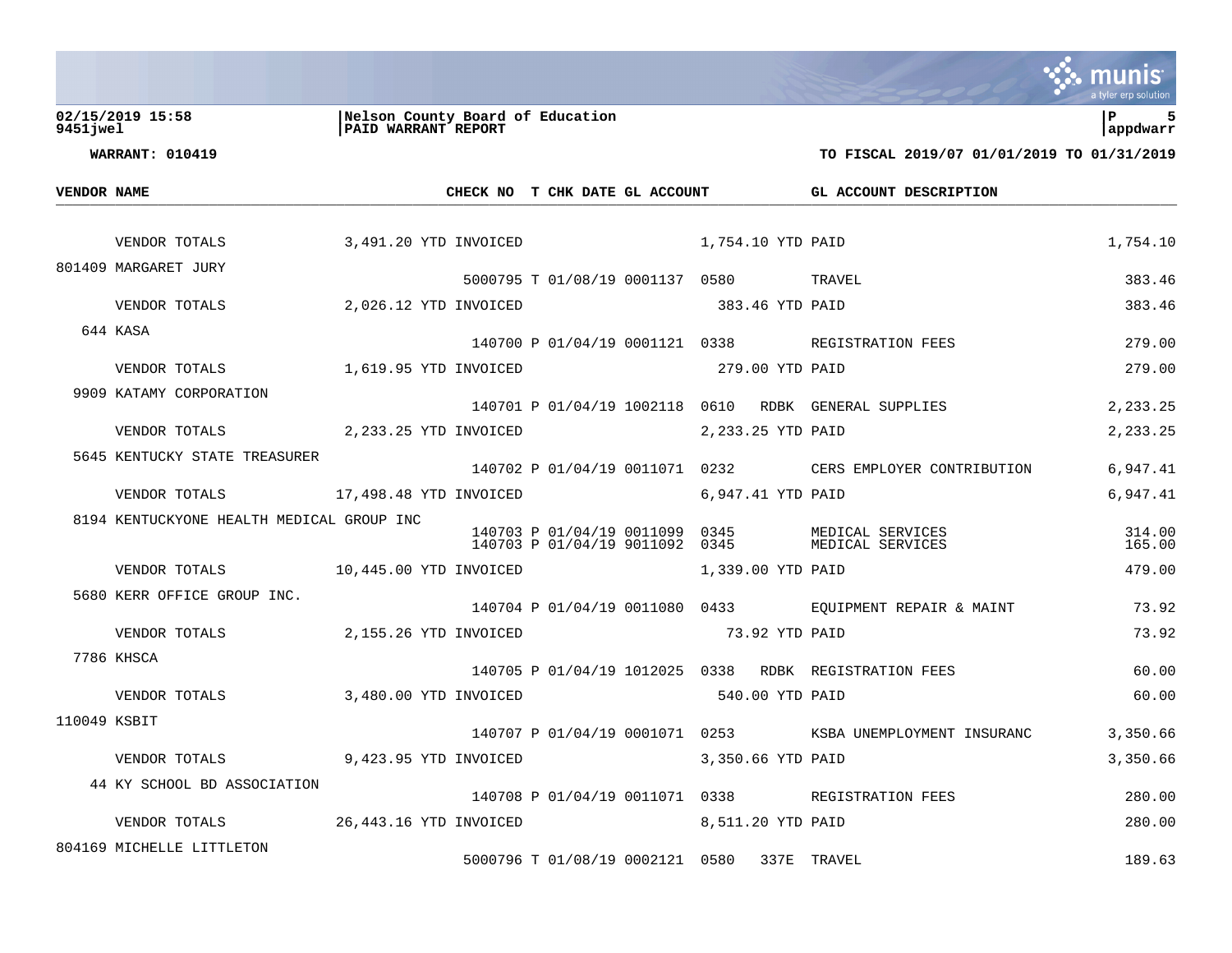**Nelson County Board of Education**
**PAID WARRANT REPORT**

02/15/2019 15:58
9451jwel

**WARRANT: 010419**

**TO FISCAL 2019/07 01/01/2019 TO 01/31/2019**

| VENDOR NAME | | CHECK NO | T | CHK DATE | GL ACCOUNT | | | GL ACCOUNT DESCRIPTION | |
|---|---|---|---|---|---|---|---|---|---|
| VENDOR TOTALS | 3,491.20 YTD INVOICED | | | | | 1,754.10 YTD PAID | | | 1,754.10 |
| 801409 MARGARET JURY | | | | | | | | | |
| | | 5000795 | T | 01/08/19 | 0001137 | 0580 | | TRAVEL | 383.46 |
| VENDOR TOTALS | 2,026.12 YTD INVOICED | | | | | 383.46 YTD PAID | | | 383.46 |
| 644 KASA | | | | | | | | | |
| | | 140700 | P | 01/04/19 | 0001121 | 0338 | | REGISTRATION FEES | 279.00 |
| VENDOR TOTALS | 1,619.95 YTD INVOICED | | | | | 279.00 YTD PAID | | | 279.00 |
| 9909 KATAMY CORPORATION | | | | | | | | | |
| | | 140701 | P | 01/04/19 | 1002118 | 0610 | RDBK | GENERAL SUPPLIES | 2,233.25 |
| VENDOR TOTALS | 2,233.25 YTD INVOICED | | | | | 2,233.25 YTD PAID | | | 2,233.25 |
| 5645 KENTUCKY STATE TREASURER | | | | | | | | | |
| | | 140702 | P | 01/04/19 | 0011071 | 0232 | | CERS EMPLOYER CONTRIBUTION | 6,947.41 |
| VENDOR TOTALS | 17,498.48 YTD INVOICED | | | | | 6,947.41 YTD PAID | | | 6,947.41 |
| 8194 KENTUCKYONE HEALTH MEDICAL GROUP INC | | | | | | | | | |
| | | 140703 | P | 01/04/19 | 0011099 | 0345 | | MEDICAL SERVICES | 314.00 |
| | | 140703 | P | 01/04/19 | 9011092 | 0345 | | MEDICAL SERVICES | 165.00 |
| VENDOR TOTALS | 10,445.00 YTD INVOICED | | | | | 1,339.00 YTD PAID | | | 479.00 |
| 5680 KERR OFFICE GROUP INC. | | | | | | | | | |
| | | 140704 | P | 01/04/19 | 0011080 | 0433 | | EQUIPMENT REPAIR & MAINT | 73.92 |
| VENDOR TOTALS | 2,155.26 YTD INVOICED | | | | | 73.92 YTD PAID | | | 73.92 |
| 7786 KHSCA | | | | | | | | | |
| | | 140705 | P | 01/04/19 | 1012025 | 0338 | RDBK | REGISTRATION FEES | 60.00 |
| VENDOR TOTALS | 3,480.00 YTD INVOICED | | | | | 540.00 YTD PAID | | | 60.00 |
| 110049 KSBIT | | | | | | | | | |
| | | 140707 | P | 01/04/19 | 0001071 | 0253 | | KSBA UNEMPLOYMENT INSURANC | 3,350.66 |
| VENDOR TOTALS | 9,423.95 YTD INVOICED | | | | | 3,350.66 YTD PAID | | | 3,350.66 |
| 44 KY SCHOOL BD ASSOCIATION | | | | | | | | | |
| | | 140708 | P | 01/04/19 | 0011071 | 0338 | | REGISTRATION FEES | 280.00 |
| VENDOR TOTALS | 26,443.16 YTD INVOICED | | | | | 8,511.20 YTD PAID | | | 280.00 |
| 804169 MICHELLE LITTLETON | | | | | | | | | |
| | | 5000796 | T | 01/08/19 | 0002121 | 0580 | 337E | TRAVEL | 189.63 |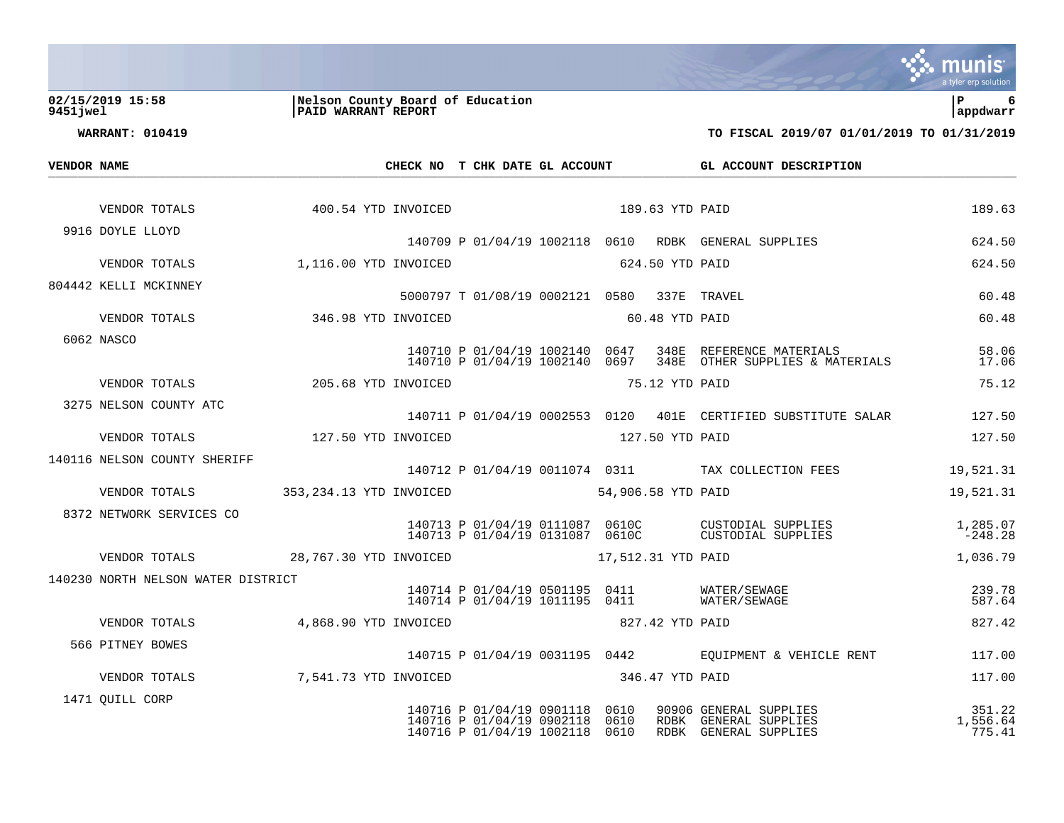**02/15/2019 15:58** | **Nelson County Board of Education**
**9451jwel** | **PAID WARRANT REPORT** | **appdwarr**

**WARRANT: 010419** | **TO FISCAL 2019/07 01/01/2019 TO 01/31/2019**

| VENDOR NAME | CHECK NO | T | CHK DATE | GL ACCOUNT | | | GL ACCOUNT DESCRIPTION | |
|---|---|---|---|---|---|---|---|---|
| VENDOR TOTALS 400.54 YTD INVOICED | | | | 189.63 YTD PAID | | | | 189.63 |
| 9916 DOYLE LLOYD | | | | | | | | |
| | 140709 | P | 01/04/19 | 1002118 | 0610 | RDBK | GENERAL SUPPLIES | 624.50 |
| VENDOR TOTALS 1,116.00 YTD INVOICED | | | | 624.50 YTD PAID | | | | 624.50 |
| 804442 KELLI MCKINNEY | | | | | | | | |
| | 5000797 | T | 01/08/19 | 0002121 | 0580 | 337E | TRAVEL | 60.48 |
| VENDOR TOTALS 346.98 YTD INVOICED | | | | 60.48 YTD PAID | | | | 60.48 |
| 6062 NASCO | | | | | | | | |
| | 140710 | P | 01/04/19 | 1002140 | 0647 | 348E | REFERENCE MATERIALS | 58.06 |
| | 140710 | P | 01/04/19 | 1002140 | 0697 | 348E | OTHER SUPPLIES & MATERIALS | 17.06 |
| VENDOR TOTALS 205.68 YTD INVOICED | | | | 75.12 YTD PAID | | | | 75.12 |
| 3275 NELSON COUNTY ATC | | | | | | | | |
| | 140711 | P | 01/04/19 | 0002553 | 0120 | 401E | CERTIFIED SUBSTITUTE SALAR | 127.50 |
| VENDOR TOTALS 127.50 YTD INVOICED | | | | 127.50 YTD PAID | | | | 127.50 |
| 140116 NELSON COUNTY SHERIFF | | | | | | | | |
| | 140712 | P | 01/04/19 | 0011074 | 0311 | | TAX COLLECTION FEES | 19,521.31 |
| VENDOR TOTALS 353,234.13 YTD INVOICED | | | | 54,906.58 YTD PAID | | | | 19,521.31 |
| 8372 NETWORK SERVICES CO | | | | | | | | |
| | 140713 | P | 01/04/19 | 0111087 | 0610C | | CUSTODIAL SUPPLIES | 1,285.07 |
| | 140713 | P | 01/04/19 | 0131087 | 0610C | | CUSTODIAL SUPPLIES | -248.28 |
| VENDOR TOTALS 28,767.30 YTD INVOICED | | | | 17,512.31 YTD PAID | | | | 1,036.79 |
| 140230 NORTH NELSON WATER DISTRICT | | | | | | | | |
| | 140714 | P | 01/04/19 | 0501195 | 0411 | | WATER/SEWAGE | 239.78 |
| | 140714 | P | 01/04/19 | 1011195 | 0411 | | WATER/SEWAGE | 587.64 |
| VENDOR TOTALS 4,868.90 YTD INVOICED | | | | 827.42 YTD PAID | | | | 827.42 |
| 566 PITNEY BOWES | | | | | | | | |
| | 140715 | P | 01/04/19 | 0031195 | 0442 | | EQUIPMENT & VEHICLE RENT | 117.00 |
| VENDOR TOTALS 7,541.73 YTD INVOICED | | | | 346.47 YTD PAID | | | | 117.00 |
| 1471 QUILL CORP | | | | | | | | |
| | 140716 | P | 01/04/19 | 0901118 | 0610 | 90906 | GENERAL SUPPLIES | 351.22 |
| | 140716 | P | 01/04/19 | 0902118 | 0610 | RDBK | GENERAL SUPPLIES | 1,556.64 |
| | 140716 | P | 01/04/19 | 1002118 | 0610 | RDBK | GENERAL SUPPLIES | 775.41 |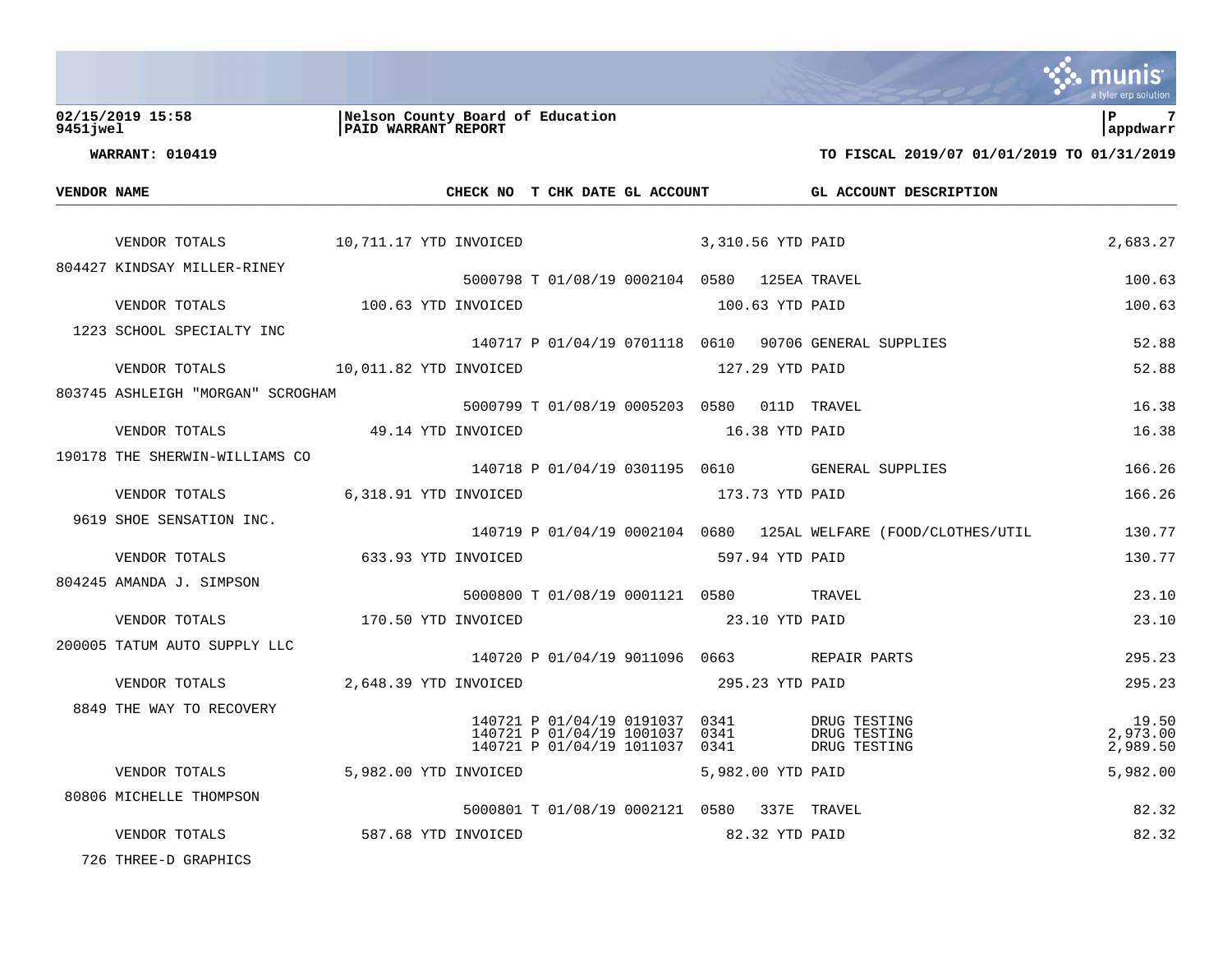**WARRANT: 010419** — TO FISCAL 2019/07 01/01/2019 TO 01/31/2019

Nelson County Board of Education
PAID WARRANT REPORT

| VENDOR | NAME | CHECK NO | T | CHK DATE | GL ACCOUNT | | | GL ACCOUNT DESCRIPTION | AMOUNT |
|---|---|---|---|---|---|---|---|---|---|
| | VENDOR TOTALS 10,711.17 YTD INVOICED | | | | | 3,310.56 YTD PAID | | | 2,683.27 |
| 804427 | KINDSAY MILLER-RINEY | | | | | | | | |
| | | 5000798 | T | 01/08/19 | 0002104 | 0580 | 125EA | TRAVEL | 100.63 |
| | VENDOR TOTALS 100.63 YTD INVOICED | | | | | 100.63 YTD PAID | | | 100.63 |
| 1223 | SCHOOL SPECIALTY INC | | | | | | | | |
| | | 140717 | P | 01/04/19 | 0701118 | 0610 | 90706 | GENERAL SUPPLIES | 52.88 |
| | VENDOR TOTALS 10,011.82 YTD INVOICED | | | | | 127.29 YTD PAID | | | 52.88 |
| 803745 | ASHLEIGH "MORGAN" SCROGHAM | | | | | | | | |
| | | 5000799 | T | 01/08/19 | 0005203 | 0580 | 011D | TRAVEL | 16.38 |
| | VENDOR TOTALS 49.14 YTD INVOICED | | | | | 16.38 YTD PAID | | | 16.38 |
| 190178 | THE SHERWIN-WILLIAMS CO | | | | | | | | |
| | | 140718 | P | 01/04/19 | 0301195 | 0610 | | GENERAL SUPPLIES | 166.26 |
| | VENDOR TOTALS 6,318.91 YTD INVOICED | | | | | 173.73 YTD PAID | | | 166.26 |
| 9619 | SHOE SENSATION INC. | | | | | | | | |
| | | 140719 | P | 01/04/19 | 0002104 | 0680 | 125AL | WELFARE (FOOD/CLOTHES/UTIL | 130.77 |
| | VENDOR TOTALS 633.93 YTD INVOICED | | | | | 597.94 YTD PAID | | | 130.77 |
| 804245 | AMANDA J. SIMPSON | | | | | | | | |
| | | 5000800 | T | 01/08/19 | 0001121 | 0580 | | TRAVEL | 23.10 |
| | VENDOR TOTALS 170.50 YTD INVOICED | | | | | 23.10 YTD PAID | | | 23.10 |
| 200005 | TATUM AUTO SUPPLY LLC | | | | | | | | |
| | | 140720 | P | 01/04/19 | 9011096 | 0663 | | REPAIR PARTS | 295.23 |
| | VENDOR TOTALS 2,648.39 YTD INVOICED | | | | | 295.23 YTD PAID | | | 295.23 |
| 8849 | THE WAY TO RECOVERY | | | | | | | | |
| | | 140721 | P | 01/04/19 | 0191037 | 0341 | | DRUG TESTING | 19.50 |
| | | 140721 | P | 01/04/19 | 1001037 | 0341 | | DRUG TESTING | 2,973.00 |
| | | 140721 | P | 01/04/19 | 1011037 | 0341 | | DRUG TESTING | 2,989.50 |
| | VENDOR TOTALS 5,982.00 YTD INVOICED | | | | | 5,982.00 YTD PAID | | | 5,982.00 |
| 80806 | MICHELLE THOMPSON | | | | | | | | |
| | | 5000801 | T | 01/08/19 | 0002121 | 0580 | 337E | TRAVEL | 82.32 |
| | VENDOR TOTALS 587.68 YTD INVOICED | | | | | 82.32 YTD PAID | | | 82.32 |
| 726 | THREE-D GRAPHICS | | | | | | | | |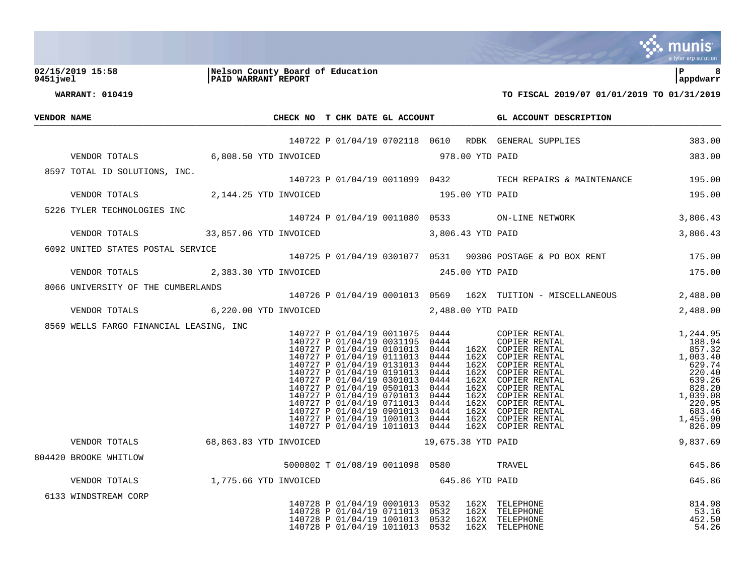**02/15/2019 15:58** | **Nelson County Board of Education** | **P 8**
**9451jwel** | **PAID WARRANT REPORT** | **appdwarr**

**WARRANT: 010419** — **TO FISCAL 2019/07 01/01/2019 TO 01/31/2019**

| VENDOR NAME | CHECK NO | T | CHK DATE | GL ACCOUNT | | | GL ACCOUNT DESCRIPTION | |
|---|---|---|---|---|---|---|---|---|
| | 140722 | P | 01/04/19 | 0702118 | 0610 | RDBK | GENERAL SUPPLIES | 383.00 |
| VENDOR TOTALS 6,808.50 YTD INVOICED | | | | 978.00 YTD PAID | | | | 383.00 |
| 8597 TOTAL ID SOLUTIONS, INC. | | | | | | | | |
| | 140723 | P | 01/04/19 | 0011099 | 0432 | | TECH REPAIRS & MAINTENANCE | 195.00 |
| VENDOR TOTALS 2,144.25 YTD INVOICED | | | | 195.00 YTD PAID | | | | 195.00 |
| 5226 TYLER TECHNOLOGIES INC | | | | | | | | |
| | 140724 | P | 01/04/19 | 0011080 | 0533 | | ON-LINE NETWORK | 3,806.43 |
| VENDOR TOTALS 33,857.06 YTD INVOICED | | | | 3,806.43 YTD PAID | | | | 3,806.43 |
| 6092 UNITED STATES POSTAL SERVICE | | | | | | | | |
| | 140725 | P | 01/04/19 | 0301077 | 0531 | 90306 | POSTAGE & PO BOX RENT | 175.00 |
| VENDOR TOTALS 2,383.30 YTD INVOICED | | | | 245.00 YTD PAID | | | | 175.00 |
| 8066 UNIVERSITY OF THE CUMBERLANDS | | | | | | | | |
| | 140726 | P | 01/04/19 | 0001013 | 0569 | 162X | TUITION - MISCELLANEOUS | 2,488.00 |
| VENDOR TOTALS 6,220.00 YTD INVOICED | | | | 2,488.00 YTD PAID | | | | 2,488.00 |
| 8569 WELLS FARGO FINANCIAL LEASING, INC | | | | | | | | |
| | 140727 | P | 01/04/19 | 0011075 | 0444 | | COPIER RENTAL | 1,244.95 |
| | 140727 | P | 01/04/19 | 0031195 | 0444 | | COPIER RENTAL | 188.94 |
| | 140727 | P | 01/04/19 | 0101013 | 0444 | 162X | COPIER RENTAL | 857.32 |
| | 140727 | P | 01/04/19 | 0111013 | 0444 | 162X | COPIER RENTAL | 1,003.40 |
| | 140727 | P | 01/04/19 | 0131013 | 0444 | 162X | COPIER RENTAL | 629.74 |
| | 140727 | P | 01/04/19 | 0191013 | 0444 | 162X | COPIER RENTAL | 220.40 |
| | 140727 | P | 01/04/19 | 0301013 | 0444 | 162X | COPIER RENTAL | 639.26 |
| | 140727 | P | 01/04/19 | 0501013 | 0444 | 162X | COPIER RENTAL | 828.20 |
| | 140727 | P | 01/04/19 | 0701013 | 0444 | 162X | COPIER RENTAL | 1,039.08 |
| | 140727 | P | 01/04/19 | 0711013 | 0444 | 162X | COPIER RENTAL | 220.95 |
| | 140727 | P | 01/04/19 | 0901013 | 0444 | 162X | COPIER RENTAL | 683.46 |
| | 140727 | P | 01/04/19 | 1001013 | 0444 | 162X | COPIER RENTAL | 1,455.90 |
| | 140727 | P | 01/04/19 | 1011013 | 0444 | 162X | COPIER RENTAL | 826.09 |
| VENDOR TOTALS 68,863.83 YTD INVOICED | | | | 19,675.38 YTD PAID | | | | 9,837.69 |
| 804420 BROOKE WHITLOW | | | | | | | | |
| | 5000802 | T | 01/08/19 | 0011098 | 0580 | | TRAVEL | 645.86 |
| VENDOR TOTALS 1,775.66 YTD INVOICED | | | | 645.86 YTD PAID | | | | 645.86 |
| 6133 WINDSTREAM CORP | | | | | | | | |
| | 140728 | P | 01/04/19 | 0001013 | 0532 | 162X | TELEPHONE | 814.98 |
| | 140728 | P | 01/04/19 | 0711013 | 0532 | 162X | TELEPHONE | 53.16 |
| | 140728 | P | 01/04/19 | 1001013 | 0532 | 162X | TELEPHONE | 452.50 |
| | 140728 | P | 01/04/19 | 1011013 | 0532 | 162X | TELEPHONE | 54.26 |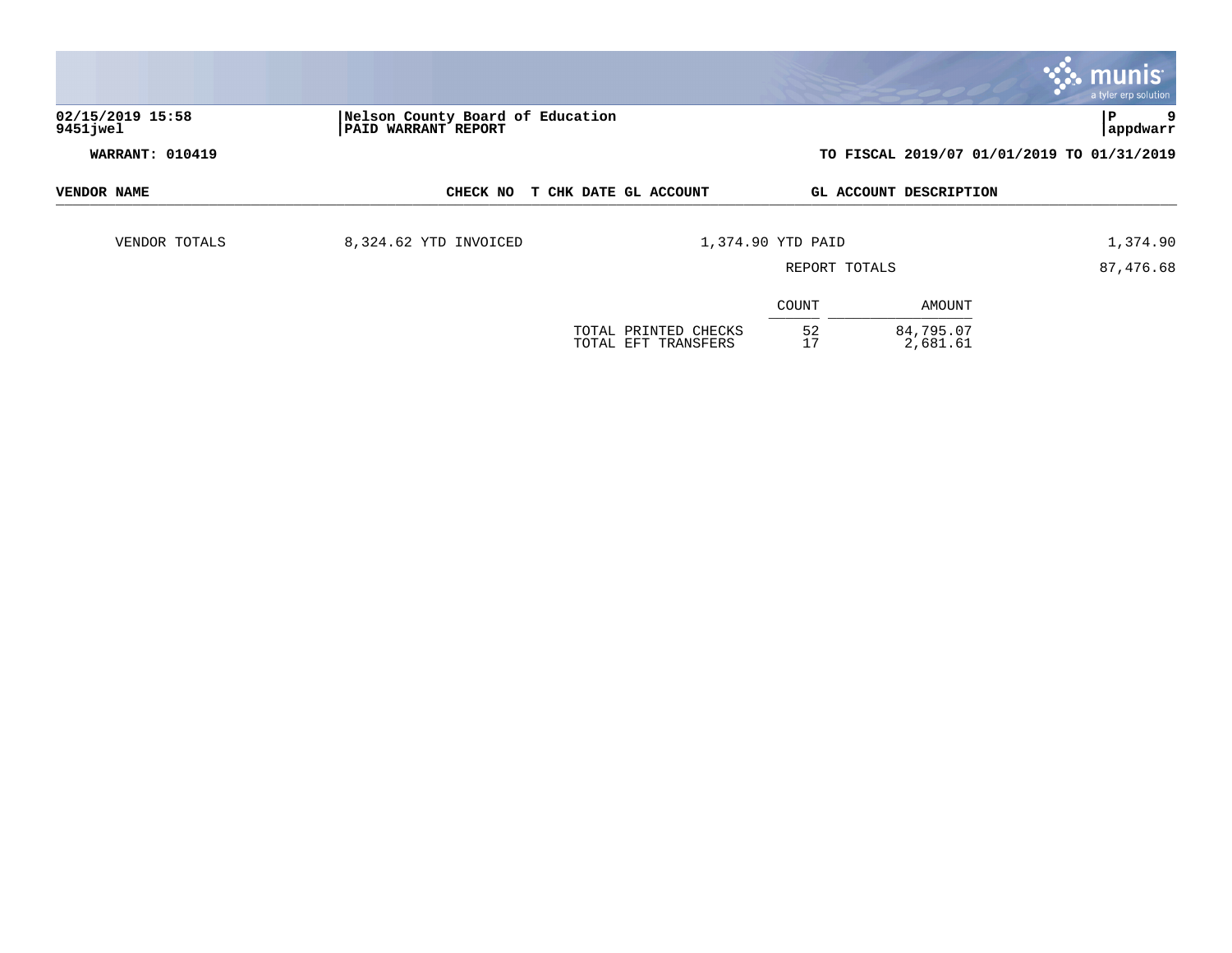**02/15/2019 15:58** | **Nelson County Board of Education**
**9451jwel** | **PAID WARRANT REPORT**

**WARRANT: 010419** | **TO FISCAL 2019/07 01/01/2019 TO 01/31/2019**

| VENDOR NAME | CHECK NO | T | CHK DATE | GL ACCOUNT | GL ACCOUNT DESCRIPTION | |
|---|---|---|---|---|---|---|
| VENDOR TOTALS | 8,324.62 YTD INVOICED | | | 1,374.90 YTD PAID | | 1,374.90 |
| | | | | | REPORT TOTALS | 87,476.68 |

| | COUNT | AMOUNT |
|---|---|---|
| TOTAL PRINTED CHECKS | 52 | 84,795.07 |
| TOTAL EFT TRANSFERS | 17 | 2,681.61 |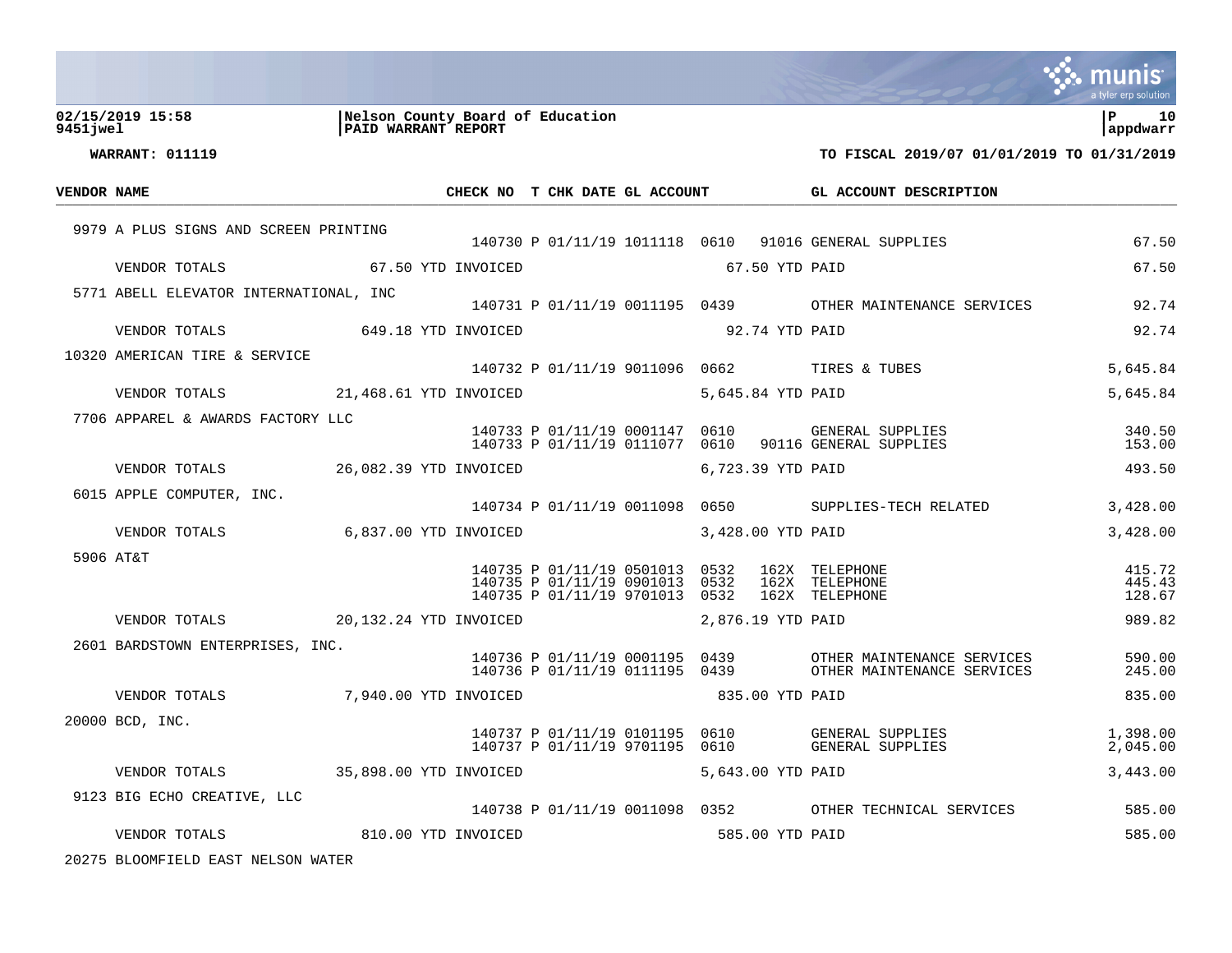**02/15/2019 15:58** | **Nelson County Board of Education** | **P 10**
**9451jwel** | **PAID WARRANT REPORT** | **appdwarr**

**WARRANT: 011119** — **TO FISCAL 2019/07 01/01/2019 TO 01/31/2019**

| VENDOR NAME | CHECK NO | T | CHK DATE | GL ACCOUNT | | | GL ACCOUNT DESCRIPTION | |
|---|---|---|---|---|---|---|---|---|
| 9979 A PLUS SIGNS AND SCREEN PRINTING | | | | | | | | |
| | 140730 | P | 01/11/19 | 1011118 | 0610 | 91016 | GENERAL SUPPLIES | 67.50 |
| VENDOR TOTALS 67.50 YTD INVOICED | | | | 67.50 YTD PAID | | | | 67.50 |
| 5771 ABELL ELEVATOR INTERNATIONAL, INC | | | | | | | | |
| | 140731 | P | 01/11/19 | 0011195 | 0439 | | OTHER MAINTENANCE SERVICES | 92.74 |
| VENDOR TOTALS 649.18 YTD INVOICED | | | | 92.74 YTD PAID | | | | 92.74 |
| 10320 AMERICAN TIRE & SERVICE | | | | | | | | |
| | 140732 | P | 01/11/19 | 9011096 | 0662 | | TIRES & TUBES | 5,645.84 |
| VENDOR TOTALS 21,468.61 YTD INVOICED | | | | 5,645.84 YTD PAID | | | | 5,645.84 |
| 7706 APPAREL & AWARDS FACTORY LLC | | | | | | | | |
| | 140733 | P | 01/11/19 | 0001147 | 0610 | | GENERAL SUPPLIES | 340.50 |
| | 140733 | P | 01/11/19 | 0111077 | 0610 | 90116 | GENERAL SUPPLIES | 153.00 |
| VENDOR TOTALS 26,082.39 YTD INVOICED | | | | 6,723.39 YTD PAID | | | | 493.50 |
| 6015 APPLE COMPUTER, INC. | | | | | | | | |
| | 140734 | P | 01/11/19 | 0011098 | 0650 | | SUPPLIES-TECH RELATED | 3,428.00 |
| VENDOR TOTALS 6,837.00 YTD INVOICED | | | | 3,428.00 YTD PAID | | | | 3,428.00 |
| 5906 AT&T | | | | | | | | |
| | 140735 | P | 01/11/19 | 0501013 | 0532 | 162X | TELEPHONE | 415.72 |
| | 140735 | P | 01/11/19 | 0901013 | 0532 | 162X | TELEPHONE | 445.43 |
| | 140735 | P | 01/11/19 | 9701013 | 0532 | 162X | TELEPHONE | 128.67 |
| VENDOR TOTALS 20,132.24 YTD INVOICED | | | | 2,876.19 YTD PAID | | | | 989.82 |
| 2601 BARDSTOWN ENTERPRISES, INC. | | | | | | | | |
| | 140736 | P | 01/11/19 | 0001195 | 0439 | | OTHER MAINTENANCE SERVICES | 590.00 |
| | 140736 | P | 01/11/19 | 0111195 | 0439 | | OTHER MAINTENANCE SERVICES | 245.00 |
| VENDOR TOTALS 7,940.00 YTD INVOICED | | | | 835.00 YTD PAID | | | | 835.00 |
| 20000 BCD, INC. | | | | | | | | |
| | 140737 | P | 01/11/19 | 0101195 | 0610 | | GENERAL SUPPLIES | 1,398.00 |
| | 140737 | P | 01/11/19 | 9701195 | 0610 | | GENERAL SUPPLIES | 2,045.00 |
| VENDOR TOTALS 35,898.00 YTD INVOICED | | | | 5,643.00 YTD PAID | | | | 3,443.00 |
| 9123 BIG ECHO CREATIVE, LLC | | | | | | | | |
| | 140738 | P | 01/11/19 | 0011098 | 0352 | | OTHER TECHNICAL SERVICES | 585.00 |
| VENDOR TOTALS 810.00 YTD INVOICED | | | | 585.00 YTD PAID | | | | 585.00 |
| 20275 BLOOMFIELD EAST NELSON WATER | | | | | | | | |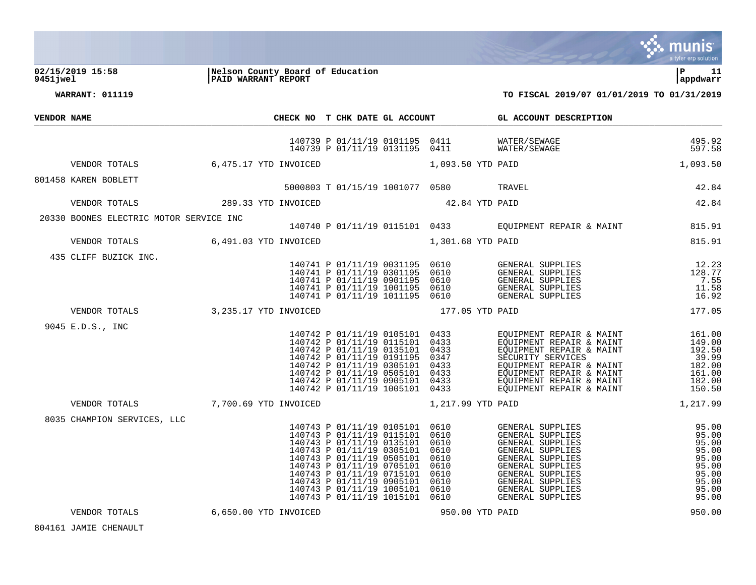**Nelson County Board of Education**
**PAID WARRANT REPORT**

02/15/2019 15:58
9451jwel

**WARRANT: 011119** — **TO FISCAL 2019/07 01/01/2019 TO 01/31/2019**

| VENDOR NAME | | CHECK NO | T | CHK DATE | GL ACCOUNT | | GL ACCOUNT DESCRIPTION | |
|---|---|---|---|---|---|---|---|---|
| | | 140739 | P | 01/11/19 | 0101195 | 0411 | WATER/SEWAGE | 495.92 |
| | | 140739 | P | 01/11/19 | 0131195 | 0411 | WATER/SEWAGE | 597.58 |
| VENDOR TOTALS | 6,475.17 YTD INVOICED | | | | 1,093.50 YTD PAID | | | 1,093.50 |
| 801458 KAREN BOBLETT | | | | | | | | |
| | | 5000803 | T | 01/15/19 | 1001077 | 0580 | TRAVEL | 42.84 |
| VENDOR TOTALS | 289.33 YTD INVOICED | | | | 42.84 YTD PAID | | | 42.84 |
| 20330 BOONES ELECTRIC MOTOR SERVICE INC | | | | | | | | |
| | | 140740 | P | 01/11/19 | 0115101 | 0433 | EQUIPMENT REPAIR & MAINT | 815.91 |
| VENDOR TOTALS | 6,491.03 YTD INVOICED | | | | 1,301.68 YTD PAID | | | 815.91 |
| 435 CLIFF BUZICK INC. | | | | | | | | |
| | | 140741 | P | 01/11/19 | 0031195 | 0610 | GENERAL SUPPLIES | 12.23 |
| | | 140741 | P | 01/11/19 | 0301195 | 0610 | GENERAL SUPPLIES | 128.77 |
| | | 140741 | P | 01/11/19 | 0901195 | 0610 | GENERAL SUPPLIES | 7.55 |
| | | 140741 | P | 01/11/19 | 1001195 | 0610 | GENERAL SUPPLIES | 11.58 |
| | | 140741 | P | 01/11/19 | 1011195 | 0610 | GENERAL SUPPLIES | 16.92 |
| VENDOR TOTALS | 3,235.17 YTD INVOICED | | | | 177.05 YTD PAID | | | 177.05 |
| 9045 E.D.S., INC | | | | | | | | |
| | | 140742 | P | 01/11/19 | 0105101 | 0433 | EQUIPMENT REPAIR & MAINT | 161.00 |
| | | 140742 | P | 01/11/19 | 0115101 | 0433 | EQUIPMENT REPAIR & MAINT | 149.00 |
| | | 140742 | P | 01/11/19 | 0135101 | 0433 | EQUIPMENT REPAIR & MAINT | 192.50 |
| | | 140742 | P | 01/11/19 | 0191195 | 0347 | SECURITY SERVICES | 39.99 |
| | | 140742 | P | 01/11/19 | 0305101 | 0433 | EQUIPMENT REPAIR & MAINT | 182.00 |
| | | 140742 | P | 01/11/19 | 0505101 | 0433 | EQUIPMENT REPAIR & MAINT | 161.00 |
| | | 140742 | P | 01/11/19 | 0905101 | 0433 | EQUIPMENT REPAIR & MAINT | 182.00 |
| | | 140742 | P | 01/11/19 | 1005101 | 0433 | EQUIPMENT REPAIR & MAINT | 150.50 |
| VENDOR TOTALS | 7,700.69 YTD INVOICED | | | | 1,217.99 YTD PAID | | | 1,217.99 |
| 8035 CHAMPION SERVICES, LLC | | | | | | | | |
| | | 140743 | P | 01/11/19 | 0105101 | 0610 | GENERAL SUPPLIES | 95.00 |
| | | 140743 | P | 01/11/19 | 0115101 | 0610 | GENERAL SUPPLIES | 95.00 |
| | | 140743 | P | 01/11/19 | 0135101 | 0610 | GENERAL SUPPLIES | 95.00 |
| | | 140743 | P | 01/11/19 | 0305101 | 0610 | GENERAL SUPPLIES | 95.00 |
| | | 140743 | P | 01/11/19 | 0505101 | 0610 | GENERAL SUPPLIES | 95.00 |
| | | 140743 | P | 01/11/19 | 0705101 | 0610 | GENERAL SUPPLIES | 95.00 |
| | | 140743 | P | 01/11/19 | 0715101 | 0610 | GENERAL SUPPLIES | 95.00 |
| | | 140743 | P | 01/11/19 | 0905101 | 0610 | GENERAL SUPPLIES | 95.00 |
| | | 140743 | P | 01/11/19 | 1005101 | 0610 | GENERAL SUPPLIES | 95.00 |
| | | 140743 | P | 01/11/19 | 1015101 | 0610 | GENERAL SUPPLIES | 95.00 |
| VENDOR TOTALS | 6,650.00 YTD INVOICED | | | | 950.00 YTD PAID | | | 950.00 |
| 804161 JAMIE CHENAULT | | | | | | | | |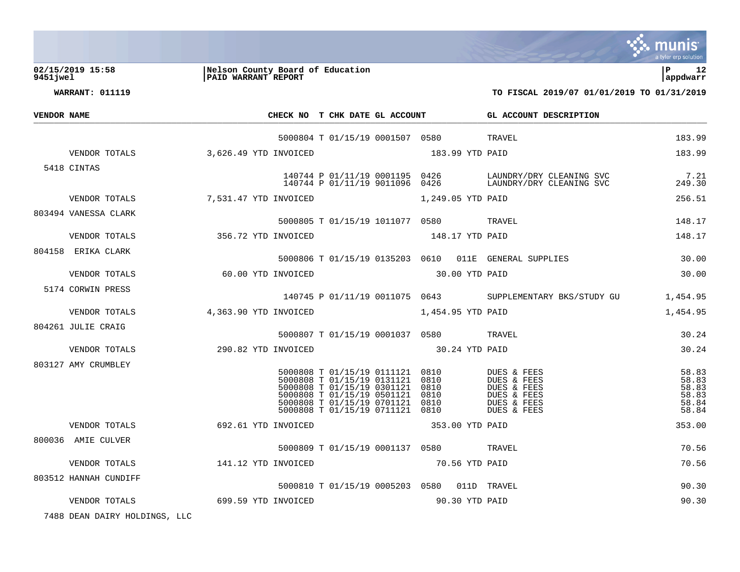**02/15/2019 15:58**
**9451jwel**

**Nelson County Board of Education**
**PAID WARRANT REPORT**

**P 12**
**appdwarr**

**WARRANT: 011119**

**TO FISCAL 2019/07 01/01/2019 TO 01/31/2019**

| VENDOR NAME | | CHECK NO | T | CHK DATE | GL ACCOUNT | | | GL ACCOUNT DESCRIPTION | |
|---|---|---|---|---|---|---|---|---|---|
| | | 5000804 | T | 01/15/19 | 0001507 | 0580 | | TRAVEL | 183.99 |
| VENDOR TOTALS | 3,626.49 YTD INVOICED | | | | | 183.99 YTD PAID | | | 183.99 |
| 5418 CINTAS | | | | | | | | | |
| | | 140744 | P | 01/11/19 | 0001195 | 0426 | | LAUNDRY/DRY CLEANING SVC | 7.21 |
| | | 140744 | P | 01/11/19 | 9011096 | 0426 | | LAUNDRY/DRY CLEANING SVC | 249.30 |
| VENDOR TOTALS | 7,531.47 YTD INVOICED | | | | | 1,249.05 YTD PAID | | | 256.51 |
| 803494 VANESSA CLARK | | | | | | | | | |
| | | 5000805 | T | 01/15/19 | 1011077 | 0580 | | TRAVEL | 148.17 |
| VENDOR TOTALS | 356.72 YTD INVOICED | | | | | 148.17 YTD PAID | | | 148.17 |
| 804158 ERIKA CLARK | | | | | | | | | |
| | | 5000806 | T | 01/15/19 | 0135203 | 0610 | 011E | GENERAL SUPPLIES | 30.00 |
| VENDOR TOTALS | 60.00 YTD INVOICED | | | | | 30.00 YTD PAID | | | 30.00 |
| 5174 CORWIN PRESS | | | | | | | | | |
| | | 140745 | P | 01/11/19 | 0011075 | 0643 | | SUPPLEMENTARY BKS/STUDY GU | 1,454.95 |
| VENDOR TOTALS | 4,363.90 YTD INVOICED | | | | | 1,454.95 YTD PAID | | | 1,454.95 |
| 804261 JULIE CRAIG | | | | | | | | | |
| | | 5000807 | T | 01/15/19 | 0001037 | 0580 | | TRAVEL | 30.24 |
| VENDOR TOTALS | 290.82 YTD INVOICED | | | | | 30.24 YTD PAID | | | 30.24 |
| 803127 AMY CRUMBLEY | | | | | | | | | |
| | | 5000808 | T | 01/15/19 | 0111121 | 0810 | | DUES & FEES | 58.83 |
| | | 5000808 | T | 01/15/19 | 0131121 | 0810 | | DUES & FEES | 58.83 |
| | | 5000808 | T | 01/15/19 | 0301121 | 0810 | | DUES & FEES | 58.83 |
| | | 5000808 | T | 01/15/19 | 0501121 | 0810 | | DUES & FEES | 58.83 |
| | | 5000808 | T | 01/15/19 | 0701121 | 0810 | | DUES & FEES | 58.84 |
| | | 5000808 | T | 01/15/19 | 0711121 | 0810 | | DUES & FEES | 58.84 |
| VENDOR TOTALS | 692.61 YTD INVOICED | | | | | 353.00 YTD PAID | | | 353.00 |
| 800036 AMIE CULVER | | | | | | | | | |
| | | 5000809 | T | 01/15/19 | 0001137 | 0580 | | TRAVEL | 70.56 |
| VENDOR TOTALS | 141.12 YTD INVOICED | | | | | 70.56 YTD PAID | | | 70.56 |
| 803512 HANNAH CUNDIFF | | | | | | | | | |
| | | 5000810 | T | 01/15/19 | 0005203 | 0580 | 011D | TRAVEL | 90.30 |
| VENDOR TOTALS | 699.59 YTD INVOICED | | | | | 90.30 YTD PAID | | | 90.30 |
| 7488 DEAN DAIRY HOLDINGS, LLC | | | | | | | | | |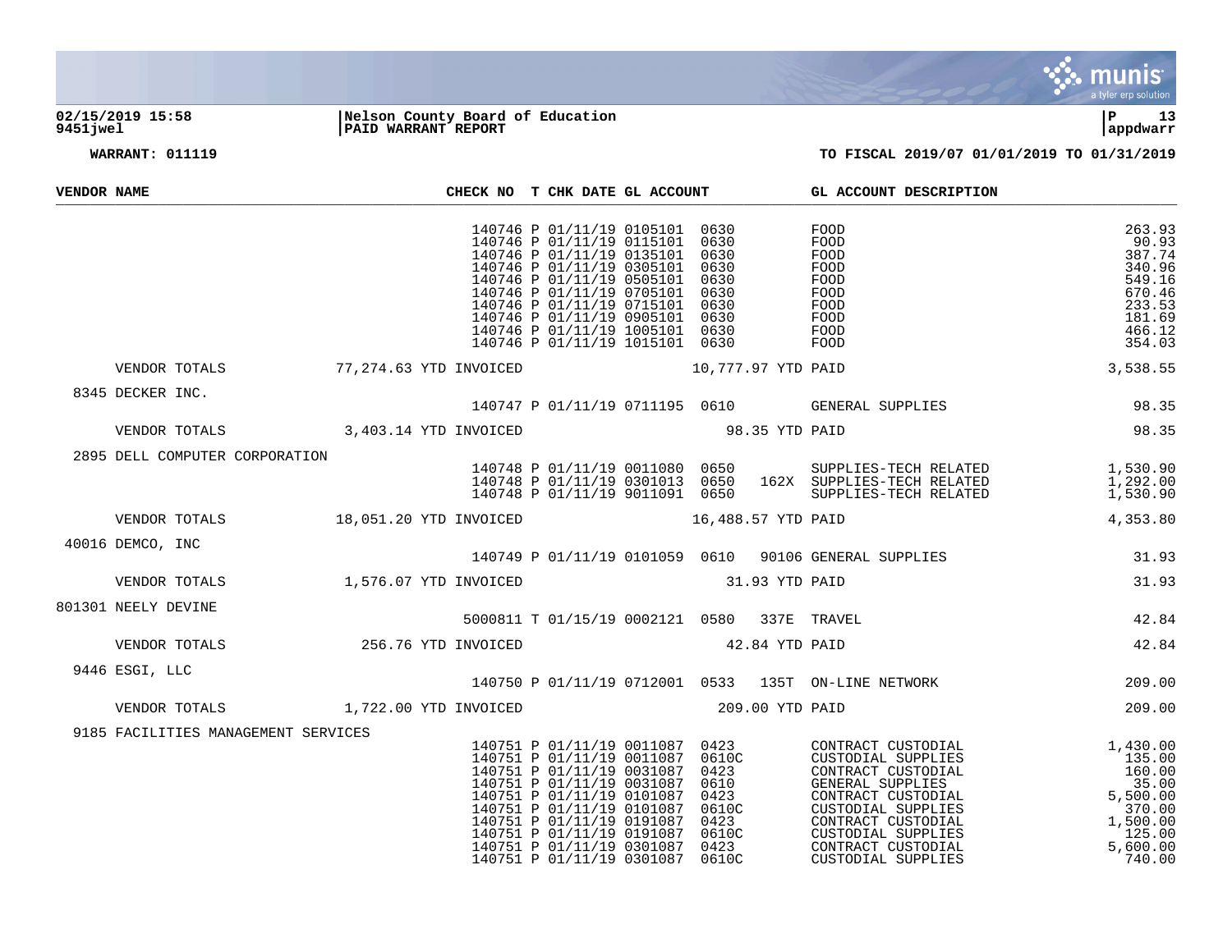**02/15/2019 15:58** | **Nelson County Board of Education**
**9451jwel** | **PAID WARRANT REPORT**

**WARRANT: 011119** — **TO FISCAL 2019/07 01/01/2019 TO 01/31/2019**

| VENDOR NAME | CHECK NO | T | CHK DATE | GL ACCOUNT | | | GL ACCOUNT DESCRIPTION | |
|---|---|---|---|---|---|---|---|---|
| | 140746 | P | 01/11/19 | 0105101 | 0630 | | FOOD | 263.93 |
| | 140746 | P | 01/11/19 | 0115101 | 0630 | | FOOD | 90.93 |
| | 140746 | P | 01/11/19 | 0135101 | 0630 | | FOOD | 387.74 |
| | 140746 | P | 01/11/19 | 0305101 | 0630 | | FOOD | 340.96 |
| | 140746 | P | 01/11/19 | 0505101 | 0630 | | FOOD | 549.16 |
| | 140746 | P | 01/11/19 | 0705101 | 0630 | | FOOD | 670.46 |
| | 140746 | P | 01/11/19 | 0715101 | 0630 | | FOOD | 233.53 |
| | 140746 | P | 01/11/19 | 0905101 | 0630 | | FOOD | 181.69 |
| | 140746 | P | 01/11/19 | 1005101 | 0630 | | FOOD | 466.12 |
| | 140746 | P | 01/11/19 | 1015101 | 0630 | | FOOD | 354.03 |
| VENDOR TOTALS | 77,274.63 YTD INVOICED | | | 10,777.97 YTD PAID | | | | 3,538.55 |
| 8345 DECKER INC. | | | | | | | | |
| | 140747 | P | 01/11/19 | 0711195 | 0610 | | GENERAL SUPPLIES | 98.35 |
| VENDOR TOTALS | 3,403.14 YTD INVOICED | | | 98.35 YTD PAID | | | | 98.35 |
| 2895 DELL COMPUTER CORPORATION | | | | | | | | |
| | 140748 | P | 01/11/19 | 0011080 | 0650 | | SUPPLIES-TECH RELATED | 1,530.90 |
| | 140748 | P | 01/11/19 | 0301013 | 0650 | 162X | SUPPLIES-TECH RELATED | 1,292.00 |
| | 140748 | P | 01/11/19 | 9011091 | 0650 | | SUPPLIES-TECH RELATED | 1,530.90 |
| VENDOR TOTALS | 18,051.20 YTD INVOICED | | | 16,488.57 YTD PAID | | | | 4,353.80 |
| 40016 DEMCO, INC | | | | | | | | |
| | 140749 | P | 01/11/19 | 0101059 | 0610 | 90106 | GENERAL SUPPLIES | 31.93 |
| VENDOR TOTALS | 1,576.07 YTD INVOICED | | | 31.93 YTD PAID | | | | 31.93 |
| 801301 NEELY DEVINE | | | | | | | | |
| | 5000811 | T | 01/15/19 | 0002121 | 0580 | 337E | TRAVEL | 42.84 |
| VENDOR TOTALS | 256.76 YTD INVOICED | | | 42.84 YTD PAID | | | | 42.84 |
| 9446 ESGI, LLC | | | | | | | | |
| | 140750 | P | 01/11/19 | 0712001 | 0533 | 135T | ON-LINE NETWORK | 209.00 |
| VENDOR TOTALS | 1,722.00 YTD INVOICED | | | 209.00 YTD PAID | | | | 209.00 |
| 9185 FACILITIES MANAGEMENT SERVICES | | | | | | | | |
| | 140751 | P | 01/11/19 | 0011087 | 0423 | | CONTRACT CUSTODIAL | 1,430.00 |
| | 140751 | P | 01/11/19 | 0011087 | 0610C | | CUSTODIAL SUPPLIES | 135.00 |
| | 140751 | P | 01/11/19 | 0031087 | 0423 | | CONTRACT CUSTODIAL | 160.00 |
| | 140751 | P | 01/11/19 | 0031087 | 0610 | | GENERAL SUPPLIES | 35.00 |
| | 140751 | P | 01/11/19 | 0101087 | 0423 | | CONTRACT CUSTODIAL | 5,500.00 |
| | 140751 | P | 01/11/19 | 0101087 | 0610C | | CUSTODIAL SUPPLIES | 370.00 |
| | 140751 | P | 01/11/19 | 0191087 | 0423 | | CONTRACT CUSTODIAL | 1,500.00 |
| | 140751 | P | 01/11/19 | 0191087 | 0610C | | CUSTODIAL SUPPLIES | 125.00 |
| | 140751 | P | 01/11/19 | 0301087 | 0423 | | CONTRACT CUSTODIAL | 5,600.00 |
| | 140751 | P | 01/11/19 | 0301087 | 0610C | | CUSTODIAL SUPPLIES | 740.00 |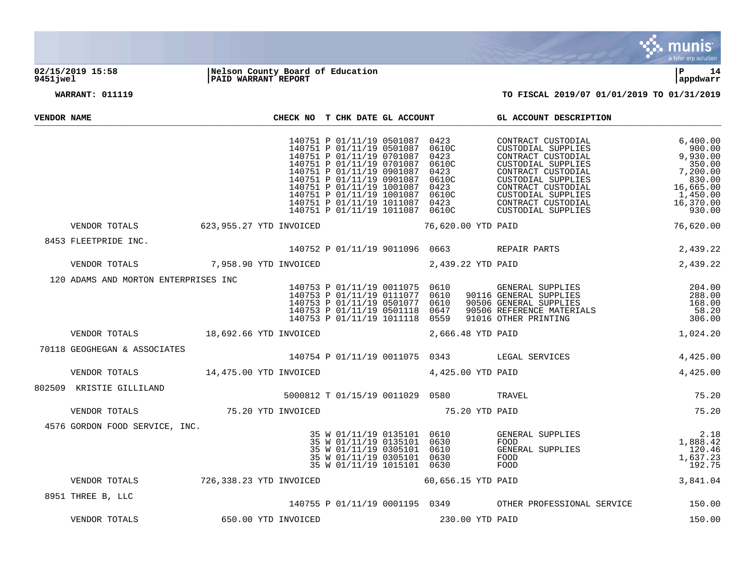**02/15/2019 15:58** | **Nelson County Board of Education** | **P 14**
**9451jwel** | **PAID WARRANT REPORT** | **appdwarr**

**WARRANT: 011119** — **TO FISCAL 2019/07 01/01/2019 TO 01/31/2019**

| VENDOR NAME | CHECK NO | T | CHK DATE | GL ACCOUNT | | | GL ACCOUNT DESCRIPTION | |
|---|---|---|---|---|---|---|---|---|
| | 140751 | P | 01/11/19 | 0501087 | 0423 | | CONTRACT CUSTODIAL | 6,400.00 |
| | 140751 | P | 01/11/19 | 0501087 | 0610C | | CUSTODIAL SUPPLIES | 900.00 |
| | 140751 | P | 01/11/19 | 0701087 | 0423 | | CONTRACT CUSTODIAL | 9,930.00 |
| | 140751 | P | 01/11/19 | 0701087 | 0610C | | CUSTODIAL SUPPLIES | 350.00 |
| | 140751 | P | 01/11/19 | 0901087 | 0423 | | CONTRACT CUSTODIAL | 7,200.00 |
| | 140751 | P | 01/11/19 | 0901087 | 0610C | | CUSTODIAL SUPPLIES | 830.00 |
| | 140751 | P | 01/11/19 | 1001087 | 0423 | | CONTRACT CUSTODIAL | 16,665.00 |
| | 140751 | P | 01/11/19 | 1001087 | 0610C | | CUSTODIAL SUPPLIES | 1,450.00 |
| | 140751 | P | 01/11/19 | 1011087 | 0423 | | CONTRACT CUSTODIAL | 16,370.00 |
| | 140751 | P | 01/11/19 | 1011087 | 0610C | | CUSTODIAL SUPPLIES | 930.00 |
| VENDOR TOTALS | 623,955.27 YTD INVOICED | | | | 76,620.00 YTD PAID | | | 76,620.00 |
| 8453 FLEETPRIDE INC. | | | | | | | | |
| | 140752 | P | 01/11/19 | 9011096 | 0663 | | REPAIR PARTS | 2,439.22 |
| VENDOR TOTALS | 7,958.90 YTD INVOICED | | | | 2,439.22 YTD PAID | | | 2,439.22 |
| 120 ADAMS AND MORTON ENTERPRISES INC | | | | | | | | |
| | 140753 | P | 01/11/19 | 0011075 | 0610 | | GENERAL SUPPLIES | 204.00 |
| | 140753 | P | 01/11/19 | 0111077 | 0610 | 90116 | GENERAL SUPPLIES | 288.00 |
| | 140753 | P | 01/11/19 | 0501077 | 0610 | 90506 | GENERAL SUPPLIES | 168.00 |
| | 140753 | P | 01/11/19 | 0501118 | 0647 | 90506 | REFERENCE MATERIALS | 58.20 |
| | 140753 | P | 01/11/19 | 1011118 | 0559 | 91016 | OTHER PRINTING | 306.00 |
| VENDOR TOTALS | 18,692.66 YTD INVOICED | | | | 2,666.48 YTD PAID | | | 1,024.20 |
| 70118 GEOGHEGAN & ASSOCIATES | | | | | | | | |
| | 140754 | P | 01/11/19 | 0011075 | 0343 | | LEGAL SERVICES | 4,425.00 |
| VENDOR TOTALS | 14,475.00 YTD INVOICED | | | | 4,425.00 YTD PAID | | | 4,425.00 |
| 802509 KRISTIE GILLILAND | | | | | | | | |
| | 5000812 | T | 01/15/19 | 0011029 | 0580 | | TRAVEL | 75.20 |
| VENDOR TOTALS | 75.20 YTD INVOICED | | | | 75.20 YTD PAID | | | 75.20 |
| 4576 GORDON FOOD SERVICE, INC. | | | | | | | | |
| | 35 | W | 01/11/19 | 0135101 | 0610 | | GENERAL SUPPLIES | 2.18 |
| | 35 | W | 01/11/19 | 0135101 | 0630 | | FOOD | 1,888.42 |
| | 35 | W | 01/11/19 | 0305101 | 0610 | | GENERAL SUPPLIES | 120.46 |
| | 35 | W | 01/11/19 | 0305101 | 0630 | | FOOD | 1,637.23 |
| | 35 | W | 01/11/19 | 1015101 | 0630 | | FOOD | 192.75 |
| VENDOR TOTALS | 726,338.23 YTD INVOICED | | | | 60,656.15 YTD PAID | | | 3,841.04 |
| 8951 THREE B, LLC | | | | | | | | |
| | 140755 | P | 01/11/19 | 0001195 | 0349 | | OTHER PROFESSIONAL SERVICE | 150.00 |
| VENDOR TOTALS | 650.00 YTD INVOICED | | | | 230.00 YTD PAID | | | 150.00 |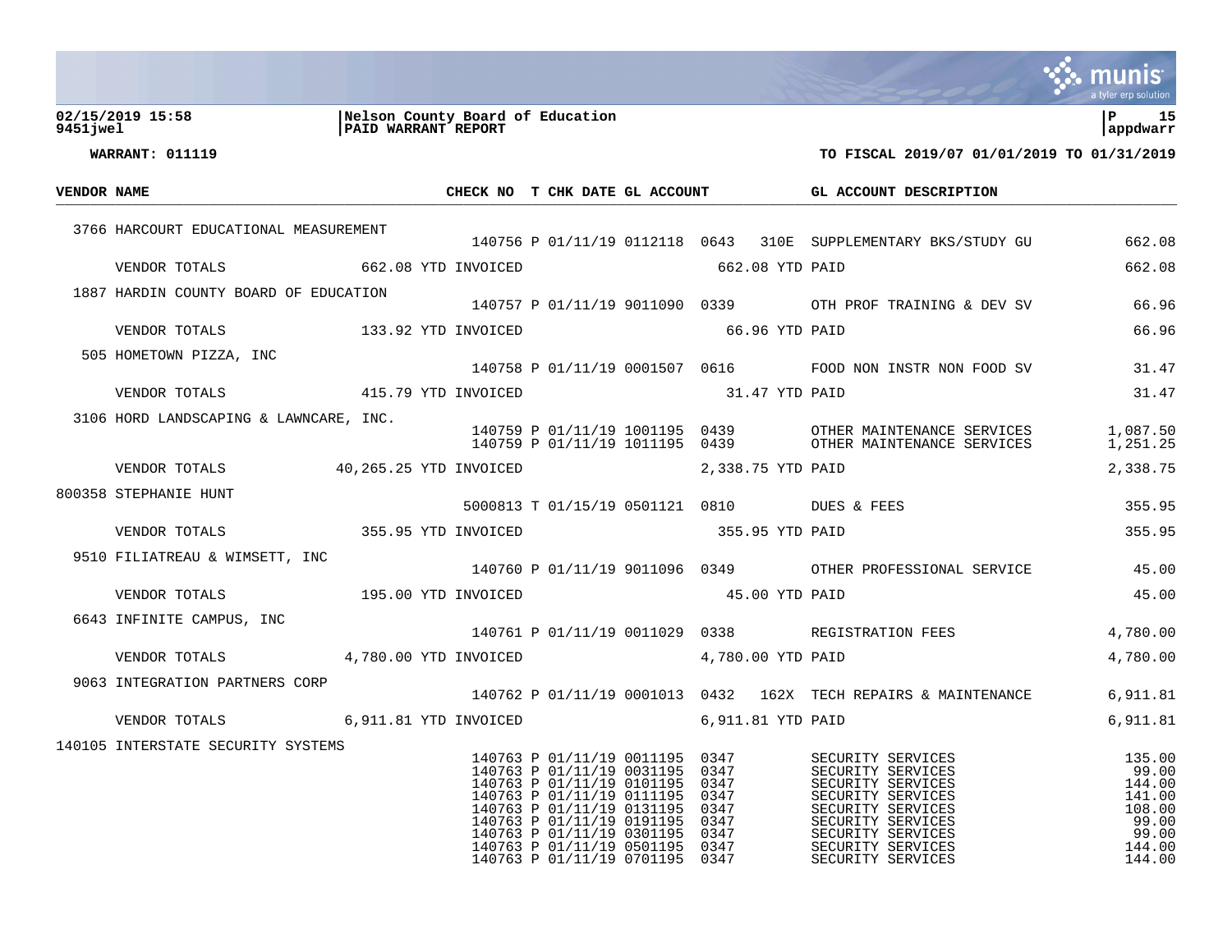**02/15/2019 15:58** | **Nelson County Board of Education** | **P 15**
**9451jwel** | **PAID WARRANT REPORT** | **appdwarr**

**WARRANT: 011119** — **TO FISCAL 2019/07 01/01/2019 TO 01/31/2019**

| VENDOR NAME | CHECK NO | T | CHK DATE | GL ACCOUNT | | | GL ACCOUNT DESCRIPTION | |
|---|---|---|---|---|---|---|---|---|
| 3766 HARCOURT EDUCATIONAL MEASUREMENT | | | | | | | | |
| | 140756 | P | 01/11/19 | 0112118 | 0643 | 310E | SUPPLEMENTARY BKS/STUDY GU | 662.08 |
| VENDOR TOTALS 662.08 YTD INVOICED | | | | 662.08 YTD PAID | | | | 662.08 |
| 1887 HARDIN COUNTY BOARD OF EDUCATION | | | | | | | | |
| | 140757 | P | 01/11/19 | 9011090 | 0339 | | OTH PROF TRAINING & DEV SV | 66.96 |
| VENDOR TOTALS 133.92 YTD INVOICED | | | | 66.96 YTD PAID | | | | 66.96 |
| 505 HOMETOWN PIZZA, INC | | | | | | | | |
| | 140758 | P | 01/11/19 | 0001507 | 0616 | | FOOD NON INSTR NON FOOD SV | 31.47 |
| VENDOR TOTALS 415.79 YTD INVOICED | | | | 31.47 YTD PAID | | | | 31.47 |
| 3106 HORD LANDSCAPING & LAWNCARE, INC. | | | | | | | | |
| | 140759 | P | 01/11/19 | 1001195 | 0439 | | OTHER MAINTENANCE SERVICES | 1,087.50 |
| | 140759 | P | 01/11/19 | 1011195 | 0439 | | OTHER MAINTENANCE SERVICES | 1,251.25 |
| VENDOR TOTALS 40,265.25 YTD INVOICED | | | | 2,338.75 YTD PAID | | | | 2,338.75 |
| 800358 STEPHANIE HUNT | | | | | | | | |
| | 5000813 | T | 01/15/19 | 0501121 | 0810 | | DUES & FEES | 355.95 |
| VENDOR TOTALS 355.95 YTD INVOICED | | | | 355.95 YTD PAID | | | | 355.95 |
| 9510 FILIATREAU & WIMSETT, INC | | | | | | | | |
| | 140760 | P | 01/11/19 | 9011096 | 0349 | | OTHER PROFESSIONAL SERVICE | 45.00 |
| VENDOR TOTALS 195.00 YTD INVOICED | | | | 45.00 YTD PAID | | | | 45.00 |
| 6643 INFINITE CAMPUS, INC | | | | | | | | |
| | 140761 | P | 01/11/19 | 0011029 | 0338 | | REGISTRATION FEES | 4,780.00 |
| VENDOR TOTALS 4,780.00 YTD INVOICED | | | | 4,780.00 YTD PAID | | | | 4,780.00 |
| 9063 INTEGRATION PARTNERS CORP | | | | | | | | |
| | 140762 | P | 01/11/19 | 0001013 | 0432 | 162X | TECH REPAIRS & MAINTENANCE | 6,911.81 |
| VENDOR TOTALS 6,911.81 YTD INVOICED | | | | 6,911.81 YTD PAID | | | | 6,911.81 |
| 140105 INTERSTATE SECURITY SYSTEMS | | | | | | | | |
| | 140763 | P | 01/11/19 | 0011195 | 0347 | | SECURITY SERVICES | 135.00 |
| | 140763 | P | 01/11/19 | 0031195 | 0347 | | SECURITY SERVICES | 99.00 |
| | 140763 | P | 01/11/19 | 0101195 | 0347 | | SECURITY SERVICES | 144.00 |
| | 140763 | P | 01/11/19 | 0111195 | 0347 | | SECURITY SERVICES | 141.00 |
| | 140763 | P | 01/11/19 | 0131195 | 0347 | | SECURITY SERVICES | 108.00 |
| | 140763 | P | 01/11/19 | 0191195 | 0347 | | SECURITY SERVICES | 99.00 |
| | 140763 | P | 01/11/19 | 0301195 | 0347 | | SECURITY SERVICES | 99.00 |
| | 140763 | P | 01/11/19 | 0501195 | 0347 | | SECURITY SERVICES | 144.00 |
| | 140763 | P | 01/11/19 | 0701195 | 0347 | | SECURITY SERVICES | 144.00 |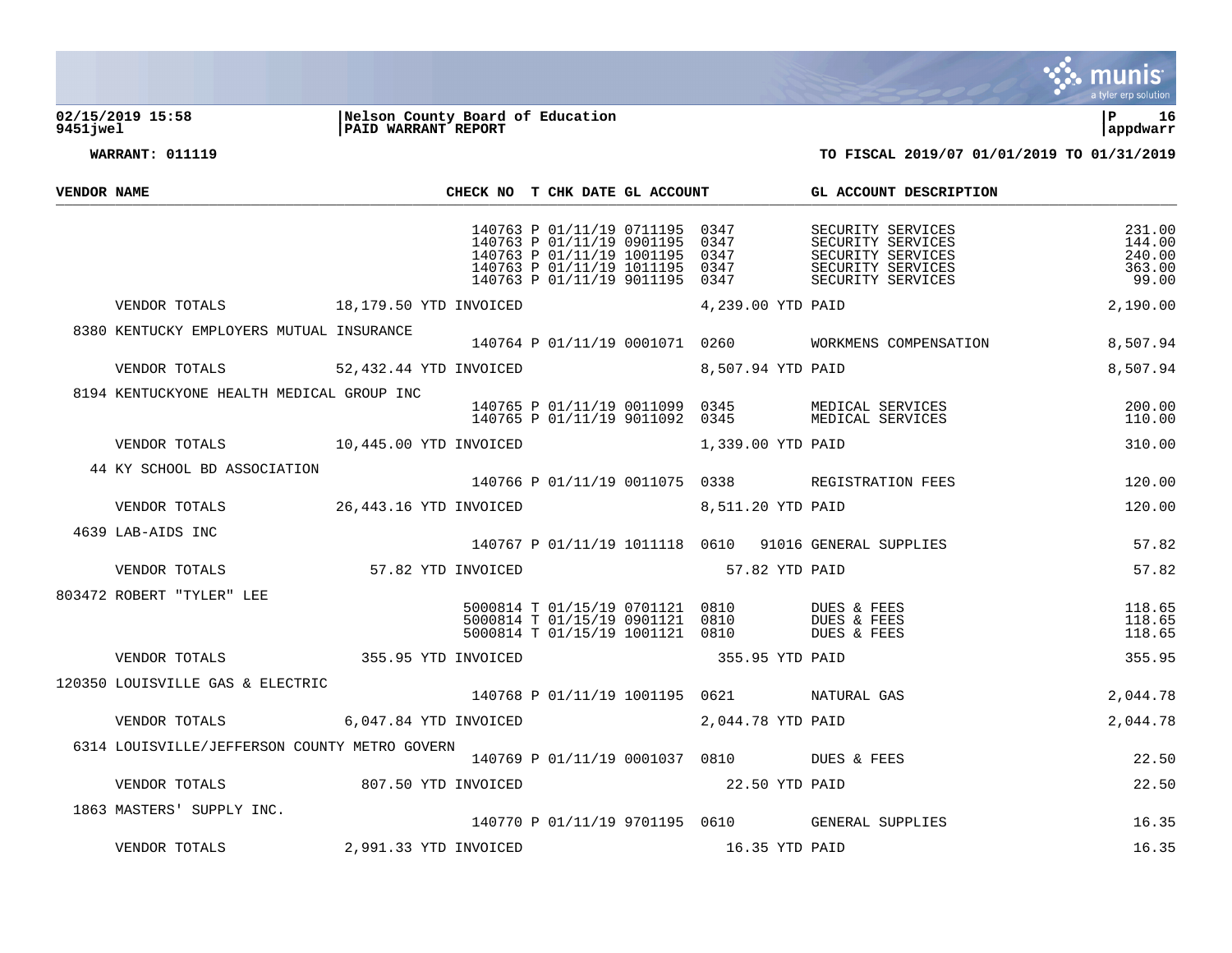**02/15/2019 15:58** | **Nelson County Board of Education** | **P 16**
**9451jwel** | **PAID WARRANT REPORT** | **appdwarr**

**WARRANT: 011119** — **TO FISCAL 2019/07 01/01/2019 TO 01/31/2019**

| VENDOR NAME | CHECK NO | T | CHK DATE | GL ACCOUNT | | GL ACCOUNT DESCRIPTION | |
|---|---|---|---|---|---|---|---|
| | 140763 | P | 01/11/19 | 0711195 | 0347 | SECURITY SERVICES | 231.00 |
| | 140763 | P | 01/11/19 | 0901195 | 0347 | SECURITY SERVICES | 144.00 |
| | 140763 | P | 01/11/19 | 1001195 | 0347 | SECURITY SERVICES | 240.00 |
| | 140763 | P | 01/11/19 | 1011195 | 0347 | SECURITY SERVICES | 363.00 |
| | 140763 | P | 01/11/19 | 9011195 | 0347 | SECURITY SERVICES | 99.00 |
| VENDOR TOTALS 18,179.50 YTD INVOICED | | | | 4,239.00 YTD PAID | | | 2,190.00 |
| 8380 KENTUCKY EMPLOYERS MUTUAL INSURANCE | 140764 | P | 01/11/19 | 0001071 | 0260 | WORKMENS COMPENSATION | 8,507.94 |
| VENDOR TOTALS 52,432.44 YTD INVOICED | | | | 8,507.94 YTD PAID | | | 8,507.94 |
| 8194 KENTUCKYONE HEALTH MEDICAL GROUP INC | 140765 | P | 01/11/19 | 0011099 | 0345 | MEDICAL SERVICES | 200.00 |
| | 140765 | P | 01/11/19 | 9011092 | 0345 | MEDICAL SERVICES | 110.00 |
| VENDOR TOTALS 10,445.00 YTD INVOICED | | | | 1,339.00 YTD PAID | | | 310.00 |
| 44 KY SCHOOL BD ASSOCIATION | 140766 | P | 01/11/19 | 0011075 | 0338 | REGISTRATION FEES | 120.00 |
| VENDOR TOTALS 26,443.16 YTD INVOICED | | | | 8,511.20 YTD PAID | | | 120.00 |
| 4639 LAB-AIDS INC | 140767 | P | 01/11/19 | 1011118 | 0610 91016 | GENERAL SUPPLIES | 57.82 |
| VENDOR TOTALS 57.82 YTD INVOICED | | | | 57.82 YTD PAID | | | 57.82 |
| 803472 ROBERT "TYLER" LEE | 5000814 | T | 01/15/19 | 0701121 | 0810 | DUES & FEES | 118.65 |
| | 5000814 | T | 01/15/19 | 0901121 | 0810 | DUES & FEES | 118.65 |
| | 5000814 | T | 01/15/19 | 1001121 | 0810 | DUES & FEES | 118.65 |
| VENDOR TOTALS 355.95 YTD INVOICED | | | | 355.95 YTD PAID | | | 355.95 |
| 120350 LOUISVILLE GAS & ELECTRIC | 140768 | P | 01/11/19 | 1001195 | 0621 | NATURAL GAS | 2,044.78 |
| VENDOR TOTALS 6,047.84 YTD INVOICED | | | | 2,044.78 YTD PAID | | | 2,044.78 |
| 6314 LOUISVILLE/JEFFERSON COUNTY METRO GOVERN | 140769 | P | 01/11/19 | 0001037 | 0810 | DUES & FEES | 22.50 |
| VENDOR TOTALS 807.50 YTD INVOICED | | | | 22.50 YTD PAID | | | 22.50 |
| 1863 MASTERS' SUPPLY INC. | 140770 | P | 01/11/19 | 9701195 | 0610 | GENERAL SUPPLIES | 16.35 |
| VENDOR TOTALS 2,991.33 YTD INVOICED | | | | 16.35 YTD PAID | | | 16.35 |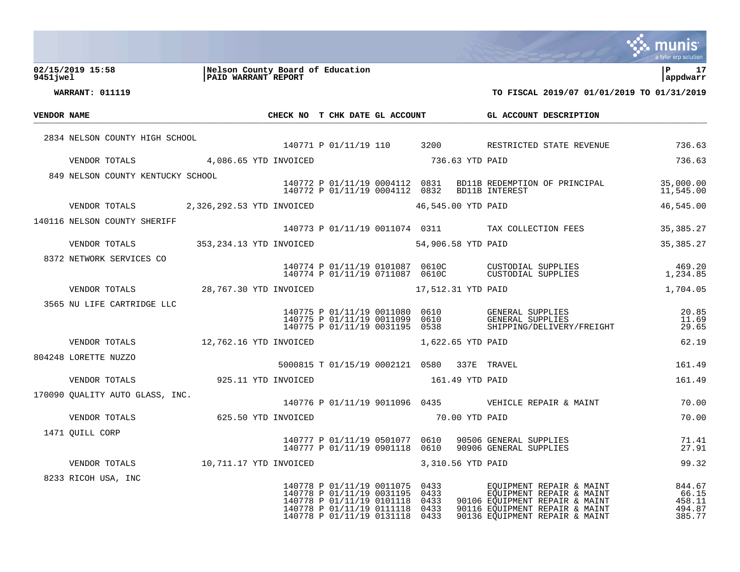**02/15/2019 15:58** | **Nelson County Board of Education** | **P 17**
**9451jwel** | **PAID WARRANT REPORT** | **appdwarr**

**WARRANT: 011119** — **TO FISCAL 2019/07 01/01/2019 TO 01/31/2019**

| VENDOR NAME | CHECK NO | T | CHK DATE | GL ACCOUNT | | | GL ACCOUNT DESCRIPTION | |
|---|---|---|---|---|---|---|---|---|
| 2834 NELSON COUNTY HIGH SCHOOL | | | | | | | | |
| | 140771 | P | 01/11/19 | 110 | 3200 | | RESTRICTED STATE REVENUE | 736.63 |
| VENDOR TOTALS 4,086.65 YTD INVOICED | | | | 736.63 YTD PAID | | | | 736.63 |
| 849 NELSON COUNTY KENTUCKY SCHOOL | | | | | | | | |
| | 140772 | P | 01/11/19 | 0004112 | 0831 | BD11B | REDEMPTION OF PRINCIPAL | 35,000.00 |
| | 140772 | P | 01/11/19 | 0004112 | 0832 | BD11B | INTEREST | 11,545.00 |
| VENDOR TOTALS 2,326,292.53 YTD INVOICED | | | | 46,545.00 YTD PAID | | | | 46,545.00 |
| 140116 NELSON COUNTY SHERIFF | | | | | | | | |
| | 140773 | P | 01/11/19 | 0011074 | 0311 | | TAX COLLECTION FEES | 35,385.27 |
| VENDOR TOTALS 353,234.13 YTD INVOICED | | | | 54,906.58 YTD PAID | | | | 35,385.27 |
| 8372 NETWORK SERVICES CO | | | | | | | | |
| | 140774 | P | 01/11/19 | 0101087 | 0610C | | CUSTODIAL SUPPLIES | 469.20 |
| | 140774 | P | 01/11/19 | 0711087 | 0610C | | CUSTODIAL SUPPLIES | 1,234.85 |
| VENDOR TOTALS 28,767.30 YTD INVOICED | | | | 17,512.31 YTD PAID | | | | 1,704.05 |
| 3565 NU LIFE CARTRIDGE LLC | | | | | | | | |
| | 140775 | P | 01/11/19 | 0011080 | 0610 | | GENERAL SUPPLIES | 20.85 |
| | 140775 | P | 01/11/19 | 0011099 | 0610 | | GENERAL SUPPLIES | 11.69 |
| | 140775 | P | 01/11/19 | 0031195 | 0538 | | SHIPPING/DELIVERY/FREIGHT | 29.65 |
| VENDOR TOTALS 12,762.16 YTD INVOICED | | | | 1,622.65 YTD PAID | | | | 62.19 |
| 804248 LORETTE NUZZO | | | | | | | | |
| | 5000815 | T | 01/15/19 | 0002121 | 0580 | 337E | TRAVEL | 161.49 |
| VENDOR TOTALS 925.11 YTD INVOICED | | | | 161.49 YTD PAID | | | | 161.49 |
| 170090 QUALITY AUTO GLASS, INC. | | | | | | | | |
| | 140776 | P | 01/11/19 | 9011096 | 0435 | | VEHICLE REPAIR & MAINT | 70.00 |
| VENDOR TOTALS 625.50 YTD INVOICED | | | | 70.00 YTD PAID | | | | 70.00 |
| 1471 QUILL CORP | | | | | | | | |
| | 140777 | P | 01/11/19 | 0501077 | 0610 | 90506 | GENERAL SUPPLIES | 71.41 |
| | 140777 | P | 01/11/19 | 0901118 | 0610 | 90906 | GENERAL SUPPLIES | 27.91 |
| VENDOR TOTALS 10,711.17 YTD INVOICED | | | | 3,310.56 YTD PAID | | | | 99.32 |
| 8233 RICOH USA, INC | | | | | | | | |
| | 140778 | P | 01/11/19 | 0011075 | 0433 | | EQUIPMENT REPAIR & MAINT | 844.67 |
| | 140778 | P | 01/11/19 | 0031195 | 0433 | | EQUIPMENT REPAIR & MAINT | 66.15 |
| | 140778 | P | 01/11/19 | 0101118 | 0433 | 90106 | EQUIPMENT REPAIR & MAINT | 458.11 |
| | 140778 | P | 01/11/19 | 0111118 | 0433 | 90116 | EQUIPMENT REPAIR & MAINT | 494.87 |
| | 140778 | P | 01/11/19 | 0131118 | 0433 | 90136 | EQUIPMENT REPAIR & MAINT | 385.77 |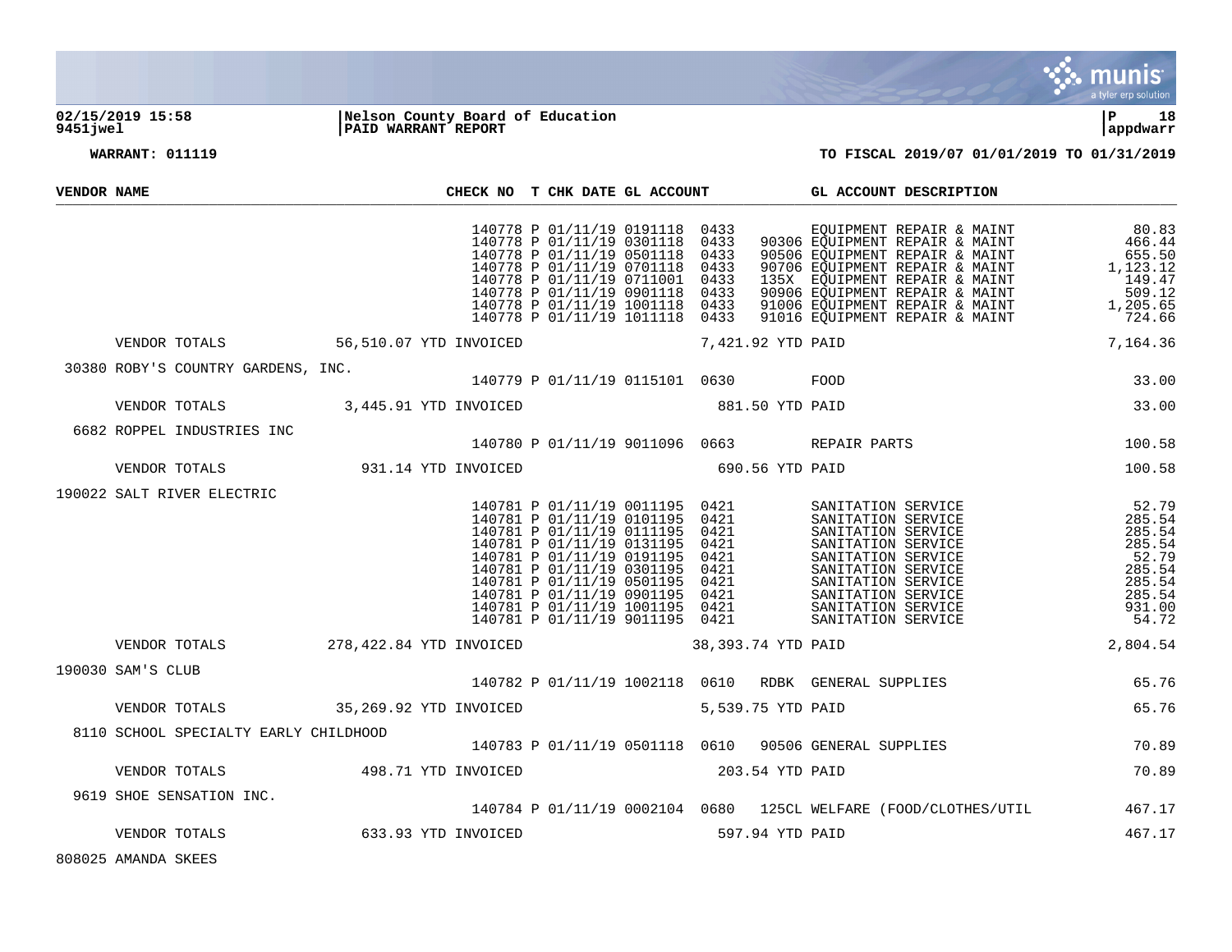**02/15/2019 15:58** | **Nelson County Board of Education** | **P 18**
**9451jwel** | **PAID WARRANT REPORT** | **appdwarr**

**WARRANT: 011119** — **TO FISCAL 2019/07 01/01/2019 TO 01/31/2019**

| VENDOR NAME | CHECK NO | T | CHK DATE | GL ACCOUNT | | | GL ACCOUNT DESCRIPTION | |
|---|---|---|---|---|---|---|---|---|
| | 140778 | P | 01/11/19 | 0191118 | 0433 | | EQUIPMENT REPAIR & MAINT | 80.83 |
| | 140778 | P | 01/11/19 | 0301118 | 0433 | 90306 | EQUIPMENT REPAIR & MAINT | 466.44 |
| | 140778 | P | 01/11/19 | 0501118 | 0433 | 90506 | EQUIPMENT REPAIR & MAINT | 655.50 |
| | 140778 | P | 01/11/19 | 0701118 | 0433 | 90706 | EQUIPMENT REPAIR & MAINT | 1,123.12 |
| | 140778 | P | 01/11/19 | 0711001 | 0433 | 135X | EQUIPMENT REPAIR & MAINT | 149.47 |
| | 140778 | P | 01/11/19 | 0901118 | 0433 | 90906 | EQUIPMENT REPAIR & MAINT | 509.12 |
| | 140778 | P | 01/11/19 | 1001118 | 0433 | 91006 | EQUIPMENT REPAIR & MAINT | 1,205.65 |
| | 140778 | P | 01/11/19 | 1011118 | 0433 | 91016 | EQUIPMENT REPAIR & MAINT | 724.66 |
| VENDOR TOTALS | 56,510.07 YTD INVOICED | | | | 7,421.92 YTD PAID | | | 7,164.36 |
| 30380 ROBY'S COUNTRY GARDENS, INC. | | | | | | | | |
| | 140779 | P | 01/11/19 | 0115101 | 0630 | | FOOD | 33.00 |
| VENDOR TOTALS | 3,445.91 YTD INVOICED | | | | 881.50 YTD PAID | | | 33.00 |
| 6682 ROPPEL INDUSTRIES INC | | | | | | | | |
| | 140780 | P | 01/11/19 | 9011096 | 0663 | | REPAIR PARTS | 100.58 |
| VENDOR TOTALS | 931.14 YTD INVOICED | | | | 690.56 YTD PAID | | | 100.58 |
| 190022 SALT RIVER ELECTRIC | | | | | | | | |
| | 140781 | P | 01/11/19 | 0011195 | 0421 | | SANITATION SERVICE | 52.79 |
| | 140781 | P | 01/11/19 | 0101195 | 0421 | | SANITATION SERVICE | 285.54 |
| | 140781 | P | 01/11/19 | 0111195 | 0421 | | SANITATION SERVICE | 285.54 |
| | 140781 | P | 01/11/19 | 0131195 | 0421 | | SANITATION SERVICE | 285.54 |
| | 140781 | P | 01/11/19 | 0191195 | 0421 | | SANITATION SERVICE | 52.79 |
| | 140781 | P | 01/11/19 | 0301195 | 0421 | | SANITATION SERVICE | 285.54 |
| | 140781 | P | 01/11/19 | 0501195 | 0421 | | SANITATION SERVICE | 285.54 |
| | 140781 | P | 01/11/19 | 0901195 | 0421 | | SANITATION SERVICE | 285.54 |
| | 140781 | P | 01/11/19 | 1001195 | 0421 | | SANITATION SERVICE | 931.00 |
| | 140781 | P | 01/11/19 | 9011195 | 0421 | | SANITATION SERVICE | 54.72 |
| VENDOR TOTALS | 278,422.84 YTD INVOICED | | | | 38,393.74 YTD PAID | | | 2,804.54 |
| 190030 SAM'S CLUB | | | | | | | | |
| | 140782 | P | 01/11/19 | 1002118 | 0610 | RDBK | GENERAL SUPPLIES | 65.76 |
| VENDOR TOTALS | 35,269.92 YTD INVOICED | | | | 5,539.75 YTD PAID | | | 65.76 |
| 8110 SCHOOL SPECIALTY EARLY CHILDHOOD | | | | | | | | |
| | 140783 | P | 01/11/19 | 0501118 | 0610 | 90506 | GENERAL SUPPLIES | 70.89 |
| VENDOR TOTALS | 498.71 YTD INVOICED | | | | 203.54 YTD PAID | | | 70.89 |
| 9619 SHOE SENSATION INC. | | | | | | | | |
| | 140784 | P | 01/11/19 | 0002104 | 0680 | 125CL | WELFARE (FOOD/CLOTHES/UTIL | 467.17 |
| VENDOR TOTALS | 633.93 YTD INVOICED | | | | 597.94 YTD PAID | | | 467.17 |
| 808025 AMANDA SKEES | | | | | | | | |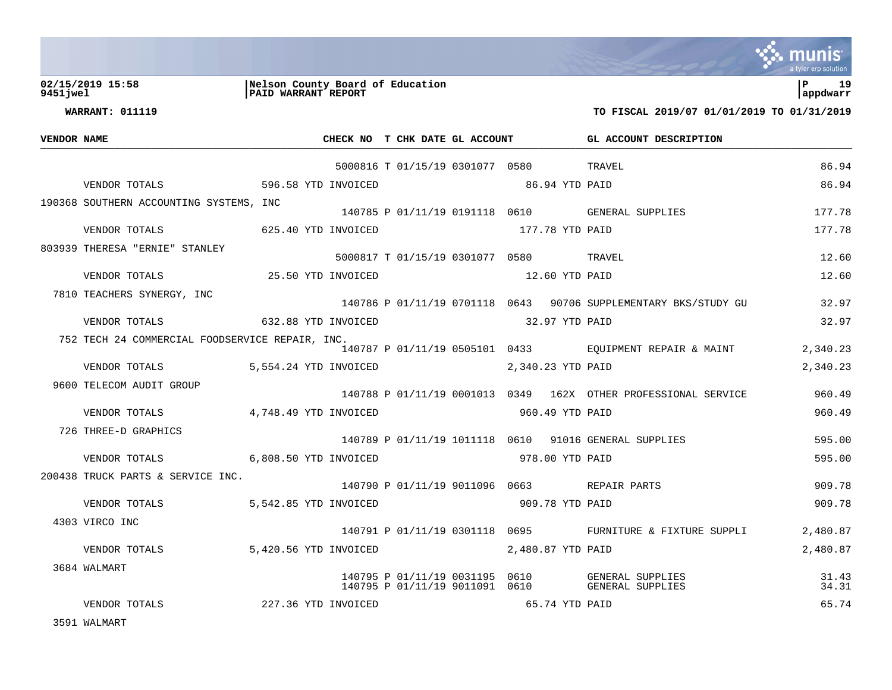02/15/2019 15:58 | Nelson County Board of Education | P 19
9451jwel | PAID WARRANT REPORT | appdwarr

**WARRANT: 011119** **TO FISCAL 2019/07 01/01/2019 TO 01/31/2019**

| VENDOR NAME | CHECK NO | T | CHK DATE | GL ACCOUNT | | | GL ACCOUNT DESCRIPTION | |
|---|---|---|---|---|---|---|---|---|
| | 5000816 | T | 01/15/19 | 0301077 | 0580 | | TRAVEL | 86.94 |
| VENDOR TOTALS 596.58 YTD INVOICED | | | | 86.94 YTD PAID | | | | 86.94 |
| 190368 SOUTHERN ACCOUNTING SYSTEMS, INC | | | | | | | | |
| | 140785 | P | 01/11/19 | 0191118 | 0610 | | GENERAL SUPPLIES | 177.78 |
| VENDOR TOTALS 625.40 YTD INVOICED | | | | 177.78 YTD PAID | | | | 177.78 |
| 803939 THERESA "ERNIE" STANLEY | | | | | | | | |
| | 5000817 | T | 01/15/19 | 0301077 | 0580 | | TRAVEL | 12.60 |
| VENDOR TOTALS 25.50 YTD INVOICED | | | | 12.60 YTD PAID | | | | 12.60 |
| 7810 TEACHERS SYNERGY, INC | | | | | | | | |
| | 140786 | P | 01/11/19 | 0701118 | 0643 | 90706 | SUPPLEMENTARY BKS/STUDY GU | 32.97 |
| VENDOR TOTALS 632.88 YTD INVOICED | | | | 32.97 YTD PAID | | | | 32.97 |
| 752 TECH 24 COMMERCIAL FOODSERVICE REPAIR, INC. | | | | | | | | |
| | 140787 | P | 01/11/19 | 0505101 | 0433 | | EQUIPMENT REPAIR & MAINT | 2,340.23 |
| VENDOR TOTALS 5,554.24 YTD INVOICED | | | | 2,340.23 YTD PAID | | | | 2,340.23 |
| 9600 TELECOM AUDIT GROUP | | | | | | | | |
| | 140788 | P | 01/11/19 | 0001013 | 0349 | 162X | OTHER PROFESSIONAL SERVICE | 960.49 |
| VENDOR TOTALS 4,748.49 YTD INVOICED | | | | 960.49 YTD PAID | | | | 960.49 |
| 726 THREE-D GRAPHICS | | | | | | | | |
| | 140789 | P | 01/11/19 | 1011118 | 0610 | 91016 | GENERAL SUPPLIES | 595.00 |
| VENDOR TOTALS 6,808.50 YTD INVOICED | | | | 978.00 YTD PAID | | | | 595.00 |
| 200438 TRUCK PARTS & SERVICE INC. | | | | | | | | |
| | 140790 | P | 01/11/19 | 9011096 | 0663 | | REPAIR PARTS | 909.78 |
| VENDOR TOTALS 5,542.85 YTD INVOICED | | | | 909.78 YTD PAID | | | | 909.78 |
| 4303 VIRCO INC | | | | | | | | |
| | 140791 | P | 01/11/19 | 0301118 | 0695 | | FURNITURE & FIXTURE SUPPLI | 2,480.87 |
| VENDOR TOTALS 5,420.56 YTD INVOICED | | | | 2,480.87 YTD PAID | | | | 2,480.87 |
| 3684 WALMART | | | | | | | | |
| | 140795 | P | 01/11/19 | 0031195 | 0610 | | GENERAL SUPPLIES | 31.43 |
| | 140795 | P | 01/11/19 | 9011091 | 0610 | | GENERAL SUPPLIES | 34.31 |
| VENDOR TOTALS 227.36 YTD INVOICED | | | | 65.74 YTD PAID | | | | 65.74 |
| 3591 WALMART | | | | | | | | |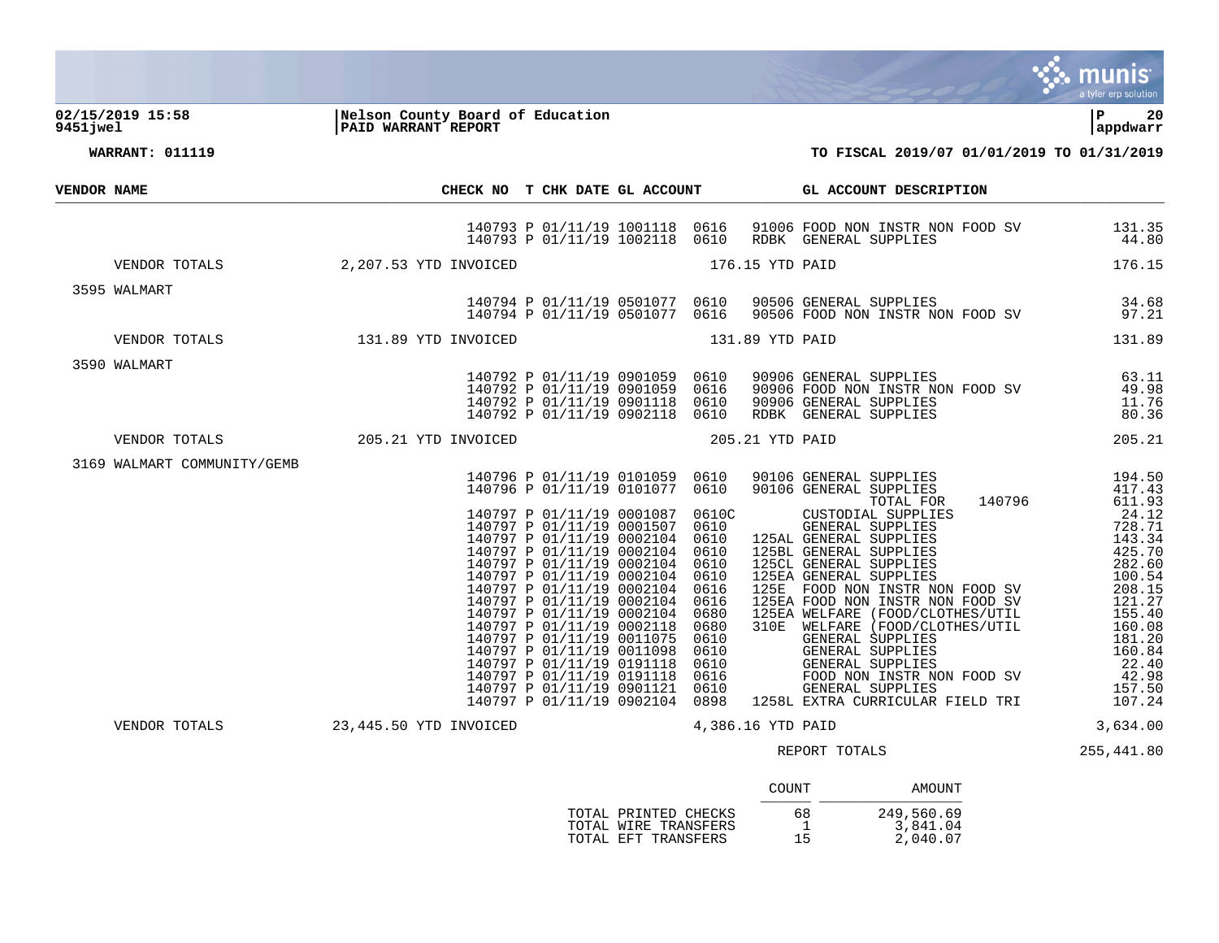**02/15/2019 15:58** | **Nelson County Board of Education** | **P 20**
**9451jwel** | **PAID WARRANT REPORT** | **appdwarr**

**WARRANT: 011119** — **TO FISCAL 2019/07 01/01/2019 TO 01/31/2019**

| VENDOR NAME | CHECK NO | T | CHK DATE | GL ACCOUNT | | | GL ACCOUNT DESCRIPTION | |
|---|---|---|---|---|---|---|---|---|
| | 140793 | P | 01/11/19 | 1001118 | 0616 | 91006 | FOOD NON INSTR NON FOOD SV | 131.35 |
| | 140793 | P | 01/11/19 | 1002118 | 0610 | RDBK | GENERAL SUPPLIES | 44.80 |
| VENDOR TOTALS | 2,207.53 YTD INVOICED | | | | 176.15 YTD PAID | | | 176.15 |
| 3595 WALMART | | | | | | | | |
| | 140794 | P | 01/11/19 | 0501077 | 0610 | 90506 | GENERAL SUPPLIES | 34.68 |
| | 140794 | P | 01/11/19 | 0501077 | 0616 | 90506 | FOOD NON INSTR NON FOOD SV | 97.21 |
| VENDOR TOTALS | 131.89 YTD INVOICED | | | | 131.89 YTD PAID | | | 131.89 |
| 3590 WALMART | | | | | | | | |
| | 140792 | P | 01/11/19 | 0901059 | 0610 | 90906 | GENERAL SUPPLIES | 63.11 |
| | 140792 | P | 01/11/19 | 0901059 | 0616 | 90906 | FOOD NON INSTR NON FOOD SV | 49.98 |
| | 140792 | P | 01/11/19 | 0901118 | 0610 | 90906 | GENERAL SUPPLIES | 11.76 |
| | 140792 | P | 01/11/19 | 0902118 | 0610 | RDBK | GENERAL SUPPLIES | 80.36 |
| VENDOR TOTALS | 205.21 YTD INVOICED | | | | 205.21 YTD PAID | | | 205.21 |
| 3169 WALMART COMMUNITY/GEMB | | | | | | | | |
| | 140796 | P | 01/11/19 | 0101059 | 0610 | 90106 | GENERAL SUPPLIES | 194.50 |
| | 140796 | P | 01/11/19 | 0101077 | 0610 | 90106 | GENERAL SUPPLIES | 417.43 |
| | | | | | | | TOTAL FOR 140796 | 611.93 |
| | 140797 | P | 01/11/19 | 0001087 | 0610C | | CUSTODIAL SUPPLIES | 24.12 |
| | 140797 | P | 01/11/19 | 0001507 | 0610 | | GENERAL SUPPLIES | 728.71 |
| | 140797 | P | 01/11/19 | 0002104 | 0610 | 125AL | GENERAL SUPPLIES | 143.34 |
| | 140797 | P | 01/11/19 | 0002104 | 0610 | 125BL | GENERAL SUPPLIES | 425.70 |
| | 140797 | P | 01/11/19 | 0002104 | 0610 | 125CL | GENERAL SUPPLIES | 282.60 |
| | 140797 | P | 01/11/19 | 0002104 | 0610 | 125EA | GENERAL SUPPLIES | 100.54 |
| | 140797 | P | 01/11/19 | 0002104 | 0616 | 125E | FOOD NON INSTR NON FOOD SV | 208.15 |
| | 140797 | P | 01/11/19 | 0002104 | 0616 | 125EA | FOOD NON INSTR NON FOOD SV | 121.27 |
| | 140797 | P | 01/11/19 | 0002104 | 0680 | 125EA | WELFARE (FOOD/CLOTHES/UTIL | 155.40 |
| | 140797 | P | 01/11/19 | 0002118 | 0680 | 310E | WELFARE (FOOD/CLOTHES/UTIL | 160.08 |
| | 140797 | P | 01/11/19 | 0011075 | 0610 | | GENERAL SUPPLIES | 181.20 |
| | 140797 | P | 01/11/19 | 0011098 | 0610 | | GENERAL SUPPLIES | 160.84 |
| | 140797 | P | 01/11/19 | 0191118 | 0610 | | GENERAL SUPPLIES | 22.40 |
| | 140797 | P | 01/11/19 | 0191118 | 0616 | | FOOD NON INSTR NON FOOD SV | 42.98 |
| | 140797 | P | 01/11/19 | 0901121 | 0610 | | GENERAL SUPPLIES | 157.50 |
| | 140797 | P | 01/11/19 | 0902104 | 0898 | 1258L | EXTRA CURRICULAR FIELD TRI | 107.24 |
| VENDOR TOTALS | 23,445.50 YTD INVOICED | | | | 4,386.16 YTD PAID | | | 3,634.00 |
| | | | | | | | REPORT TOTALS | 255,441.80 |

| | COUNT | AMOUNT |
|---|---|---|
| TOTAL PRINTED CHECKS | 68 | 249,560.69 |
| TOTAL WIRE TRANSFERS | 1 | 3,841.04 |
| TOTAL EFT TRANSFERS | 15 | 2,040.07 |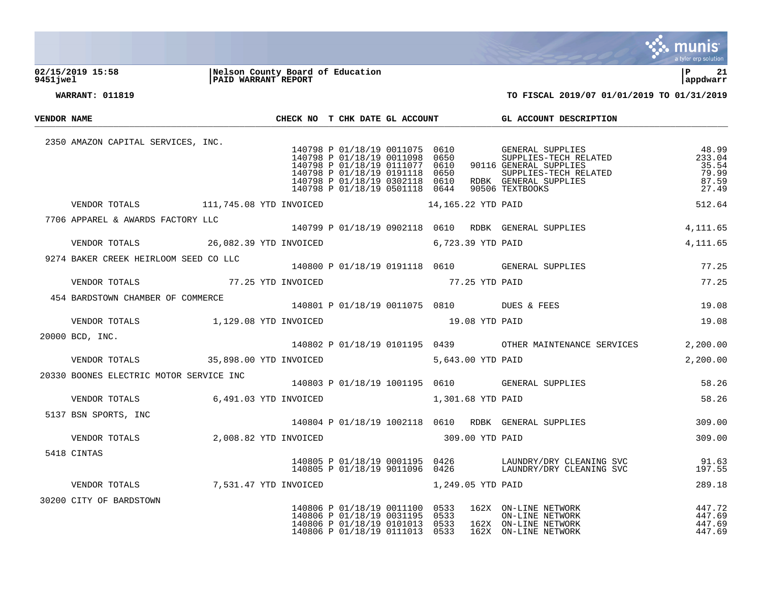**02/15/2019 15:58** | **Nelson County Board of Education** | **P 21**
**9451jwel** | **PAID WARRANT REPORT** | **appdwarr**

**WARRANT: 011819** — **TO FISCAL 2019/07 01/01/2019 TO 01/31/2019**

| VENDOR NAME | CHECK NO | T | CHK DATE | GL ACCOUNT | | | GL ACCOUNT DESCRIPTION | |
|---|---|---|---|---|---|---|---|---|
| 2350 AMAZON CAPITAL SERVICES, INC. | | | | | | | | |
| | 140798 | P | 01/18/19 | 0011075 | 0610 | | GENERAL SUPPLIES | 48.99 |
| | 140798 | P | 01/18/19 | 0011098 | 0650 | | SUPPLIES-TECH RELATED | 233.04 |
| | 140798 | P | 01/18/19 | 0111077 | 0610 | 90116 | GENERAL SUPPLIES | 35.54 |
| | 140798 | P | 01/18/19 | 0191118 | 0650 | | SUPPLIES-TECH RELATED | 79.99 |
| | 140798 | P | 01/18/19 | 0302118 | 0610 | RDBK | GENERAL SUPPLIES | 87.59 |
| | 140798 | P | 01/18/19 | 0501118 | 0644 | 90506 | TEXTBOOKS | 27.49 |
| VENDOR TOTALS | 111,745.08 YTD INVOICED | | | 14,165.22 YTD PAID | | | | 512.64 |
| 7706 APPAREL & AWARDS FACTORY LLC | | | | | | | | |
| | 140799 | P | 01/18/19 | 0902118 | 0610 | RDBK | GENERAL SUPPLIES | 4,111.65 |
| VENDOR TOTALS | 26,082.39 YTD INVOICED | | | 6,723.39 YTD PAID | | | | 4,111.65 |
| 9274 BAKER CREEK HEIRLOOM SEED CO LLC | | | | | | | | |
| | 140800 | P | 01/18/19 | 0191118 | 0610 | | GENERAL SUPPLIES | 77.25 |
| VENDOR TOTALS | 77.25 YTD INVOICED | | | 77.25 YTD PAID | | | | 77.25 |
| 454 BARDSTOWN CHAMBER OF COMMERCE | | | | | | | | |
| | 140801 | P | 01/18/19 | 0011075 | 0810 | | DUES & FEES | 19.08 |
| VENDOR TOTALS | 1,129.08 YTD INVOICED | | | 19.08 YTD PAID | | | | 19.08 |
| 20000 BCD, INC. | | | | | | | | |
| | 140802 | P | 01/18/19 | 0101195 | 0439 | | OTHER MAINTENANCE SERVICES | 2,200.00 |
| VENDOR TOTALS | 35,898.00 YTD INVOICED | | | 5,643.00 YTD PAID | | | | 2,200.00 |
| 20330 BOONES ELECTRIC MOTOR SERVICE INC | | | | | | | | |
| | 140803 | P | 01/18/19 | 1001195 | 0610 | | GENERAL SUPPLIES | 58.26 |
| VENDOR TOTALS | 6,491.03 YTD INVOICED | | | 1,301.68 YTD PAID | | | | 58.26 |
| 5137 BSN SPORTS, INC | | | | | | | | |
| | 140804 | P | 01/18/19 | 1002118 | 0610 | RDBK | GENERAL SUPPLIES | 309.00 |
| VENDOR TOTALS | 2,008.82 YTD INVOICED | | | 309.00 YTD PAID | | | | 309.00 |
| 5418 CINTAS | | | | | | | | |
| | 140805 | P | 01/18/19 | 0001195 | 0426 | | LAUNDRY/DRY CLEANING SVC | 91.63 |
| | 140805 | P | 01/18/19 | 9011096 | 0426 | | LAUNDRY/DRY CLEANING SVC | 197.55 |
| VENDOR TOTALS | 7,531.47 YTD INVOICED | | | 1,249.05 YTD PAID | | | | 289.18 |
| 30200 CITY OF BARDSTOWN | | | | | | | | |
| | 140806 | P | 01/18/19 | 0011100 | 0533 | 162X | ON-LINE NETWORK | 447.72 |
| | 140806 | P | 01/18/19 | 0031195 | 0533 | | ON-LINE NETWORK | 447.69 |
| | 140806 | P | 01/18/19 | 0101013 | 0533 | 162X | ON-LINE NETWORK | 447.69 |
| | 140806 | P | 01/18/19 | 0111013 | 0533 | 162X | ON-LINE NETWORK | 447.69 |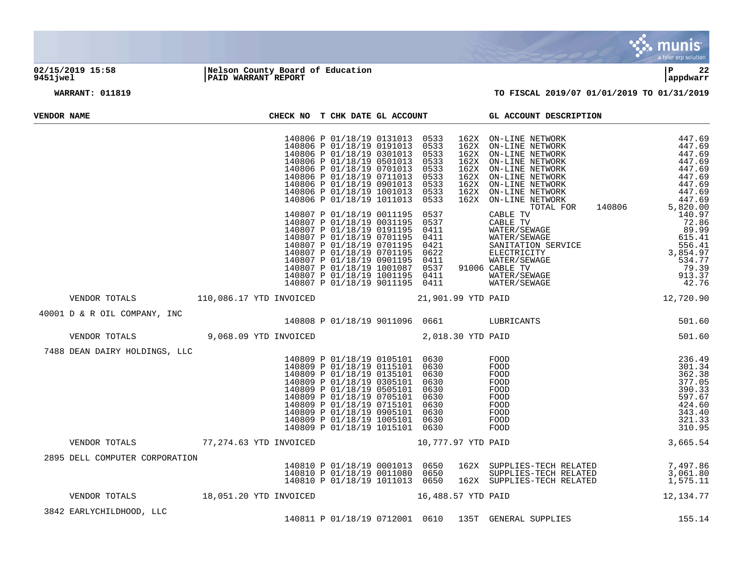**02/15/2019 15:58** | **Nelson County Board of Education** | **P 22**
**9451jwel** | **PAID WARRANT REPORT** | **appdwarr**

**WARRANT: 011819** — **TO FISCAL 2019/07 01/01/2019 TO 01/31/2019**

| VENDOR NAME | | CHECK NO | T | CHK DATE | GL ACCOUNT | | | GL ACCOUNT DESCRIPTION | |
|---|---|---|---|---|---|---|---|---|---|
| | | 140806 | P | 01/18/19 | 0131013 | 0533 | 162X | ON-LINE NETWORK | 447.69 |
| | | 140806 | P | 01/18/19 | 0191013 | 0533 | 162X | ON-LINE NETWORK | 447.69 |
| | | 140806 | P | 01/18/19 | 0301013 | 0533 | 162X | ON-LINE NETWORK | 447.69 |
| | | 140806 | P | 01/18/19 | 0501013 | 0533 | 162X | ON-LINE NETWORK | 447.69 |
| | | 140806 | P | 01/18/19 | 0701013 | 0533 | 162X | ON-LINE NETWORK | 447.69 |
| | | 140806 | P | 01/18/19 | 0711013 | 0533 | 162X | ON-LINE NETWORK | 447.69 |
| | | 140806 | P | 01/18/19 | 0901013 | 0533 | 162X | ON-LINE NETWORK | 447.69 |
| | | 140806 | P | 01/18/19 | 1001013 | 0533 | 162X | ON-LINE NETWORK | 447.69 |
| | | 140806 | P | 01/18/19 | 1011013 | 0533 | 162X | ON-LINE NETWORK | 447.69 |
| | | | | | | | | TOTAL FOR 140806 | 5,820.00 |
| | | 140807 | P | 01/18/19 | 0011195 | 0537 | | CABLE TV | 140.97 |
| | | 140807 | P | 01/18/19 | 0031195 | 0537 | | CABLE TV | 72.86 |
| | | 140807 | P | 01/18/19 | 0191195 | 0411 | | WATER/SEWAGE | 89.99 |
| | | 140807 | P | 01/18/19 | 0701195 | 0411 | | WATER/SEWAGE | 615.41 |
| | | 140807 | P | 01/18/19 | 0701195 | 0421 | | SANITATION SERVICE | 556.41 |
| | | 140807 | P | 01/18/19 | 0701195 | 0622 | | ELECTRICITY | 3,854.97 |
| | | 140807 | P | 01/18/19 | 0901195 | 0411 | | WATER/SEWAGE | 534.77 |
| | | 140807 | P | 01/18/19 | 1001087 | 0537 | 91006 | CABLE TV | 79.39 |
| | | 140807 | P | 01/18/19 | 1001195 | 0411 | | WATER/SEWAGE | 913.37 |
| | | 140807 | P | 01/18/19 | 9011195 | 0411 | | WATER/SEWAGE | 42.76 |
| VENDOR TOTALS | 110,086.17 YTD INVOICED | | | | 21,901.99 YTD PAID | | | | 12,720.90 |
| 40001 D & R OIL COMPANY, INC | | | | | | | | | |
| | | 140808 | P | 01/18/19 | 9011096 | 0661 | | LUBRICANTS | 501.60 |
| VENDOR TOTALS | 9,068.09 YTD INVOICED | | | | 2,018.30 YTD PAID | | | | 501.60 |
| 7488 DEAN DAIRY HOLDINGS, LLC | | | | | | | | | |
| | | 140809 | P | 01/18/19 | 0105101 | 0630 | | FOOD | 236.49 |
| | | 140809 | P | 01/18/19 | 0115101 | 0630 | | FOOD | 301.34 |
| | | 140809 | P | 01/18/19 | 0135101 | 0630 | | FOOD | 362.38 |
| | | 140809 | P | 01/18/19 | 0305101 | 0630 | | FOOD | 377.05 |
| | | 140809 | P | 01/18/19 | 0505101 | 0630 | | FOOD | 390.33 |
| | | 140809 | P | 01/18/19 | 0705101 | 0630 | | FOOD | 597.67 |
| | | 140809 | P | 01/18/19 | 0715101 | 0630 | | FOOD | 424.60 |
| | | 140809 | P | 01/18/19 | 0905101 | 0630 | | FOOD | 343.40 |
| | | 140809 | P | 01/18/19 | 1005101 | 0630 | | FOOD | 321.33 |
| | | 140809 | P | 01/18/19 | 1015101 | 0630 | | FOOD | 310.95 |
| VENDOR TOTALS | 77,274.63 YTD INVOICED | | | | 10,777.97 YTD PAID | | | | 3,665.54 |
| 2895 DELL COMPUTER CORPORATION | | | | | | | | | |
| | | 140810 | P | 01/18/19 | 0001013 | 0650 | 162X | SUPPLIES-TECH RELATED | 7,497.86 |
| | | 140810 | P | 01/18/19 | 0011080 | 0650 | | SUPPLIES-TECH RELATED | 3,061.80 |
| | | 140810 | P | 01/18/19 | 1011013 | 0650 | 162X | SUPPLIES-TECH RELATED | 1,575.11 |
| VENDOR TOTALS | 18,051.20 YTD INVOICED | | | | 16,488.57 YTD PAID | | | | 12,134.77 |
| 3842 EARLYCHILDHOOD, LLC | | | | | | | | | |
| | | 140811 | P | 01/18/19 | 0712001 | 0610 | 135T | GENERAL SUPPLIES | 155.14 |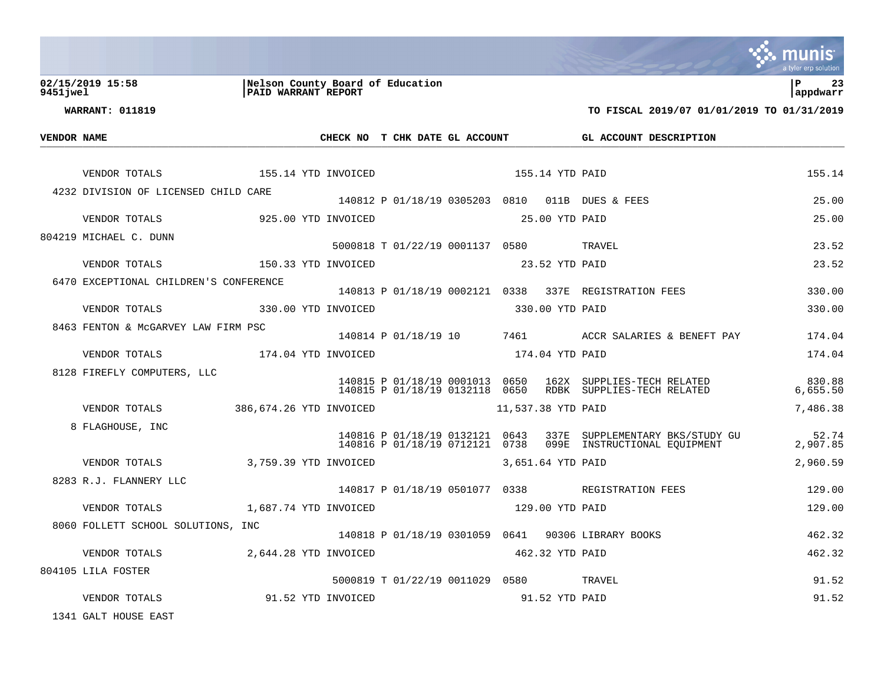**02/15/2019 15:58** | **Nelson County Board of Education** | **P 23**
**9451jwel** | **PAID WARRANT REPORT** | **appdwarr**

**WARRANT: 011819** | **TO FISCAL 2019/07 01/01/2019 TO 01/31/2019**

| VENDOR NAME | CHECK NO | T | CHK DATE | GL ACCOUNT | | | GL ACCOUNT DESCRIPTION | |
|---|---|---|---|---|---|---|---|---|
| VENDOR TOTALS 155.14 YTD INVOICED | | | | 155.14 YTD PAID | | | | 155.14 |
| 4232 DIVISION OF LICENSED CHILD CARE | | | | | | | | |
| | 140812 | P | 01/18/19 | 0305203 | 0810 | 011B | DUES & FEES | 25.00 |
| VENDOR TOTALS 925.00 YTD INVOICED | | | | 25.00 YTD PAID | | | | 25.00 |
| 804219 MICHAEL C. DUNN | | | | | | | | |
| | 5000818 | T | 01/22/19 | 0001137 | 0580 | | TRAVEL | 23.52 |
| VENDOR TOTALS 150.33 YTD INVOICED | | | | 23.52 YTD PAID | | | | 23.52 |
| 6470 EXCEPTIONAL CHILDREN'S CONFERENCE | | | | | | | | |
| | 140813 | P | 01/18/19 | 0002121 | 0338 | 337E | REGISTRATION FEES | 330.00 |
| VENDOR TOTALS 330.00 YTD INVOICED | | | | 330.00 YTD PAID | | | | 330.00 |
| 8463 FENTON & McGARVEY LAW FIRM PSC | | | | | | | | |
| | 140814 | P | 01/18/19 | 10 | 7461 | | ACCR SALARIES & BENEFT PAY | 174.04 |
| VENDOR TOTALS 174.04 YTD INVOICED | | | | 174.04 YTD PAID | | | | 174.04 |
| 8128 FIREFLY COMPUTERS, LLC | | | | | | | | |
| | 140815 | P | 01/18/19 | 0001013 | 0650 | 162X | SUPPLIES-TECH RELATED | 830.88 |
| | 140815 | P | 01/18/19 | 0132118 | 0650 | RDBK | SUPPLIES-TECH RELATED | 6,655.50 |
| VENDOR TOTALS 386,674.26 YTD INVOICED | | | | 11,537.38 YTD PAID | | | | 7,486.38 |
| 8 FLAGHOUSE, INC | | | | | | | | |
| | 140816 | P | 01/18/19 | 0132121 | 0643 | 337E | SUPPLEMENTARY BKS/STUDY GU | 52.74 |
| | 140816 | P | 01/18/19 | 0712121 | 0738 | 099E | INSTRUCTIONAL EQUIPMENT | 2,907.85 |
| VENDOR TOTALS 3,759.39 YTD INVOICED | | | | 3,651.64 YTD PAID | | | | 2,960.59 |
| 8283 R.J. FLANNERY LLC | | | | | | | | |
| | 140817 | P | 01/18/19 | 0501077 | 0338 | | REGISTRATION FEES | 129.00 |
| VENDOR TOTALS 1,687.74 YTD INVOICED | | | | 129.00 YTD PAID | | | | 129.00 |
| 8060 FOLLETT SCHOOL SOLUTIONS, INC | | | | | | | | |
| | 140818 | P | 01/18/19 | 0301059 | 0641 | 90306 | LIBRARY BOOKS | 462.32 |
| VENDOR TOTALS 2,644.28 YTD INVOICED | | | | 462.32 YTD PAID | | | | 462.32 |
| 804105 LILA FOSTER | | | | | | | | |
| | 5000819 | T | 01/22/19 | 0011029 | 0580 | | TRAVEL | 91.52 |
| VENDOR TOTALS 91.52 YTD INVOICED | | | | 91.52 YTD PAID | | | | 91.52 |
| 1341 GALT HOUSE EAST | | | | | | | | |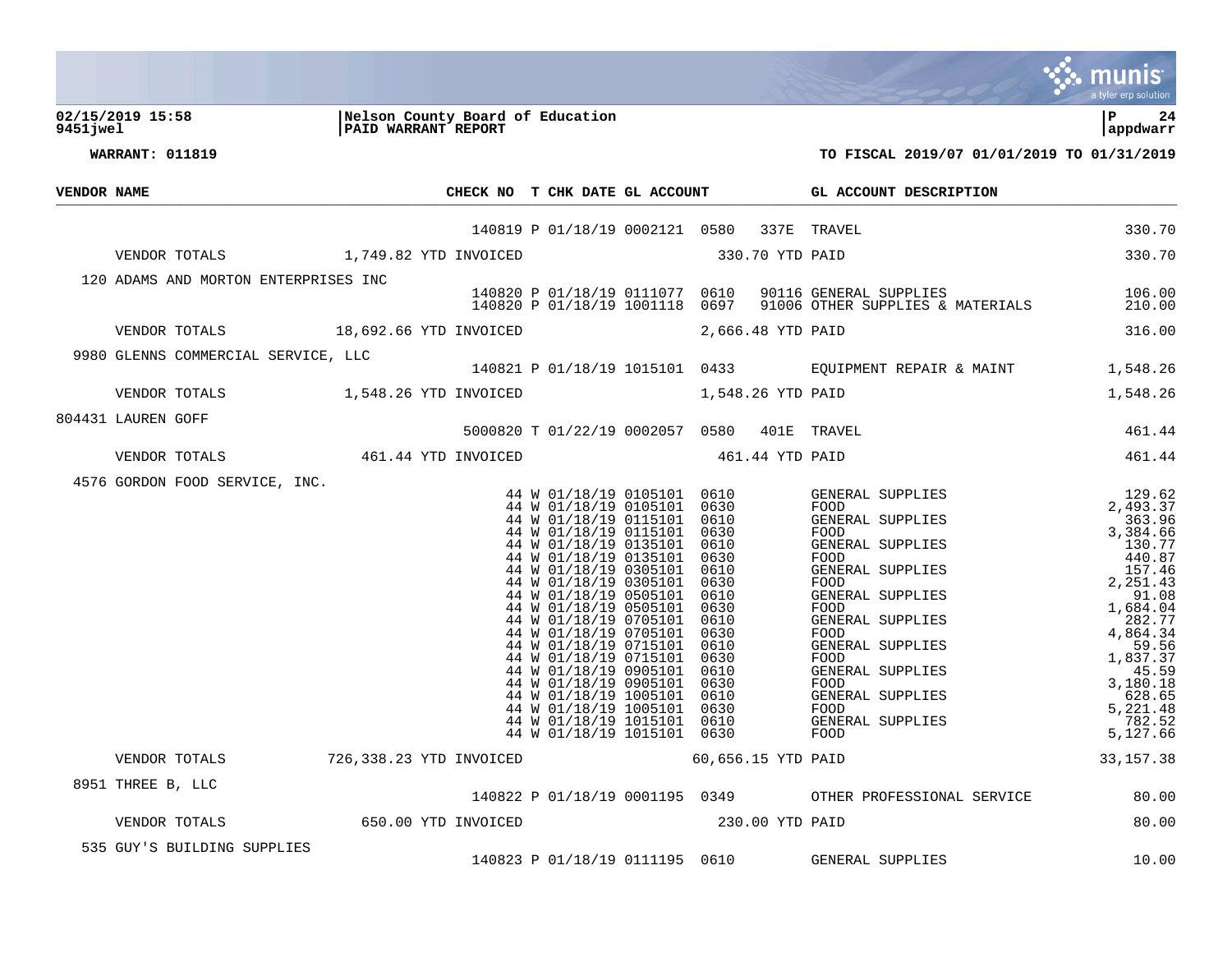**02/15/2019 15:58** | **Nelson County Board of Education** | **P 24**
**9451jwel** | **PAID WARRANT REPORT** | **appdwarr**

**WARRANT: 011819** — **TO FISCAL 2019/07 01/01/2019 TO 01/31/2019**

| VENDOR NAME | CHECK NO | T | CHK DATE | GL ACCOUNT | | | GL ACCOUNT DESCRIPTION | |
|---|---|---|---|---|---|---|---|---|
| | 140819 | P | 01/18/19 | 0002121 | 0580 | 337E | TRAVEL | 330.70 |
| VENDOR TOTALS 1,749.82 YTD INVOICED | | | | | | 330.70 YTD PAID | | 330.70 |
| 120 ADAMS AND MORTON ENTERPRISES INC | | | | | | | | |
| | 140820 | P | 01/18/19 | 0111077 | 0610 | 90116 | GENERAL SUPPLIES | 106.00 |
| | 140820 | P | 01/18/19 | 1001118 | 0697 | 91006 | OTHER SUPPLIES & MATERIALS | 210.00 |
| VENDOR TOTALS 18,692.66 YTD INVOICED | | | | | | 2,666.48 YTD PAID | | 316.00 |
| 9980 GLENNS COMMERCIAL SERVICE, LLC | | | | | | | | |
| | 140821 | P | 01/18/19 | 1015101 | 0433 | | EQUIPMENT REPAIR & MAINT | 1,548.26 |
| VENDOR TOTALS 1,548.26 YTD INVOICED | | | | | | 1,548.26 YTD PAID | | 1,548.26 |
| 804431 LAUREN GOFF | | | | | | | | |
| | 5000820 | T | 01/22/19 | 0002057 | 0580 | 401E | TRAVEL | 461.44 |
| VENDOR TOTALS 461.44 YTD INVOICED | | | | | | 461.44 YTD PAID | | 461.44 |
| 4576 GORDON FOOD SERVICE, INC. | | | | | | | | |
| | 44 | W | 01/18/19 | 0105101 | 0610 | | GENERAL SUPPLIES | 129.62 |
| | 44 | W | 01/18/19 | 0105101 | 0630 | | FOOD | 2,493.37 |
| | 44 | W | 01/18/19 | 0115101 | 0610 | | GENERAL SUPPLIES | 363.96 |
| | 44 | W | 01/18/19 | 0115101 | 0630 | | FOOD | 3,384.66 |
| | 44 | W | 01/18/19 | 0135101 | 0610 | | GENERAL SUPPLIES | 130.77 |
| | 44 | W | 01/18/19 | 0135101 | 0630 | | FOOD | 440.87 |
| | 44 | W | 01/18/19 | 0305101 | 0610 | | GENERAL SUPPLIES | 157.46 |
| | 44 | W | 01/18/19 | 0305101 | 0630 | | FOOD | 2,251.43 |
| | 44 | W | 01/18/19 | 0505101 | 0610 | | GENERAL SUPPLIES | 91.08 |
| | 44 | W | 01/18/19 | 0505101 | 0630 | | FOOD | 1,684.04 |
| | 44 | W | 01/18/19 | 0705101 | 0610 | | GENERAL SUPPLIES | 282.77 |
| | 44 | W | 01/18/19 | 0705101 | 0630 | | FOOD | 4,864.34 |
| | 44 | W | 01/18/19 | 0715101 | 0610 | | GENERAL SUPPLIES | 59.56 |
| | 44 | W | 01/18/19 | 0715101 | 0630 | | FOOD | 1,837.37 |
| | 44 | W | 01/18/19 | 0905101 | 0610 | | GENERAL SUPPLIES | 45.59 |
| | 44 | W | 01/18/19 | 0905101 | 0630 | | FOOD | 3,180.18 |
| | 44 | W | 01/18/19 | 1005101 | 0610 | | GENERAL SUPPLIES | 628.65 |
| | 44 | W | 01/18/19 | 1005101 | 0630 | | FOOD | 5,221.48 |
| | 44 | W | 01/18/19 | 1015101 | 0610 | | GENERAL SUPPLIES | 782.52 |
| | 44 | W | 01/18/19 | 1015101 | 0630 | | FOOD | 5,127.66 |
| VENDOR TOTALS 726,338.23 YTD INVOICED | | | | | | 60,656.15 YTD PAID | | 33,157.38 |
| 8951 THREE B, LLC | | | | | | | | |
| | 140822 | P | 01/18/19 | 0001195 | 0349 | | OTHER PROFESSIONAL SERVICE | 80.00 |
| VENDOR TOTALS 650.00 YTD INVOICED | | | | | | 230.00 YTD PAID | | 80.00 |
| 535 GUY'S BUILDING SUPPLIES | | | | | | | | |
| | 140823 | P | 01/18/19 | 0111195 | 0610 | | GENERAL SUPPLIES | 10.00 |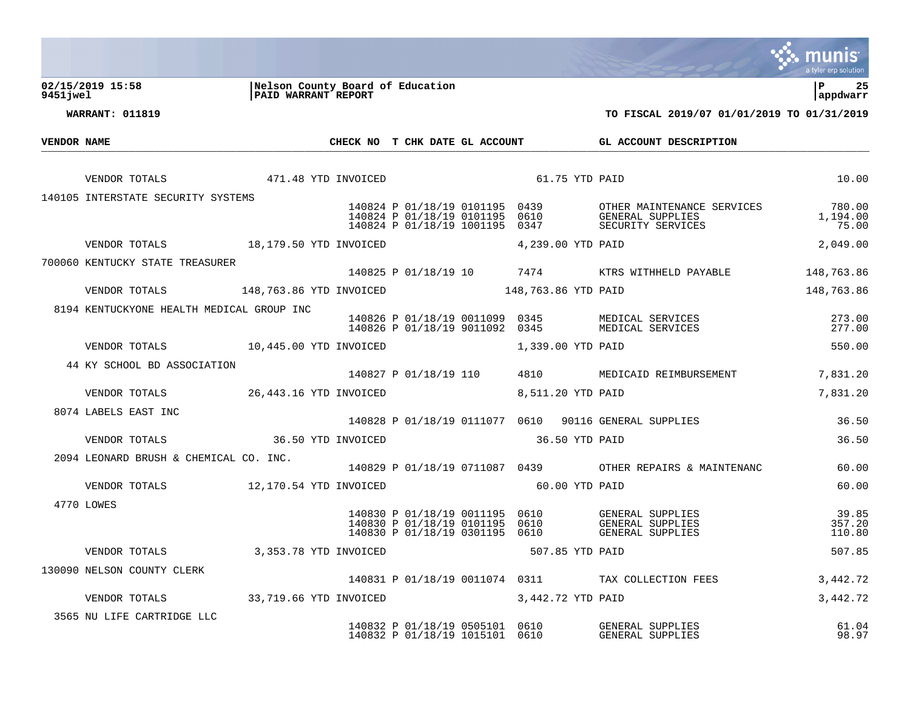**Nelson County Board of Education**
**PAID WARRANT REPORT**

02/15/2019 15:58
9451jwel

**WARRANT: 011819**

**TO FISCAL 2019/07 01/01/2019 TO 01/31/2019**

| VENDOR NAME | CHECK NO | T | CHK DATE | GL ACCOUNT | | | GL ACCOUNT DESCRIPTION | |
|---|---|---|---|---|---|---|---|---|
| VENDOR TOTALS 471.48 YTD INVOICED | | | | 61.75 YTD PAID | | | | 10.00 |
| 140105 INTERSTATE SECURITY SYSTEMS | 140824 | P | 01/18/19 | 0101195 | 0439 | | OTHER MAINTENANCE SERVICES | 780.00 |
| | 140824 | P | 01/18/19 | 0101195 | 0610 | | GENERAL SUPPLIES | 1,194.00 |
| | 140824 | P | 01/18/19 | 1001195 | 0347 | | SECURITY SERVICES | 75.00 |
| VENDOR TOTALS 18,179.50 YTD INVOICED | | | | 4,239.00 YTD PAID | | | | 2,049.00 |
| 700060 KENTUCKY STATE TREASURER | 140825 | P | 01/18/19 | 10 | 7474 | | KTRS WITHHELD PAYABLE | 148,763.86 |
| VENDOR TOTALS 148,763.86 YTD INVOICED | | | | 148,763.86 YTD PAID | | | | 148,763.86 |
| 8194 KENTUCKYONE HEALTH MEDICAL GROUP INC | 140826 | P | 01/18/19 | 0011099 | 0345 | | MEDICAL SERVICES | 273.00 |
| | 140826 | P | 01/18/19 | 9011092 | 0345 | | MEDICAL SERVICES | 277.00 |
| VENDOR TOTALS 10,445.00 YTD INVOICED | | | | 1,339.00 YTD PAID | | | | 550.00 |
| 44 KY SCHOOL BD ASSOCIATION | 140827 | P | 01/18/19 | 110 | 4810 | | MEDICAID REIMBURSEMENT | 7,831.20 |
| VENDOR TOTALS 26,443.16 YTD INVOICED | | | | 8,511.20 YTD PAID | | | | 7,831.20 |
| 8074 LABELS EAST INC | 140828 | P | 01/18/19 | 0111077 | 0610 | 90116 | GENERAL SUPPLIES | 36.50 |
| VENDOR TOTALS 36.50 YTD INVOICED | | | | 36.50 YTD PAID | | | | 36.50 |
| 2094 LEONARD BRUSH & CHEMICAL CO. INC. | 140829 | P | 01/18/19 | 0711087 | 0439 | | OTHER REPAIRS & MAINTENANC | 60.00 |
| VENDOR TOTALS 12,170.54 YTD INVOICED | | | | 60.00 YTD PAID | | | | 60.00 |
| 4770 LOWES | 140830 | P | 01/18/19 | 0011195 | 0610 | | GENERAL SUPPLIES | 39.85 |
| | 140830 | P | 01/18/19 | 0101195 | 0610 | | GENERAL SUPPLIES | 357.20 |
| | 140830 | P | 01/18/19 | 0301195 | 0610 | | GENERAL SUPPLIES | 110.80 |
| VENDOR TOTALS 3,353.78 YTD INVOICED | | | | 507.85 YTD PAID | | | | 507.85 |
| 130090 NELSON COUNTY CLERK | 140831 | P | 01/18/19 | 0011074 | 0311 | | TAX COLLECTION FEES | 3,442.72 |
| VENDOR TOTALS 33,719.66 YTD INVOICED | | | | 3,442.72 YTD PAID | | | | 3,442.72 |
| 3565 NU LIFE CARTRIDGE LLC | 140832 | P | 01/18/19 | 0505101 | 0610 | | GENERAL SUPPLIES | 61.04 |
| | 140832 | P | 01/18/19 | 1015101 | 0610 | | GENERAL SUPPLIES | 98.97 |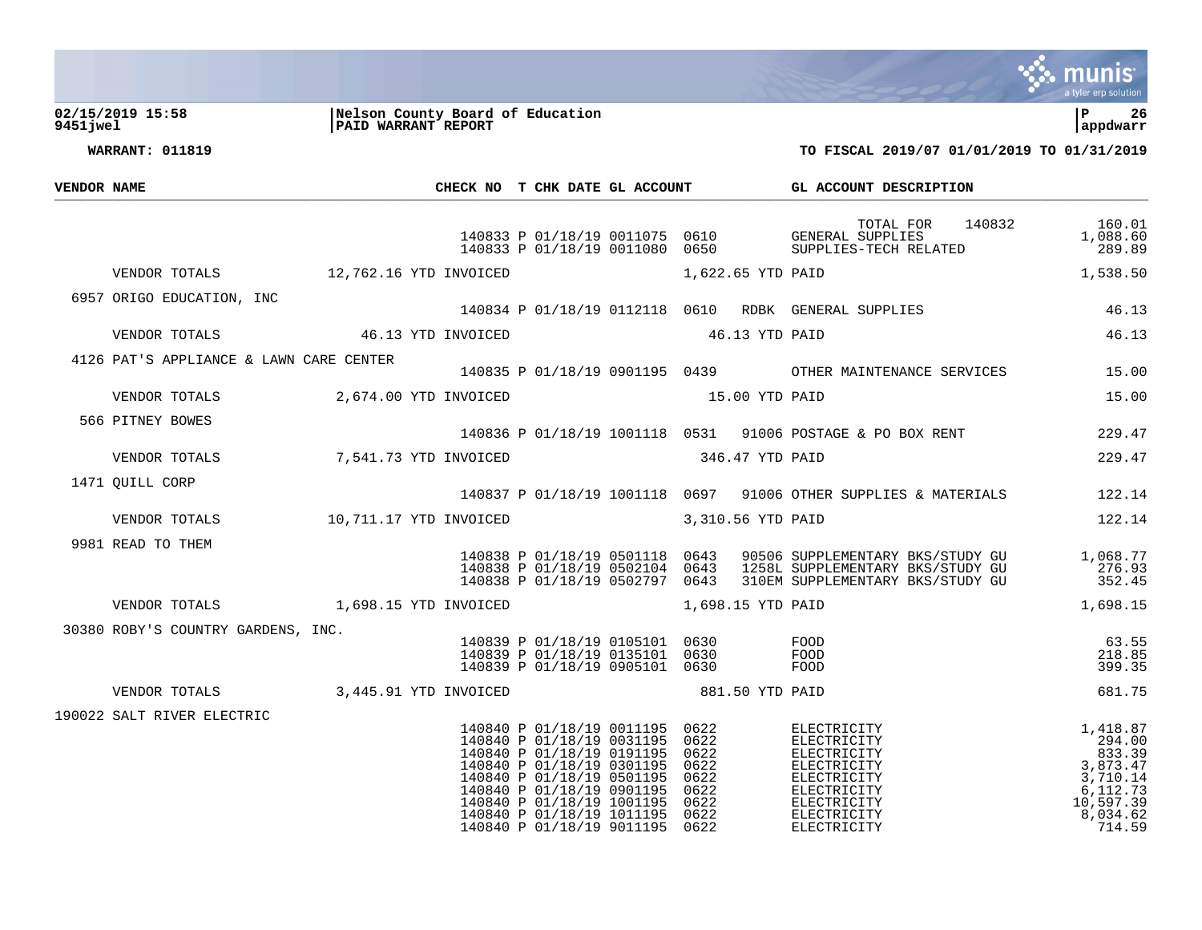**02/15/2019 15:58** | **Nelson County Board of Education**
**9451jwel** | **PAID WARRANT REPORT**

**WARRANT: 011819** — **TO FISCAL 2019/07 01/01/2019 TO 01/31/2019**

| VENDOR NAME | | CHECK NO | T | CHK DATE | GL ACCOUNT | | | GL ACCOUNT DESCRIPTION | |
|---|---|---|---|---|---|---|---|---|---|
| | | | | | | | | TOTAL FOR 140832 | 160.01 |
| | | 140833 | P | 01/18/19 | 0011075 | 0610 | | GENERAL SUPPLIES | 1,088.60 |
| | | 140833 | P | 01/18/19 | 0011080 | 0650 | | SUPPLIES-TECH RELATED | 289.89 |
| VENDOR TOTALS | 12,762.16 YTD INVOICED | | | | 1,622.65 YTD PAID | | | | 1,538.50 |
| 6957 ORIGO EDUCATION, INC | | | | | | | | | |
| | | 140834 | P | 01/18/19 | 0112118 | 0610 | RDBK | GENERAL SUPPLIES | 46.13 |
| VENDOR TOTALS | 46.13 YTD INVOICED | | | | 46.13 YTD PAID | | | | 46.13 |
| 4126 PAT'S APPLIANCE & LAWN CARE CENTER | | | | | | | | | |
| | | 140835 | P | 01/18/19 | 0901195 | 0439 | | OTHER MAINTENANCE SERVICES | 15.00 |
| VENDOR TOTALS | 2,674.00 YTD INVOICED | | | | 15.00 YTD PAID | | | | 15.00 |
| 566 PITNEY BOWES | | | | | | | | | |
| | | 140836 | P | 01/18/19 | 1001118 | 0531 | 91006 | POSTAGE & PO BOX RENT | 229.47 |
| VENDOR TOTALS | 7,541.73 YTD INVOICED | | | | 346.47 YTD PAID | | | | 229.47 |
| 1471 QUILL CORP | | | | | | | | | |
| | | 140837 | P | 01/18/19 | 1001118 | 0697 | 91006 | OTHER SUPPLIES & MATERIALS | 122.14 |
| VENDOR TOTALS | 10,711.17 YTD INVOICED | | | | 3,310.56 YTD PAID | | | | 122.14 |
| 9981 READ TO THEM | | | | | | | | | |
| | | 140838 | P | 01/18/19 | 0501118 | 0643 | 90506 | SUPPLEMENTARY BKS/STUDY GU | 1,068.77 |
| | | 140838 | P | 01/18/19 | 0502104 | 0643 | 1258L | SUPPLEMENTARY BKS/STUDY GU | 276.93 |
| | | 140838 | P | 01/18/19 | 0502797 | 0643 | 310EM | SUPPLEMENTARY BKS/STUDY GU | 352.45 |
| VENDOR TOTALS | 1,698.15 YTD INVOICED | | | | 1,698.15 YTD PAID | | | | 1,698.15 |
| 30380 ROBY'S COUNTRY GARDENS, INC. | | | | | | | | | |
| | | 140839 | P | 01/18/19 | 0105101 | 0630 | | FOOD | 63.55 |
| | | 140839 | P | 01/18/19 | 0135101 | 0630 | | FOOD | 218.85 |
| | | 140839 | P | 01/18/19 | 0905101 | 0630 | | FOOD | 399.35 |
| VENDOR TOTALS | 3,445.91 YTD INVOICED | | | | 881.50 YTD PAID | | | | 681.75 |
| 190022 SALT RIVER ELECTRIC | | | | | | | | | |
| | | 140840 | P | 01/18/19 | 0011195 | 0622 | | ELECTRICITY | 1,418.87 |
| | | 140840 | P | 01/18/19 | 0031195 | 0622 | | ELECTRICITY | 294.00 |
| | | 140840 | P | 01/18/19 | 0191195 | 0622 | | ELECTRICITY | 833.39 |
| | | 140840 | P | 01/18/19 | 0301195 | 0622 | | ELECTRICITY | 3,873.47 |
| | | 140840 | P | 01/18/19 | 0501195 | 0622 | | ELECTRICITY | 3,710.14 |
| | | 140840 | P | 01/18/19 | 0901195 | 0622 | | ELECTRICITY | 6,112.73 |
| | | 140840 | P | 01/18/19 | 1001195 | 0622 | | ELECTRICITY | 10,597.39 |
| | | 140840 | P | 01/18/19 | 1011195 | 0622 | | ELECTRICITY | 8,034.62 |
| | | 140840 | P | 01/18/19 | 9011195 | 0622 | | ELECTRICITY | 714.59 |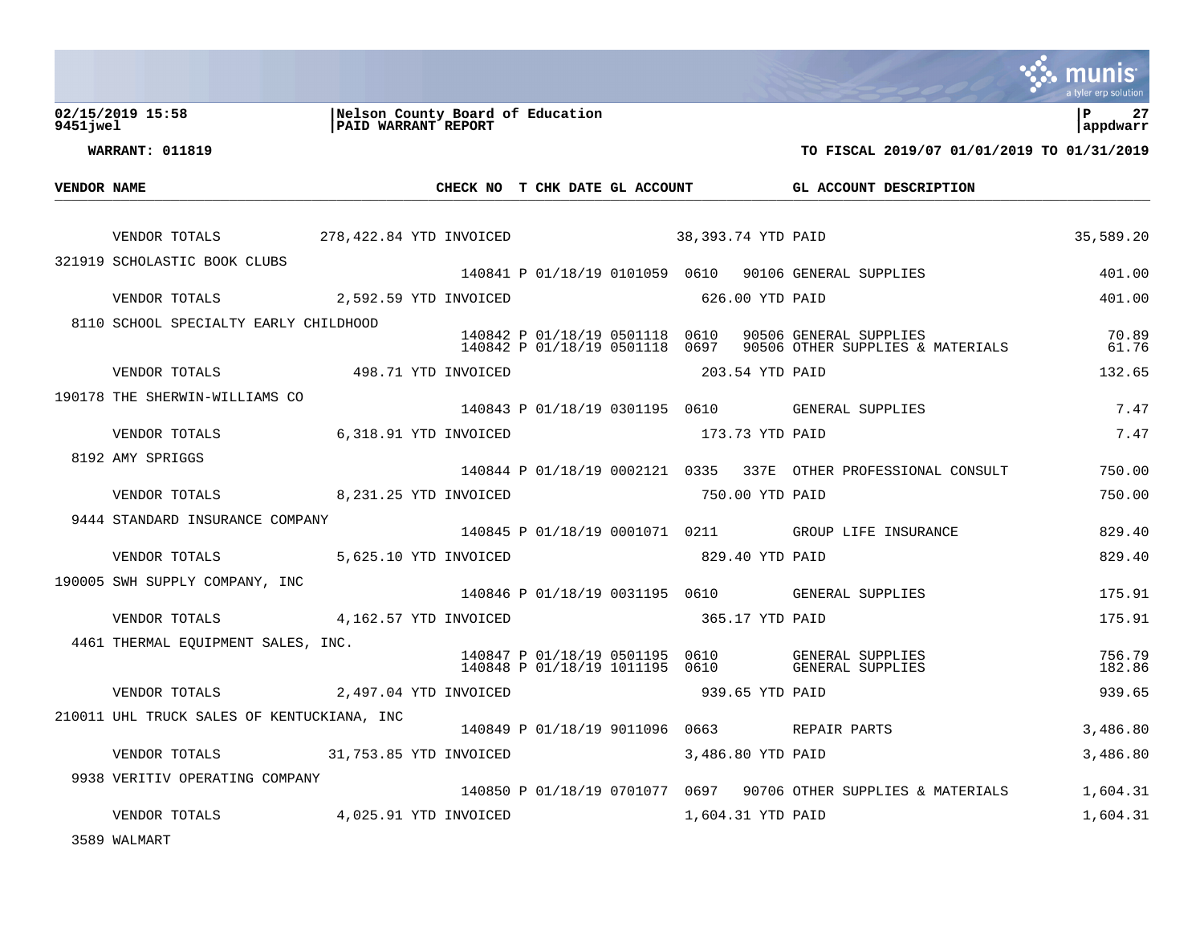**02/15/2019 15:58** **Nelson County Board of Education**
**9451jwel** **PAID WARRANT REPORT**

**WARRANT: 011819** **TO FISCAL 2019/07 01/01/2019 TO 01/31/2019**

| VENDOR NAME | | CHECK NO | T | CHK DATE | GL ACCOUNT | | GL ACCOUNT DESCRIPTION | |
|---|---|---|---|---|---|---|---|---|
| VENDOR TOTALS | 278,422.84 YTD INVOICED | | | | 38,393.74 YTD PAID | | | 35,589.20 |
| 321919 SCHOLASTIC BOOK CLUBS | | 140841 | P | 01/18/19 | 0101059 0610 | 90106 | GENERAL SUPPLIES | 401.00 |
| VENDOR TOTALS | 2,592.59 YTD INVOICED | | | | 626.00 YTD PAID | | | 401.00 |
| 8110 SCHOOL SPECIALTY EARLY CHILDHOOD | | 140842 | P | 01/18/19 | 0501118 0610 | 90506 | GENERAL SUPPLIES | 70.89 |
| | | 140842 | P | 01/18/19 | 0501118 0697 | 90506 | OTHER SUPPLIES & MATERIALS | 61.76 |
| VENDOR TOTALS | 498.71 YTD INVOICED | | | | 203.54 YTD PAID | | | 132.65 |
| 190178 THE SHERWIN-WILLIAMS CO | | 140843 | P | 01/18/19 | 0301195 0610 | | GENERAL SUPPLIES | 7.47 |
| VENDOR TOTALS | 6,318.91 YTD INVOICED | | | | 173.73 YTD PAID | | | 7.47 |
| 8192 AMY SPRIGGS | | 140844 | P | 01/18/19 | 0002121 0335 | 337E | OTHER PROFESSIONAL CONSULT | 750.00 |
| VENDOR TOTALS | 8,231.25 YTD INVOICED | | | | 750.00 YTD PAID | | | 750.00 |
| 9444 STANDARD INSURANCE COMPANY | | 140845 | P | 01/18/19 | 0001071 0211 | | GROUP LIFE INSURANCE | 829.40 |
| VENDOR TOTALS | 5,625.10 YTD INVOICED | | | | 829.40 YTD PAID | | | 829.40 |
| 190005 SWH SUPPLY COMPANY, INC | | 140846 | P | 01/18/19 | 0031195 0610 | | GENERAL SUPPLIES | 175.91 |
| VENDOR TOTALS | 4,162.57 YTD INVOICED | | | | 365.17 YTD PAID | | | 175.91 |
| 4461 THERMAL EQUIPMENT SALES, INC. | | 140847 | P | 01/18/19 | 0501195 0610 | | GENERAL SUPPLIES | 756.79 |
| | | 140848 | P | 01/18/19 | 1011195 0610 | | GENERAL SUPPLIES | 182.86 |
| VENDOR TOTALS | 2,497.04 YTD INVOICED | | | | 939.65 YTD PAID | | | 939.65 |
| 210011 UHL TRUCK SALES OF KENTUCKIANA, INC | | 140849 | P | 01/18/19 | 9011096 0663 | | REPAIR PARTS | 3,486.80 |
| VENDOR TOTALS | 31,753.85 YTD INVOICED | | | | 3,486.80 YTD PAID | | | 3,486.80 |
| 9938 VERITIV OPERATING COMPANY | | 140850 | P | 01/18/19 | 0701077 0697 | 90706 | OTHER SUPPLIES & MATERIALS | 1,604.31 |
| VENDOR TOTALS | 4,025.91 YTD INVOICED | | | | 1,604.31 YTD PAID | | | 1,604.31 |
| 3589 WALMART | | | | | | | | |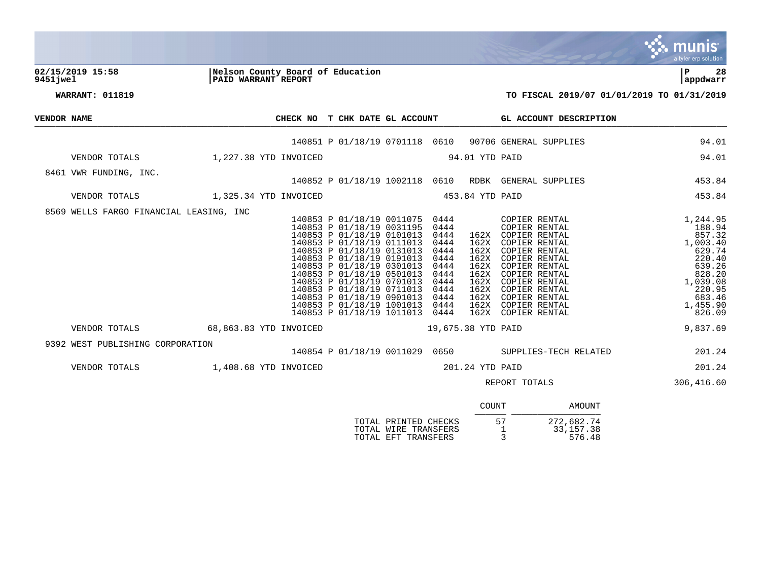**Nelson County Board of Education**
**PAID WARRANT REPORT**

02/15/2019 15:58
9451jwel

**WARRANT: 011819** — **TO FISCAL 2019/07 01/01/2019 TO 01/31/2019**

| VENDOR NAME | CHECK NO | T | CHK DATE | GL ACCOUNT | | | GL ACCOUNT DESCRIPTION | AMOUNT |
|---|---|---|---|---|---|---|---|---|
| | 140851 | P | 01/18/19 | 0701118 | 0610 | 90706 | GENERAL SUPPLIES | 94.01 |
| VENDOR TOTALS | 1,227.38 YTD INVOICED | | | | 94.01 YTD PAID | | | 94.01 |
| 8461 VWR FUNDING, INC. | | | | | | | | |
| | 140852 | P | 01/18/19 | 1002118 | 0610 | RDBK | GENERAL SUPPLIES | 453.84 |
| VENDOR TOTALS | 1,325.34 YTD INVOICED | | | | 453.84 YTD PAID | | | 453.84 |
| 8569 WELLS FARGO FINANCIAL LEASING, INC | | | | | | | | |
| | 140853 | P | 01/18/19 | 0011075 | 0444 | | COPIER RENTAL | 1,244.95 |
| | 140853 | P | 01/18/19 | 0031195 | 0444 | | COPIER RENTAL | 188.94 |
| | 140853 | P | 01/18/19 | 0101013 | 0444 | 162X | COPIER RENTAL | 857.32 |
| | 140853 | P | 01/18/19 | 0111013 | 0444 | 162X | COPIER RENTAL | 1,003.40 |
| | 140853 | P | 01/18/19 | 0131013 | 0444 | 162X | COPIER RENTAL | 629.74 |
| | 140853 | P | 01/18/19 | 0191013 | 0444 | 162X | COPIER RENTAL | 220.40 |
| | 140853 | P | 01/18/19 | 0301013 | 0444 | 162X | COPIER RENTAL | 639.26 |
| | 140853 | P | 01/18/19 | 0501013 | 0444 | 162X | COPIER RENTAL | 828.20 |
| | 140853 | P | 01/18/19 | 0701013 | 0444 | 162X | COPIER RENTAL | 1,039.08 |
| | 140853 | P | 01/18/19 | 0711013 | 0444 | 162X | COPIER RENTAL | 220.95 |
| | 140853 | P | 01/18/19 | 0901013 | 0444 | 162X | COPIER RENTAL | 683.46 |
| | 140853 | P | 01/18/19 | 1001013 | 0444 | 162X | COPIER RENTAL | 1,455.90 |
| | 140853 | P | 01/18/19 | 1011013 | 0444 | 162X | COPIER RENTAL | 826.09 |
| VENDOR TOTALS | 68,863.83 YTD INVOICED | | | | 19,675.38 YTD PAID | | | 9,837.69 |
| 9392 WEST PUBLISHING CORPORATION | | | | | | | | |
| | 140854 | P | 01/18/19 | 0011029 | 0650 | | SUPPLIES-TECH RELATED | 201.24 |
| VENDOR TOTALS | 1,408.68 YTD INVOICED | | | | 201.24 YTD PAID | | | 201.24 |
| | | | | | | | REPORT TOTALS | 306,416.60 |

| | COUNT | AMOUNT |
|---|---|---|
| TOTAL PRINTED CHECKS | 57 | 272,682.74 |
| TOTAL WIRE TRANSFERS | 1 | 33,157.38 |
| TOTAL EFT TRANSFERS | 3 | 576.48 |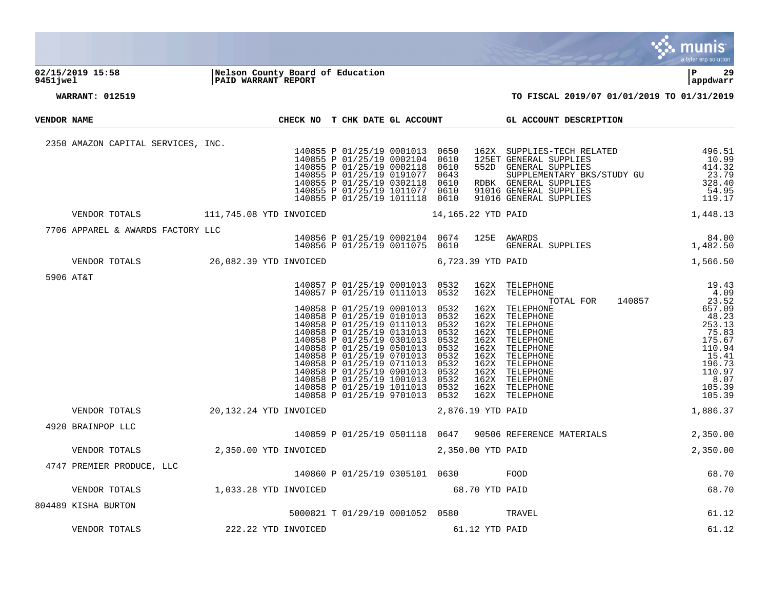**02/15/2019 15:58** | **Nelson County Board of Education** | **P 29**
**9451jwel** | **PAID WARRANT REPORT** | **appdwarr**

**WARRANT: 012519** — **TO FISCAL 2019/07 01/01/2019 TO 01/31/2019**

| VENDOR NAME | CHECK NO | T | CHK DATE | GL ACCOUNT | | | GL ACCOUNT DESCRIPTION | |
|---|---|---|---|---|---|---|---|---|
| 2350 AMAZON CAPITAL SERVICES, INC. | | | | | | | | |
| | 140855 | P | 01/25/19 | 0001013 | 0650 | 162X | SUPPLIES-TECH RELATED | 496.51 |
| | 140855 | P | 01/25/19 | 0002104 | 0610 | 125ET | GENERAL SUPPLIES | 10.99 |
| | 140855 | P | 01/25/19 | 0002118 | 0610 | 552D | GENERAL SUPPLIES | 414.32 |
| | 140855 | P | 01/25/19 | 0191077 | 0643 | | SUPPLEMENTARY BKS/STUDY GU | 23.79 |
| | 140855 | P | 01/25/19 | 0302118 | 0610 | RDBK | GENERAL SUPPLIES | 328.40 |
| | 140855 | P | 01/25/19 | 1011077 | 0610 | 91016 | GENERAL SUPPLIES | 54.95 |
| | 140855 | P | 01/25/19 | 1011118 | 0610 | 91016 | GENERAL SUPPLIES | 119.17 |
| VENDOR TOTALS | 111,745.08 YTD INVOICED | | | | 14,165.22 YTD PAID | | | 1,448.13 |
| 7706 APPAREL & AWARDS FACTORY LLC | | | | | | | | |
| | 140856 | P | 01/25/19 | 0002104 | 0674 | 125E | AWARDS | 84.00 |
| | 140856 | P | 01/25/19 | 0011075 | 0610 | | GENERAL SUPPLIES | 1,482.50 |
| VENDOR TOTALS | 26,082.39 YTD INVOICED | | | | 6,723.39 YTD PAID | | | 1,566.50 |
| 5906 AT&T | | | | | | | | |
| | 140857 | P | 01/25/19 | 0001013 | 0532 | 162X | TELEPHONE | 19.43 |
| | 140857 | P | 01/25/19 | 0111013 | 0532 | 162X | TELEPHONE | 4.09 |
| | | | | | | | TOTAL FOR 140857 | 23.52 |
| | 140858 | P | 01/25/19 | 0001013 | 0532 | 162X | TELEPHONE | 657.09 |
| | 140858 | P | 01/25/19 | 0101013 | 0532 | 162X | TELEPHONE | 48.23 |
| | 140858 | P | 01/25/19 | 0111013 | 0532 | 162X | TELEPHONE | 253.13 |
| | 140858 | P | 01/25/19 | 0131013 | 0532 | 162X | TELEPHONE | 75.83 |
| | 140858 | P | 01/25/19 | 0301013 | 0532 | 162X | TELEPHONE | 175.67 |
| | 140858 | P | 01/25/19 | 0501013 | 0532 | 162X | TELEPHONE | 110.94 |
| | 140858 | P | 01/25/19 | 0701013 | 0532 | 162X | TELEPHONE | 15.41 |
| | 140858 | P | 01/25/19 | 0711013 | 0532 | 162X | TELEPHONE | 196.73 |
| | 140858 | P | 01/25/19 | 0901013 | 0532 | 162X | TELEPHONE | 110.97 |
| | 140858 | P | 01/25/19 | 1001013 | 0532 | 162X | TELEPHONE | 8.07 |
| | 140858 | P | 01/25/19 | 1011013 | 0532 | 162X | TELEPHONE | 105.39 |
| | 140858 | P | 01/25/19 | 9701013 | 0532 | 162X | TELEPHONE | 105.39 |
| VENDOR TOTALS | 20,132.24 YTD INVOICED | | | | 2,876.19 YTD PAID | | | 1,886.37 |
| 4920 BRAINPOP LLC | | | | | | | | |
| | 140859 | P | 01/25/19 | 0501118 | 0647 | 90506 | REFERENCE MATERIALS | 2,350.00 |
| VENDOR TOTALS | 2,350.00 YTD INVOICED | | | | 2,350.00 YTD PAID | | | 2,350.00 |
| 4747 PREMIER PRODUCE, LLC | | | | | | | | |
| | 140860 | P | 01/25/19 | 0305101 | 0630 | | FOOD | 68.70 |
| VENDOR TOTALS | 1,033.28 YTD INVOICED | | | | 68.70 YTD PAID | | | 68.70 |
| 804489 KISHA BURTON | | | | | | | | |
| | 5000821 | T | 01/29/19 | 0001052 | 0580 | | TRAVEL | 61.12 |
| VENDOR TOTALS | 222.22 YTD INVOICED | | | | 61.12 YTD PAID | | | 61.12 |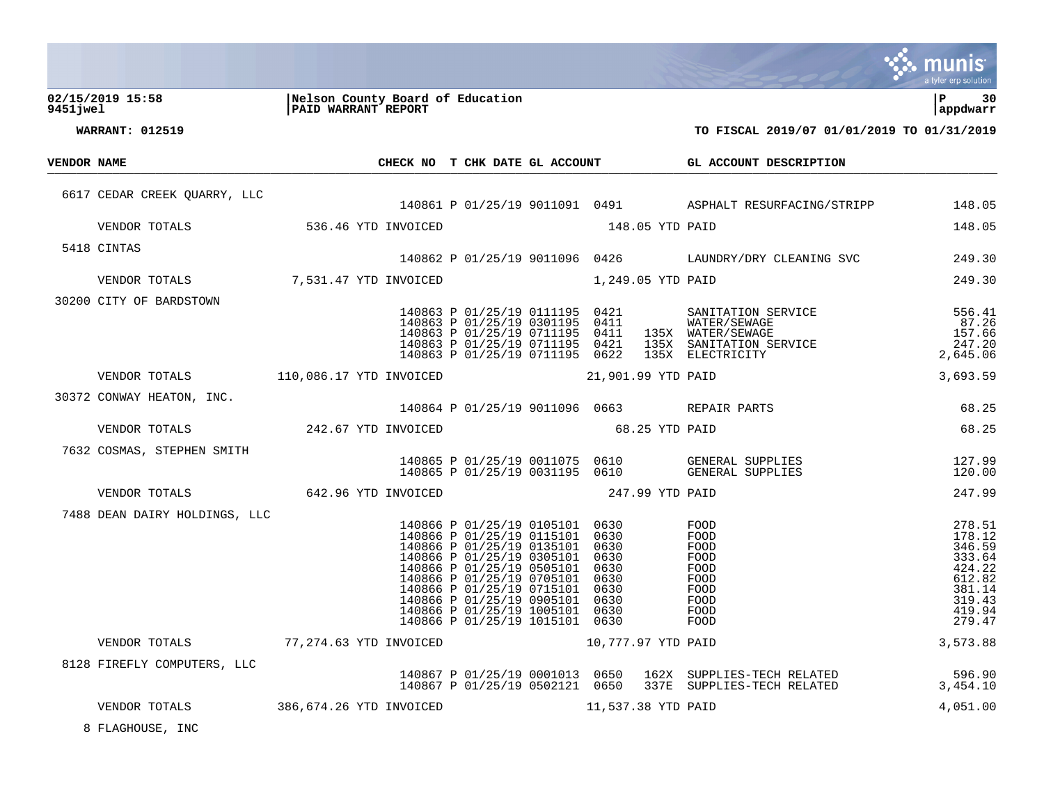**Nelson County Board of Education**
**PAID WARRANT REPORT**

02/15/2019 15:58
9451jwel

appdwarr

**WARRANT: 012519**

**TO FISCAL 2019/07 01/01/2019 TO 01/31/2019**

| VENDOR NAME | | CHECK NO | T | CHK DATE | GL ACCOUNT | | | GL ACCOUNT DESCRIPTION | |
|---|---|---|---|---|---|---|---|---|---|
| 6617 CEDAR CREEK QUARRY, LLC | | | | | | | | | |
| | | 140861 | P | 01/25/19 | 9011091 | 0491 | | ASPHALT RESURFACING/STRIPP | 148.05 |
| VENDOR TOTALS | 536.46 YTD INVOICED | | | | | 148.05 YTD PAID | | | 148.05 |
| 5418 CINTAS | | | | | | | | | |
| | | 140862 | P | 01/25/19 | 9011096 | 0426 | | LAUNDRY/DRY CLEANING SVC | 249.30 |
| VENDOR TOTALS | 7,531.47 YTD INVOICED | | | | | 1,249.05 YTD PAID | | | 249.30 |
| 30200 CITY OF BARDSTOWN | | | | | | | | | |
| | | 140863 | P | 01/25/19 | 0111195 | 0421 | | SANITATION SERVICE | 556.41 |
| | | 140863 | P | 01/25/19 | 0301195 | 0411 | | WATER/SEWAGE | 87.26 |
| | | 140863 | P | 01/25/19 | 0711195 | 0411 | 135X | WATER/SEWAGE | 157.66 |
| | | 140863 | P | 01/25/19 | 0711195 | 0421 | 135X | SANITATION SERVICE | 247.20 |
| | | 140863 | P | 01/25/19 | 0711195 | 0622 | 135X | ELECTRICITY | 2,645.06 |
| VENDOR TOTALS | 110,086.17 YTD INVOICED | | | | | 21,901.99 YTD PAID | | | 3,693.59 |
| 30372 CONWAY HEATON, INC. | | | | | | | | | |
| | | 140864 | P | 01/25/19 | 9011096 | 0663 | | REPAIR PARTS | 68.25 |
| VENDOR TOTALS | 242.67 YTD INVOICED | | | | | 68.25 YTD PAID | | | 68.25 |
| 7632 COSMAS, STEPHEN SMITH | | | | | | | | | |
| | | 140865 | P | 01/25/19 | 0011075 | 0610 | | GENERAL SUPPLIES | 127.99 |
| | | 140865 | P | 01/25/19 | 0031195 | 0610 | | GENERAL SUPPLIES | 120.00 |
| VENDOR TOTALS | 642.96 YTD INVOICED | | | | | 247.99 YTD PAID | | | 247.99 |
| 7488 DEAN DAIRY HOLDINGS, LLC | | | | | | | | | |
| | | 140866 | P | 01/25/19 | 0105101 | 0630 | | FOOD | 278.51 |
| | | 140866 | P | 01/25/19 | 0115101 | 0630 | | FOOD | 178.12 |
| | | 140866 | P | 01/25/19 | 0135101 | 0630 | | FOOD | 346.59 |
| | | 140866 | P | 01/25/19 | 0305101 | 0630 | | FOOD | 333.64 |
| | | 140866 | P | 01/25/19 | 0505101 | 0630 | | FOOD | 424.22 |
| | | 140866 | P | 01/25/19 | 0705101 | 0630 | | FOOD | 612.82 |
| | | 140866 | P | 01/25/19 | 0715101 | 0630 | | FOOD | 381.14 |
| | | 140866 | P | 01/25/19 | 0905101 | 0630 | | FOOD | 319.43 |
| | | 140866 | P | 01/25/19 | 1005101 | 0630 | | FOOD | 419.94 |
| | | 140866 | P | 01/25/19 | 1015101 | 0630 | | FOOD | 279.47 |
| VENDOR TOTALS | 77,274.63 YTD INVOICED | | | | | 10,777.97 YTD PAID | | | 3,573.88 |
| 8128 FIREFLY COMPUTERS, LLC | | | | | | | | | |
| | | 140867 | P | 01/25/19 | 0001013 | 0650 | 162X | SUPPLIES-TECH RELATED | 596.90 |
| | | 140867 | P | 01/25/19 | 0502121 | 0650 | 337E | SUPPLIES-TECH RELATED | 3,454.10 |
| VENDOR TOTALS | 386,674.26 YTD INVOICED | | | | | 11,537.38 YTD PAID | | | 4,051.00 |
| 8 FLAGHOUSE, INC | | | | | | | | | |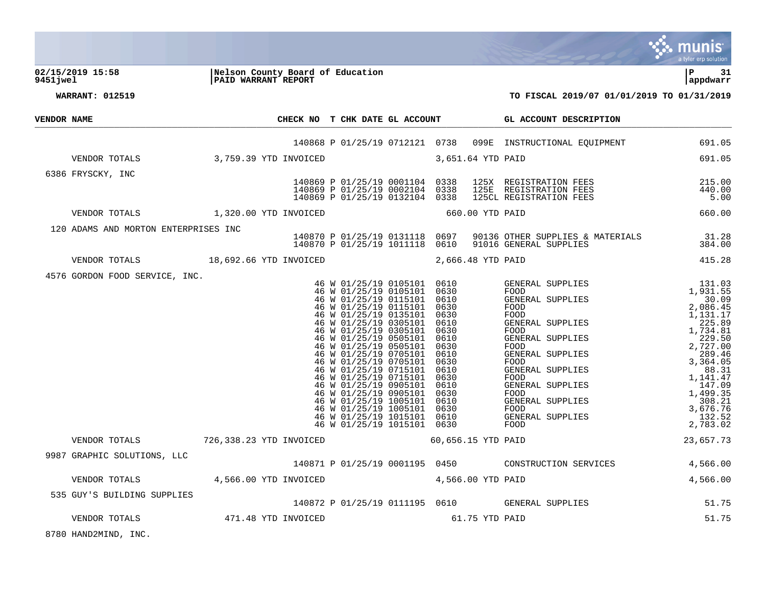**02/15/2019 15:58** | **Nelson County Board of Education**
**9451jwel** | **PAID WARRANT REPORT**

**WARRANT: 012519** | **TO FISCAL 2019/07 01/01/2019 TO 01/31/2019**

| VENDOR NAME | | CHECK NO | T | CHK DATE | GL ACCOUNT | | | GL ACCOUNT DESCRIPTION | |
|---|---|---|---|---|---|---|---|---|---|
| | | 140868 | P | 01/25/19 | 0712121 | 0738 | 099E | INSTRUCTIONAL EQUIPMENT | 691.05 |
| VENDOR TOTALS | 3,759.39 YTD INVOICED | | | | | 3,651.64 YTD PAID | | | 691.05 |
| 6386 FRYSCKY, INC | | | | | | | | | |
| | | 140869 | P | 01/25/19 | 0001104 | 0338 | 125X | REGISTRATION FEES | 215.00 |
| | | 140869 | P | 01/25/19 | 0002104 | 0338 | 125E | REGISTRATION FEES | 440.00 |
| | | 140869 | P | 01/25/19 | 0132104 | 0338 | 125CL | REGISTRATION FEES | 5.00 |
| VENDOR TOTALS | 1,320.00 YTD INVOICED | | | | | 660.00 YTD PAID | | | 660.00 |
| 120 ADAMS AND MORTON ENTERPRISES INC | | | | | | | | | |
| | | 140870 | P | 01/25/19 | 0131118 | 0697 | 90136 | OTHER SUPPLIES & MATERIALS | 31.28 |
| | | 140870 | P | 01/25/19 | 1011118 | 0610 | 91016 | GENERAL SUPPLIES | 384.00 |
| VENDOR TOTALS | 18,692.66 YTD INVOICED | | | | | 2,666.48 YTD PAID | | | 415.28 |
| 4576 GORDON FOOD SERVICE, INC. | | | | | | | | | |
| | | 46 | W | 01/25/19 | 0105101 | 0610 | | GENERAL SUPPLIES | 131.03 |
| | | 46 | W | 01/25/19 | 0105101 | 0630 | | FOOD | 1,931.55 |
| | | 46 | W | 01/25/19 | 0115101 | 0610 | | GENERAL SUPPLIES | 30.09 |
| | | 46 | W | 01/25/19 | 0115101 | 0630 | | FOOD | 2,086.45 |
| | | 46 | W | 01/25/19 | 0135101 | 0630 | | FOOD | 1,131.17 |
| | | 46 | W | 01/25/19 | 0305101 | 0610 | | GENERAL SUPPLIES | 225.89 |
| | | 46 | W | 01/25/19 | 0305101 | 0630 | | FOOD | 1,734.81 |
| | | 46 | W | 01/25/19 | 0505101 | 0610 | | GENERAL SUPPLIES | 229.50 |
| | | 46 | W | 01/25/19 | 0505101 | 0630 | | FOOD | 2,727.00 |
| | | 46 | W | 01/25/19 | 0705101 | 0610 | | GENERAL SUPPLIES | 289.46 |
| | | 46 | W | 01/25/19 | 0705101 | 0630 | | FOOD | 3,364.05 |
| | | 46 | W | 01/25/19 | 0715101 | 0610 | | GENERAL SUPPLIES | 88.31 |
| | | 46 | W | 01/25/19 | 0715101 | 0630 | | FOOD | 1,141.47 |
| | | 46 | W | 01/25/19 | 0905101 | 0610 | | GENERAL SUPPLIES | 147.09 |
| | | 46 | W | 01/25/19 | 0905101 | 0630 | | FOOD | 1,499.35 |
| | | 46 | W | 01/25/19 | 1005101 | 0610 | | GENERAL SUPPLIES | 308.21 |
| | | 46 | W | 01/25/19 | 1005101 | 0630 | | FOOD | 3,676.76 |
| | | 46 | W | 01/25/19 | 1015101 | 0610 | | GENERAL SUPPLIES | 132.52 |
| | | 46 | W | 01/25/19 | 1015101 | 0630 | | FOOD | 2,783.02 |
| VENDOR TOTALS | 726,338.23 YTD INVOICED | | | | | 60,656.15 YTD PAID | | | 23,657.73 |
| 9987 GRAPHIC SOLUTIONS, LLC | | | | | | | | | |
| | | 140871 | P | 01/25/19 | 0001195 | 0450 | | CONSTRUCTION SERVICES | 4,566.00 |
| VENDOR TOTALS | 4,566.00 YTD INVOICED | | | | | 4,566.00 YTD PAID | | | 4,566.00 |
| 535 GUY'S BUILDING SUPPLIES | | | | | | | | | |
| | | 140872 | P | 01/25/19 | 0111195 | 0610 | | GENERAL SUPPLIES | 51.75 |
| VENDOR TOTALS | 471.48 YTD INVOICED | | | | | 61.75 YTD PAID | | | 51.75 |
| 8780 HAND2MIND, INC. | | | | | | | | | |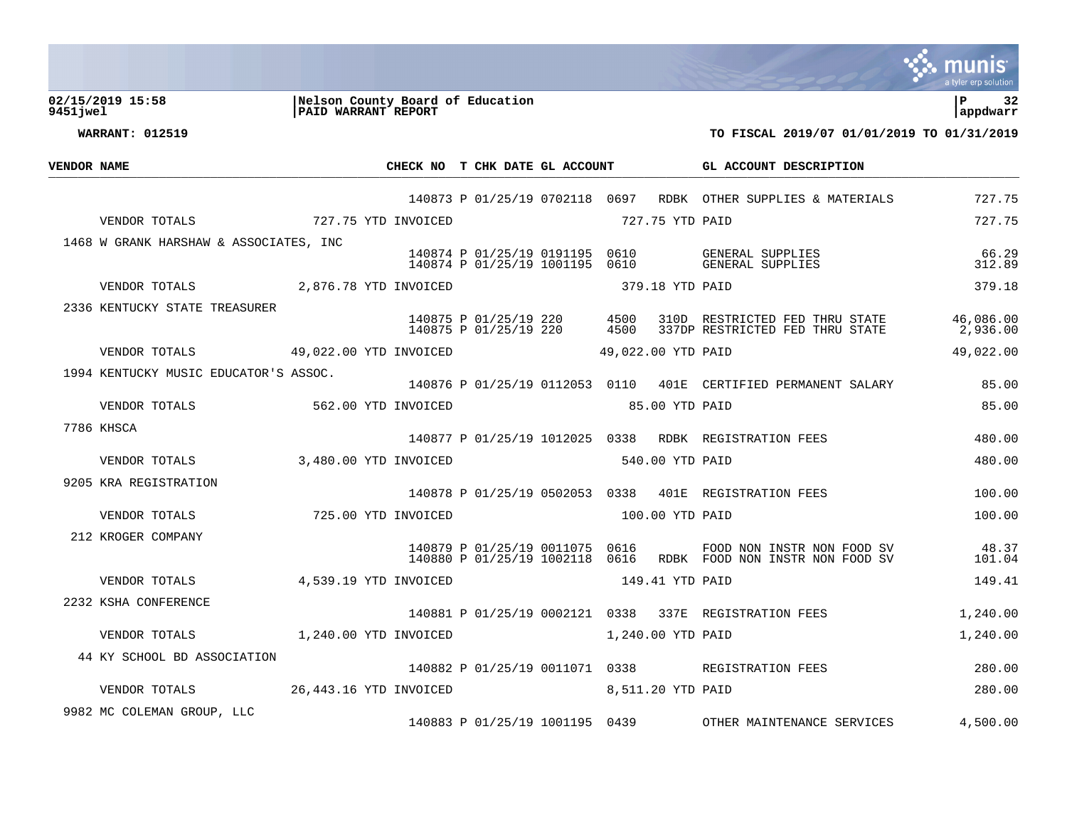**02/15/2019 15:58** | **Nelson County Board of Education** | **P 32**
**9451jwel** | **PAID WARRANT REPORT** | **appdwarr**

**WARRANT: 012519** — **TO FISCAL 2019/07 01/01/2019 TO 01/31/2019**

| VENDOR NAME | CHECK NO | T | CHK DATE | GL ACCOUNT | | | GL ACCOUNT DESCRIPTION | |
|---|---|---|---|---|---|---|---|---|
| | 140873 | P | 01/25/19 | 0702118 | 0697 | RDBK | OTHER SUPPLIES & MATERIALS | 727.75 |
| VENDOR TOTALS | 727.75 YTD INVOICED | | | 727.75 YTD PAID | | | | 727.75 |
| 1468 W GRANK HARSHAW & ASSOCIATES, INC | | | | | | | | |
| | 140874 | P | 01/25/19 | 0191195 | 0610 | | GENERAL SUPPLIES | 66.29 |
| | 140874 | P | 01/25/19 | 1001195 | 0610 | | GENERAL SUPPLIES | 312.89 |
| VENDOR TOTALS | 2,876.78 YTD INVOICED | | | 379.18 YTD PAID | | | | 379.18 |
| 2336 KENTUCKY STATE TREASURER | | | | | | | | |
| | 140875 | P | 01/25/19 | 220 | 4500 | 310D | RESTRICTED FED THRU STATE | 46,086.00 |
| | 140875 | P | 01/25/19 | 220 | 4500 | 337DP | RESTRICTED FED THRU STATE | 2,936.00 |
| VENDOR TOTALS | 49,022.00 YTD INVOICED | | | 49,022.00 YTD PAID | | | | 49,022.00 |
| 1994 KENTUCKY MUSIC EDUCATOR'S ASSOC. | | | | | | | | |
| | 140876 | P | 01/25/19 | 0112053 | 0110 | 401E | CERTIFIED PERMANENT SALARY | 85.00 |
| VENDOR TOTALS | 562.00 YTD INVOICED | | | 85.00 YTD PAID | | | | 85.00 |
| 7786 KHSCA | | | | | | | | |
| | 140877 | P | 01/25/19 | 1012025 | 0338 | RDBK | REGISTRATION FEES | 480.00 |
| VENDOR TOTALS | 3,480.00 YTD INVOICED | | | 540.00 YTD PAID | | | | 480.00 |
| 9205 KRA REGISTRATION | | | | | | | | |
| | 140878 | P | 01/25/19 | 0502053 | 0338 | 401E | REGISTRATION FEES | 100.00 |
| VENDOR TOTALS | 725.00 YTD INVOICED | | | 100.00 YTD PAID | | | | 100.00 |
| 212 KROGER COMPANY | | | | | | | | |
| | 140879 | P | 01/25/19 | 0011075 | 0616 | | FOOD NON INSTR NON FOOD SV | 48.37 |
| | 140880 | P | 01/25/19 | 1002118 | 0616 | RDBK | FOOD NON INSTR NON FOOD SV | 101.04 |
| VENDOR TOTALS | 4,539.19 YTD INVOICED | | | 149.41 YTD PAID | | | | 149.41 |
| 2232 KSHA CONFERENCE | | | | | | | | |
| | 140881 | P | 01/25/19 | 0002121 | 0338 | 337E | REGISTRATION FEES | 1,240.00 |
| VENDOR TOTALS | 1,240.00 YTD INVOICED | | | 1,240.00 YTD PAID | | | | 1,240.00 |
| 44 KY SCHOOL BD ASSOCIATION | | | | | | | | |
| | 140882 | P | 01/25/19 | 0011071 | 0338 | | REGISTRATION FEES | 280.00 |
| VENDOR TOTALS | 26,443.16 YTD INVOICED | | | 8,511.20 YTD PAID | | | | 280.00 |
| 9982 MC COLEMAN GROUP, LLC | | | | | | | | |
| | 140883 | P | 01/25/19 | 1001195 | 0439 | | OTHER MAINTENANCE SERVICES | 4,500.00 |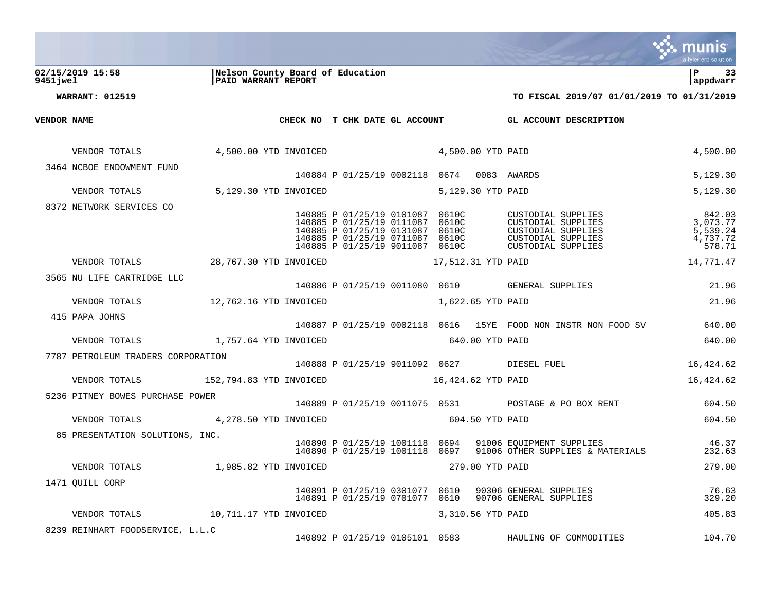**02/15/2019 15:58** | **Nelson County Board of Education** | **P 33**
**9451jwel** | **PAID WARRANT REPORT** | **appdwarr**

**WARRANT: 012519** — **TO FISCAL 2019/07 01/01/2019 TO 01/31/2019**

| VENDOR NAME | CHECK NO | T | CHK DATE | GL ACCOUNT | | | GL ACCOUNT DESCRIPTION | |
|---|---|---|---|---|---|---|---|---|
| VENDOR TOTALS 4,500.00 YTD INVOICED | | | | 4,500.00 YTD PAID | | | | 4,500.00 |
| 3464 NCBOE ENDOWMENT FUND | | | | | | | | |
| | 140884 | P | 01/25/19 | 0002118 | 0674 | 0083 | AWARDS | 5,129.30 |
| VENDOR TOTALS 5,129.30 YTD INVOICED | | | | 5,129.30 YTD PAID | | | | 5,129.30 |
| 8372 NETWORK SERVICES CO | | | | | | | | |
| | 140885 | P | 01/25/19 | 0101087 | 0610C | | CUSTODIAL SUPPLIES | 842.03 |
| | 140885 | P | 01/25/19 | 0111087 | 0610C | | CUSTODIAL SUPPLIES | 3,073.77 |
| | 140885 | P | 01/25/19 | 0131087 | 0610C | | CUSTODIAL SUPPLIES | 5,539.24 |
| | 140885 | P | 01/25/19 | 0711087 | 0610C | | CUSTODIAL SUPPLIES | 4,737.72 |
| | 140885 | P | 01/25/19 | 9011087 | 0610C | | CUSTODIAL SUPPLIES | 578.71 |
| VENDOR TOTALS 28,767.30 YTD INVOICED | | | | 17,512.31 YTD PAID | | | | 14,771.47 |
| 3565 NU LIFE CARTRIDGE LLC | | | | | | | | |
| | 140886 | P | 01/25/19 | 0011080 | 0610 | | GENERAL SUPPLIES | 21.96 |
| VENDOR TOTALS 12,762.16 YTD INVOICED | | | | 1,622.65 YTD PAID | | | | 21.96 |
| 415 PAPA JOHNS | | | | | | | | |
| | 140887 | P | 01/25/19 | 0002118 | 0616 | 15YE | FOOD NON INSTR NON FOOD SV | 640.00 |
| VENDOR TOTALS 1,757.64 YTD INVOICED | | | | 640.00 YTD PAID | | | | 640.00 |
| 7787 PETROLEUM TRADERS CORPORATION | | | | | | | | |
| | 140888 | P | 01/25/19 | 9011092 | 0627 | | DIESEL FUEL | 16,424.62 |
| VENDOR TOTALS 152,794.83 YTD INVOICED | | | | 16,424.62 YTD PAID | | | | 16,424.62 |
| 5236 PITNEY BOWES PURCHASE POWER | | | | | | | | |
| | 140889 | P | 01/25/19 | 0011075 | 0531 | | POSTAGE & PO BOX RENT | 604.50 |
| VENDOR TOTALS 4,278.50 YTD INVOICED | | | | 604.50 YTD PAID | | | | 604.50 |
| 85 PRESENTATION SOLUTIONS, INC. | | | | | | | | |
| | 140890 | P | 01/25/19 | 1001118 | 0694 | 91006 | EQUIPMENT SUPPLIES | 46.37 |
| | 140890 | P | 01/25/19 | 1001118 | 0697 | 91006 | OTHER SUPPLIES & MATERIALS | 232.63 |
| VENDOR TOTALS 1,985.82 YTD INVOICED | | | | 279.00 YTD PAID | | | | 279.00 |
| 1471 QUILL CORP | | | | | | | | |
| | 140891 | P | 01/25/19 | 0301077 | 0610 | 90306 | GENERAL SUPPLIES | 76.63 |
| | 140891 | P | 01/25/19 | 0701077 | 0610 | 90706 | GENERAL SUPPLIES | 329.20 |
| VENDOR TOTALS 10,711.17 YTD INVOICED | | | | 3,310.56 YTD PAID | | | | 405.83 |
| 8239 REINHART FOODSERVICE, L.L.C | | | | | | | | |
| | 140892 | P | 01/25/19 | 0105101 | 0583 | | HAULING OF COMMODITIES | 104.70 |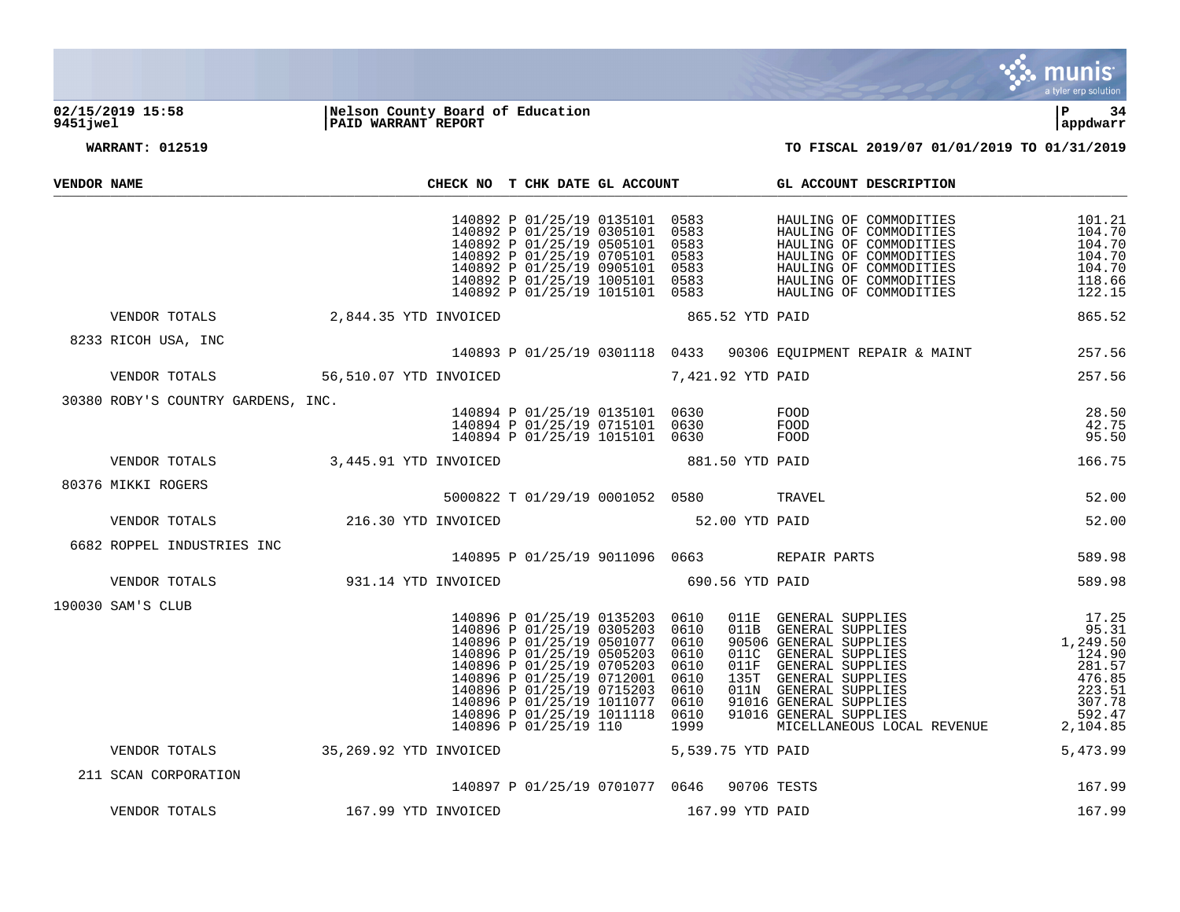**02/15/2019 15:58** | **Nelson County Board of Education** | **P 34**
**9451jwel** | **PAID WARRANT REPORT** | **appdwarr**

**WARRANT: 012519** — **TO FISCAL 2019/07 01/01/2019 TO 01/31/2019**

| VENDOR NAME | CHECK NO | T | CHK DATE | GL ACCOUNT | | | GL ACCOUNT DESCRIPTION | |
|---|---|---|---|---|---|---|---|---|
| | 140892 | P | 01/25/19 | 0135101 | 0583 | | HAULING OF COMMODITIES | 101.21 |
| | 140892 | P | 01/25/19 | 0305101 | 0583 | | HAULING OF COMMODITIES | 104.70 |
| | 140892 | P | 01/25/19 | 0505101 | 0583 | | HAULING OF COMMODITIES | 104.70 |
| | 140892 | P | 01/25/19 | 0705101 | 0583 | | HAULING OF COMMODITIES | 104.70 |
| | 140892 | P | 01/25/19 | 0905101 | 0583 | | HAULING OF COMMODITIES | 104.70 |
| | 140892 | P | 01/25/19 | 1005101 | 0583 | | HAULING OF COMMODITIES | 118.66 |
| | 140892 | P | 01/25/19 | 1015101 | 0583 | | HAULING OF COMMODITIES | 122.15 |
| VENDOR TOTALS | 2,844.35 YTD INVOICED | | | | 865.52 YTD PAID | | | 865.52 |
| 8233 RICOH USA, INC | | | | | | | | |
| | 140893 | P | 01/25/19 | 0301118 | 0433 | 90306 | EQUIPMENT REPAIR & MAINT | 257.56 |
| VENDOR TOTALS | 56,510.07 YTD INVOICED | | | | 7,421.92 YTD PAID | | | 257.56 |
| 30380 ROBY'S COUNTRY GARDENS, INC. | | | | | | | | |
| | 140894 | P | 01/25/19 | 0135101 | 0630 | | FOOD | 28.50 |
| | 140894 | P | 01/25/19 | 0715101 | 0630 | | FOOD | 42.75 |
| | 140894 | P | 01/25/19 | 1015101 | 0630 | | FOOD | 95.50 |
| VENDOR TOTALS | 3,445.91 YTD INVOICED | | | | 881.50 YTD PAID | | | 166.75 |
| 80376 MIKKI ROGERS | | | | | | | | |
| | 5000822 | T | 01/29/19 | 0001052 | 0580 | | TRAVEL | 52.00 |
| VENDOR TOTALS | 216.30 YTD INVOICED | | | | 52.00 YTD PAID | | | 52.00 |
| 6682 ROPPEL INDUSTRIES INC | | | | | | | | |
| | 140895 | P | 01/25/19 | 9011096 | 0663 | | REPAIR PARTS | 589.98 |
| VENDOR TOTALS | 931.14 YTD INVOICED | | | | 690.56 YTD PAID | | | 589.98 |
| 190030 SAM'S CLUB | | | | | | | | |
| | 140896 | P | 01/25/19 | 0135203 | 0610 | 011E | GENERAL SUPPLIES | 17.25 |
| | 140896 | P | 01/25/19 | 0305203 | 0610 | 011B | GENERAL SUPPLIES | 95.31 |
| | 140896 | P | 01/25/19 | 0501077 | 0610 | 90506 | GENERAL SUPPLIES | 1,249.50 |
| | 140896 | P | 01/25/19 | 0505203 | 0610 | 011C | GENERAL SUPPLIES | 124.90 |
| | 140896 | P | 01/25/19 | 0705203 | 0610 | 011F | GENERAL SUPPLIES | 281.57 |
| | 140896 | P | 01/25/19 | 0712001 | 0610 | 135T | GENERAL SUPPLIES | 476.85 |
| | 140896 | P | 01/25/19 | 0715203 | 0610 | 011N | GENERAL SUPPLIES | 223.51 |
| | 140896 | P | 01/25/19 | 1011077 | 0610 | 91016 | GENERAL SUPPLIES | 307.78 |
| | 140896 | P | 01/25/19 | 1011118 | 0610 | 91016 | GENERAL SUPPLIES | 592.47 |
| | 140896 | P | 01/25/19 | 110 | 1999 | | MICELLANEOUS LOCAL REVENUE | 2,104.85 |
| VENDOR TOTALS | 35,269.92 YTD INVOICED | | | | 5,539.75 YTD PAID | | | 5,473.99 |
| 211 SCAN CORPORATION | | | | | | | | |
| | 140897 | P | 01/25/19 | 0701077 | 0646 | 90706 | TESTS | 167.99 |
| VENDOR TOTALS | 167.99 YTD INVOICED | | | | 167.99 YTD PAID | | | 167.99 |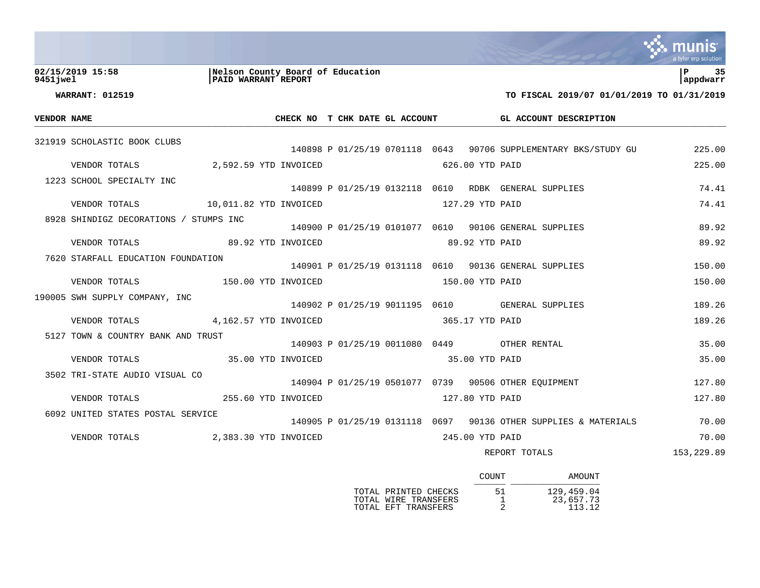**02/15/2019 15:58** | **Nelson County Board of Education**
**9451jwel** | **PAID WARRANT REPORT**

**WARRANT: 012519**

**TO FISCAL 2019/07 01/01/2019 TO 01/31/2019**

| VENDOR | NAME | CHECK NO | T | CHK DATE | GL ACCOUNT | | | GL ACCOUNT DESCRIPTION | |
|---|---|---|---|---|---|---|---|---|---|
| 321919 | SCHOLASTIC BOOK CLUBS | | | | | | | | |
| | | 140898 | P | 01/25/19 | 0701118 | 0643 | 90706 | SUPPLEMENTARY BKS/STUDY GU | 225.00 |
| | VENDOR TOTALS | 2,592.59 YTD INVOICED | | | 626.00 YTD PAID | | | | 225.00 |
| 1223 | SCHOOL SPECIALTY INC | | | | | | | | |
| | | 140899 | P | 01/25/19 | 0132118 | 0610 | RDBK | GENERAL SUPPLIES | 74.41 |
| | VENDOR TOTALS | 10,011.82 YTD INVOICED | | | 127.29 YTD PAID | | | | 74.41 |
| 8928 | SHINDIGZ DECORATIONS / STUMPS INC | | | | | | | | |
| | | 140900 | P | 01/25/19 | 0101077 | 0610 | 90106 | GENERAL SUPPLIES | 89.92 |
| | VENDOR TOTALS | 89.92 YTD INVOICED | | | 89.92 YTD PAID | | | | 89.92 |
| 7620 | STARFALL EDUCATION FOUNDATION | | | | | | | | |
| | | 140901 | P | 01/25/19 | 0131118 | 0610 | 90136 | GENERAL SUPPLIES | 150.00 |
| | VENDOR TOTALS | 150.00 YTD INVOICED | | | 150.00 YTD PAID | | | | 150.00 |
| 190005 | SWH SUPPLY COMPANY, INC | | | | | | | | |
| | | 140902 | P | 01/25/19 | 9011195 | 0610 | | GENERAL SUPPLIES | 189.26 |
| | VENDOR TOTALS | 4,162.57 YTD INVOICED | | | 365.17 YTD PAID | | | | 189.26 |
| 5127 | TOWN & COUNTRY BANK AND TRUST | | | | | | | | |
| | | 140903 | P | 01/25/19 | 0011080 | 0449 | | OTHER RENTAL | 35.00 |
| | VENDOR TOTALS | 35.00 YTD INVOICED | | | 35.00 YTD PAID | | | | 35.00 |
| 3502 | TRI-STATE AUDIO VISUAL CO | | | | | | | | |
| | | 140904 | P | 01/25/19 | 0501077 | 0739 | 90506 | OTHER EQUIPMENT | 127.80 |
| | VENDOR TOTALS | 255.60 YTD INVOICED | | | 127.80 YTD PAID | | | | 127.80 |
| 6092 | UNITED STATES POSTAL SERVICE | | | | | | | | |
| | | 140905 | P | 01/25/19 | 0131118 | 0697 | 90136 | OTHER SUPPLIES & MATERIALS | 70.00 |
| | VENDOR TOTALS | 2,383.30 YTD INVOICED | | | 245.00 YTD PAID | | | | 70.00 |
| | | | | | | | | REPORT TOTALS | 153,229.89 |

| | COUNT | AMOUNT |
|---|---|---|
| TOTAL PRINTED CHECKS | 51 | 129,459.04 |
| TOTAL WIRE TRANSFERS | 1 | 23,657.73 |
| TOTAL EFT TRANSFERS | 2 | 113.12 |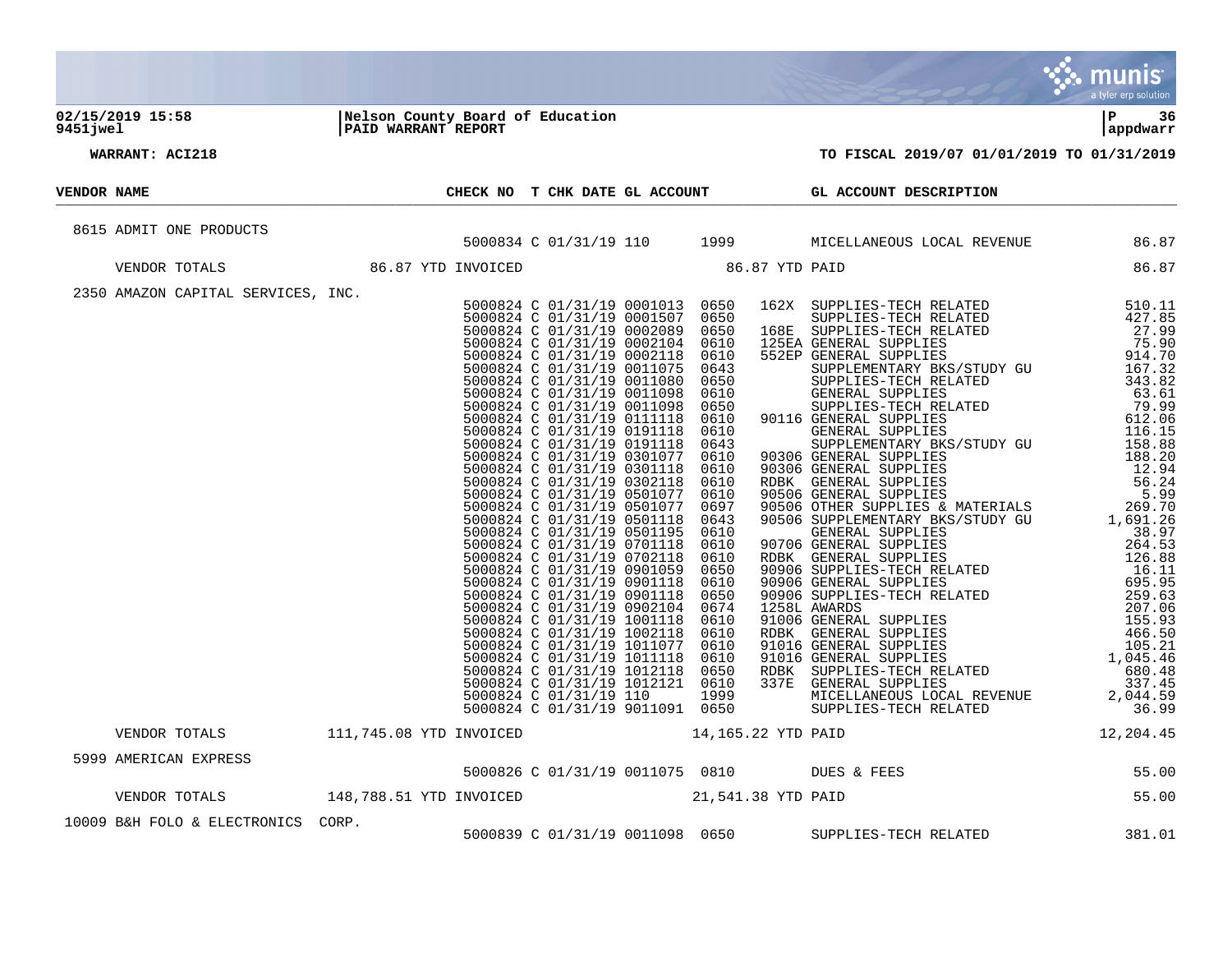**02/15/2019 15:58** | **Nelson County Board of Education** | **P 36**
**9451jwel** | **PAID WARRANT REPORT** | **appdwarr**

**WARRANT: ACI218** — **TO FISCAL 2019/07 01/01/2019 TO 01/31/2019**

| VENDOR NAME | | CHECK NO | T | CHK DATE | GL ACCOUNT | | | GL ACCOUNT DESCRIPTION | |
|---|---|---|---|---|---|---|---|---|---|
| 8615 ADMIT ONE PRODUCTS | | | | | | | | | |
| | | 5000834 | C | 01/31/19 | 110 | 1999 | | MICELLANEOUS LOCAL REVENUE | 86.87 |
| VENDOR TOTALS | 86.87 YTD INVOICED | | | | | 86.87 YTD PAID | | | 86.87 |
| 2350 AMAZON CAPITAL SERVICES, INC. | | | | | | | | | |
| | | 5000824 | C | 01/31/19 | 0001013 | 0650 | 162X | SUPPLIES-TECH RELATED | 510.11 |
| | | 5000824 | C | 01/31/19 | 0001507 | 0650 | | SUPPLIES-TECH RELATED | 427.85 |
| | | 5000824 | C | 01/31/19 | 0002089 | 0650 | 168E | SUPPLIES-TECH RELATED | 27.99 |
| | | 5000824 | C | 01/31/19 | 0002104 | 0610 | 125EA | GENERAL SUPPLIES | 75.90 |
| | | 5000824 | C | 01/31/19 | 0002118 | 0610 | 552EP | GENERAL SUPPLIES | 914.70 |
| | | 5000824 | C | 01/31/19 | 0011075 | 0643 | | SUPPLEMENTARY BKS/STUDY GU | 167.32 |
| | | 5000824 | C | 01/31/19 | 0011080 | 0650 | | SUPPLIES-TECH RELATED | 343.82 |
| | | 5000824 | C | 01/31/19 | 0011098 | 0610 | | GENERAL SUPPLIES | 63.61 |
| | | 5000824 | C | 01/31/19 | 0011098 | 0650 | | SUPPLIES-TECH RELATED | 79.99 |
| | | 5000824 | C | 01/31/19 | 0111118 | 0610 | 90116 | GENERAL SUPPLIES | 612.06 |
| | | 5000824 | C | 01/31/19 | 0191118 | 0610 | | GENERAL SUPPLIES | 116.15 |
| | | 5000824 | C | 01/31/19 | 0191118 | 0643 | | SUPPLEMENTARY BKS/STUDY GU | 158.88 |
| | | 5000824 | C | 01/31/19 | 0301077 | 0610 | 90306 | GENERAL SUPPLIES | 188.20 |
| | | 5000824 | C | 01/31/19 | 0301118 | 0610 | 90306 | GENERAL SUPPLIES | 12.94 |
| | | 5000824 | C | 01/31/19 | 0302118 | 0610 | RDBK | GENERAL SUPPLIES | 56.24 |
| | | 5000824 | C | 01/31/19 | 0501077 | 0610 | 90506 | GENERAL SUPPLIES | 5.99 |
| | | 5000824 | C | 01/31/19 | 0501077 | 0697 | 90506 | OTHER SUPPLIES & MATERIALS | 269.70 |
| | | 5000824 | C | 01/31/19 | 0501118 | 0643 | 90506 | SUPPLEMENTARY BKS/STUDY GU | 1,691.26 |
| | | 5000824 | C | 01/31/19 | 0501195 | 0610 | | GENERAL SUPPLIES | 38.97 |
| | | 5000824 | C | 01/31/19 | 0701118 | 0610 | 90706 | GENERAL SUPPLIES | 264.53 |
| | | 5000824 | C | 01/31/19 | 0702118 | 0610 | RDBK | GENERAL SUPPLIES | 126.88 |
| | | 5000824 | C | 01/31/19 | 0901059 | 0650 | 90906 | SUPPLIES-TECH RELATED | 16.11 |
| | | 5000824 | C | 01/31/19 | 0901118 | 0610 | 90906 | GENERAL SUPPLIES | 695.95 |
| | | 5000824 | C | 01/31/19 | 0901118 | 0650 | 90906 | SUPPLIES-TECH RELATED | 259.63 |
| | | 5000824 | C | 01/31/19 | 0902104 | 0674 | 1258L | AWARDS | 207.06 |
| | | 5000824 | C | 01/31/19 | 1001118 | 0610 | 91006 | GENERAL SUPPLIES | 155.93 |
| | | 5000824 | C | 01/31/19 | 1002118 | 0610 | RDBK | GENERAL SUPPLIES | 466.50 |
| | | 5000824 | C | 01/31/19 | 1011077 | 0610 | 91016 | GENERAL SUPPLIES | 105.21 |
| | | 5000824 | C | 01/31/19 | 1011118 | 0610 | 91016 | GENERAL SUPPLIES | 1,045.46 |
| | | 5000824 | C | 01/31/19 | 1012118 | 0650 | RDBK | SUPPLIES-TECH RELATED | 680.48 |
| | | 5000824 | C | 01/31/19 | 1012121 | 0610 | 337E | GENERAL SUPPLIES | 337.45 |
| | | 5000824 | C | 01/31/19 | 110 | 1999 | | MICELLANEOUS LOCAL REVENUE | 2,044.59 |
| | | 5000824 | C | 01/31/19 | 9011091 | 0650 | | SUPPLIES-TECH RELATED | 36.99 |
| VENDOR TOTALS | 111,745.08 YTD INVOICED | | | | | 14,165.22 YTD PAID | | | 12,204.45 |
| 5999 AMERICAN EXPRESS | | | | | | | | | |
| | | 5000826 | C | 01/31/19 | 0011075 | 0810 | | DUES & FEES | 55.00 |
| VENDOR TOTALS | 148,788.51 YTD INVOICED | | | | | 21,541.38 YTD PAID | | | 55.00 |
| 10009 B&H FOLO & ELECTRONICS CORP. | | | | | | | | | |
| | | 5000839 | C | 01/31/19 | 0011098 | 0650 | | SUPPLIES-TECH RELATED | 381.01 |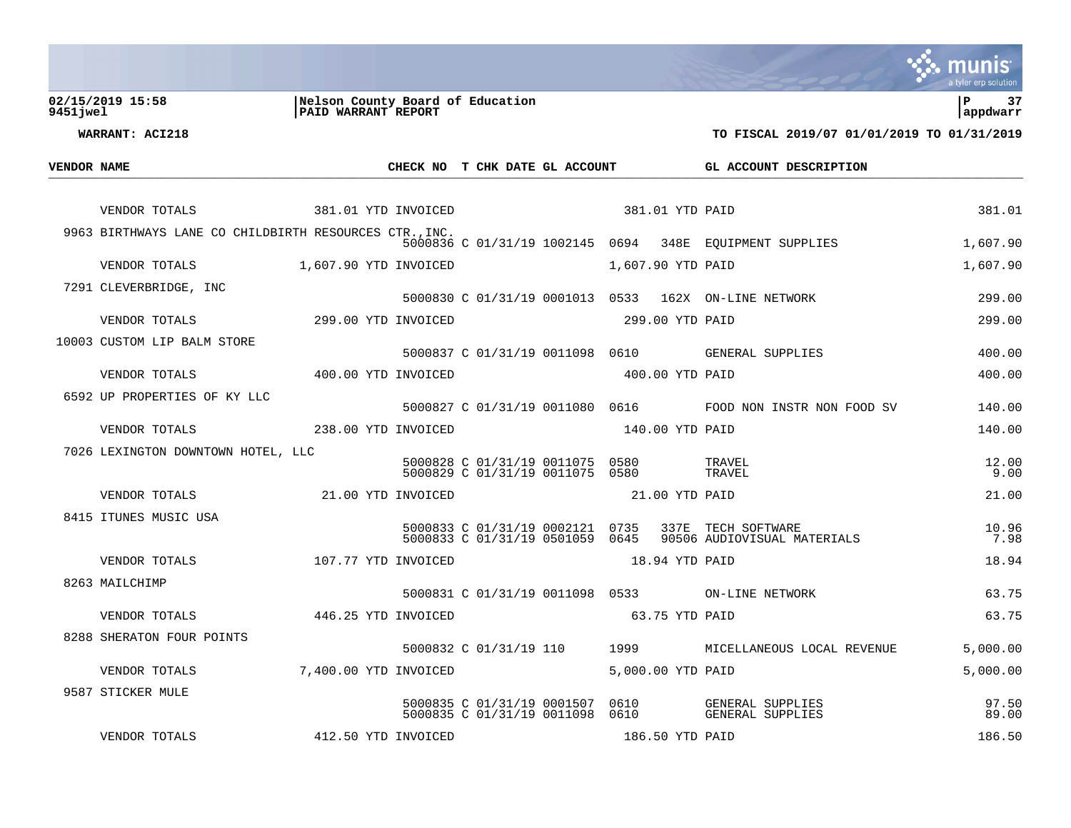**Nelson County Board of Education**
**PAID WARRANT REPORT**

02/15/2019 15:58
9451jwel

WARRANT: ACI218

TO FISCAL 2019/07 01/01/2019 TO 01/31/2019

| VENDOR NAME | CHECK NO | T | CHK DATE | GL ACCOUNT | | | GL ACCOUNT DESCRIPTION | |
|---|---|---|---|---|---|---|---|---|
| VENDOR TOTALS 381.01 YTD INVOICED | | | | 381.01 YTD PAID | | | | 381.01 |
| 9963 BIRTHWAYS LANE CO CHILDBIRTH RESOURCES CTR.,INC. | 5000836 | C | 01/31/19 | 1002145 | 0694 | 348E | EQUIPMENT SUPPLIES | 1,607.90 |
| VENDOR TOTALS 1,607.90 YTD INVOICED | | | | 1,607.90 YTD PAID | | | | 1,607.90 |
| 7291 CLEVERBRIDGE, INC | 5000830 | C | 01/31/19 | 0001013 | 0533 | 162X | ON-LINE NETWORK | 299.00 |
| VENDOR TOTALS 299.00 YTD INVOICED | | | | 299.00 YTD PAID | | | | 299.00 |
| 10003 CUSTOM LIP BALM STORE | 5000837 | C | 01/31/19 | 0011098 | 0610 | | GENERAL SUPPLIES | 400.00 |
| VENDOR TOTALS 400.00 YTD INVOICED | | | | 400.00 YTD PAID | | | | 400.00 |
| 6592 UP PROPERTIES OF KY LLC | 5000827 | C | 01/31/19 | 0011080 | 0616 | | FOOD NON INSTR NON FOOD SV | 140.00 |
| VENDOR TOTALS 238.00 YTD INVOICED | | | | 140.00 YTD PAID | | | | 140.00 |
| 7026 LEXINGTON DOWNTOWN HOTEL, LLC | 5000828 | C | 01/31/19 | 0011075 | 0580 | | TRAVEL | 12.00 |
| | 5000829 | C | 01/31/19 | 0011075 | 0580 | | TRAVEL | 9.00 |
| VENDOR TOTALS 21.00 YTD INVOICED | | | | 21.00 YTD PAID | | | | 21.00 |
| 8415 ITUNES MUSIC USA | 5000833 | C | 01/31/19 | 0002121 | 0735 | 337E | TECH SOFTWARE | 10.96 |
| | 5000833 | C | 01/31/19 | 0501059 | 0645 | 90506 | AUDIOVISUAL MATERIALS | 7.98 |
| VENDOR TOTALS 107.77 YTD INVOICED | | | | 18.94 YTD PAID | | | | 18.94 |
| 8263 MAILCHIMP | 5000831 | C | 01/31/19 | 0011098 | 0533 | | ON-LINE NETWORK | 63.75 |
| VENDOR TOTALS 446.25 YTD INVOICED | | | | 63.75 YTD PAID | | | | 63.75 |
| 8288 SHERATON FOUR POINTS | 5000832 | C | 01/31/19 | 110 | 1999 | | MICELLANEOUS LOCAL REVENUE | 5,000.00 |
| VENDOR TOTALS 7,400.00 YTD INVOICED | | | | 5,000.00 YTD PAID | | | | 5,000.00 |
| 9587 STICKER MULE | 5000835 | C | 01/31/19 | 0001507 | 0610 | | GENERAL SUPPLIES | 97.50 |
| | 5000835 | C | 01/31/19 | 0011098 | 0610 | | GENERAL SUPPLIES | 89.00 |
| VENDOR TOTALS 412.50 YTD INVOICED | | | | 186.50 YTD PAID | | | | 186.50 |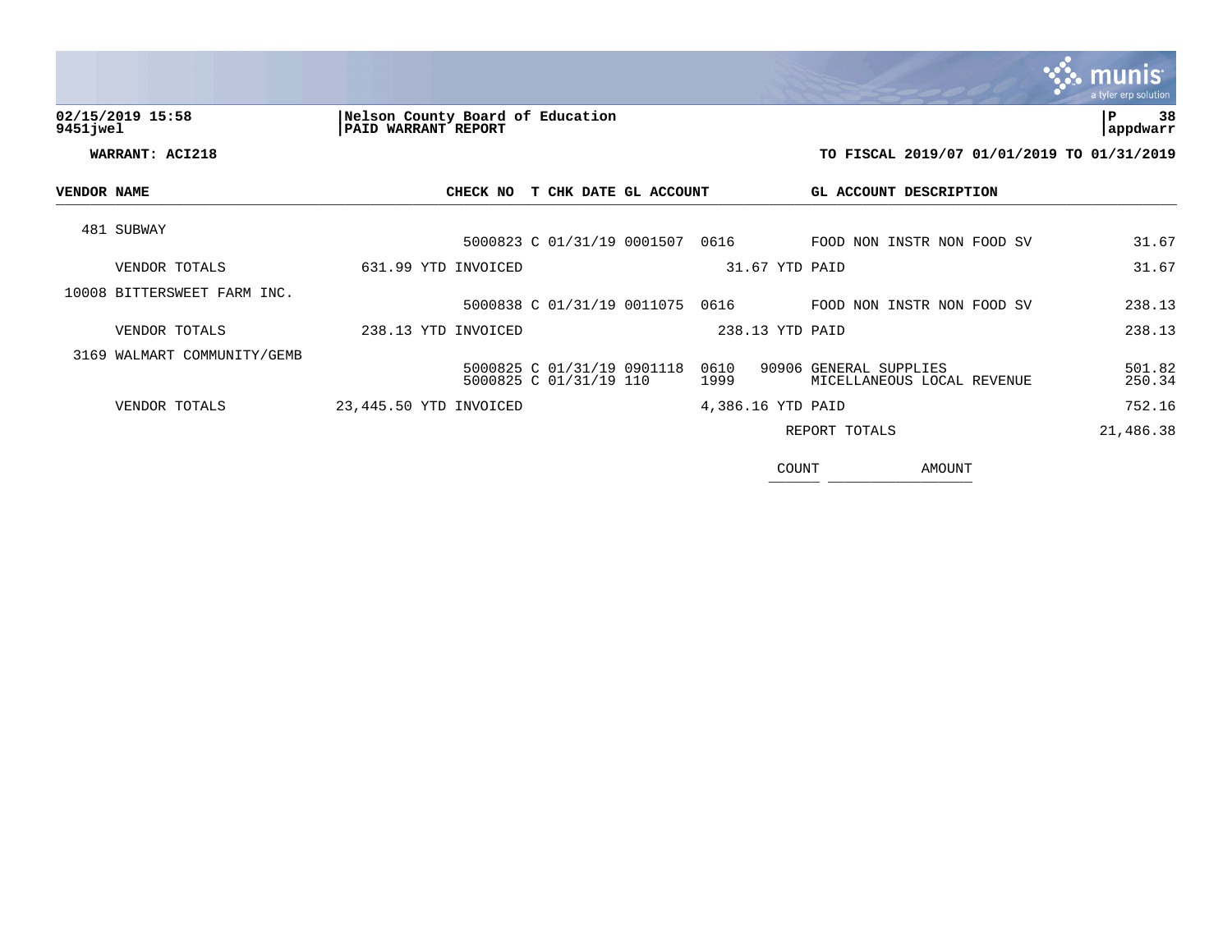**02/15/2019 15:58** | **Nelson County Board of Education** | **P 38**
**9451jwel** | **PAID WARRANT REPORT** | **appdwarr**

**WARRANT: ACI218** — **TO FISCAL 2019/07 01/01/2019 TO 01/31/2019**

| VENDOR NAME | | CHECK NO | T | CHK DATE | GL ACCOUNT | | GL ACCOUNT DESCRIPTION | |
|---|---|---|---|---|---|---|---|---|
| 481 SUBWAY | | | | | | | | |
| | | 5000823 | C | 01/31/19 | 0001507 | 0616 | FOOD NON INSTR NON FOOD SV | 31.67 |
| VENDOR TOTALS | 631.99 YTD INVOICED | | | | | 31.67 YTD PAID | | 31.67 |
| 10008 BITTERSWEET FARM INC. | | | | | | | | |
| | | 5000838 | C | 01/31/19 | 0011075 | 0616 | FOOD NON INSTR NON FOOD SV | 238.13 |
| VENDOR TOTALS | 238.13 YTD INVOICED | | | | | 238.13 YTD PAID | | 238.13 |
| 3169 WALMART COMMUNITY/GEMB | | | | | | | | |
| | | 5000825 | C | 01/31/19 | 0901118 | 0610 90906 | GENERAL SUPPLIES | 501.82 |
| | | 5000825 | C | 01/31/19 | 110 | 1999 | MICELLANEOUS LOCAL REVENUE | 250.34 |
| VENDOR TOTALS | 23,445.50 YTD INVOICED | | | | | 4,386.16 YTD PAID | | 752.16 |
| | | | | | | | REPORT TOTALS | 21,486.38 |

| COUNT | AMOUNT |
|---|---|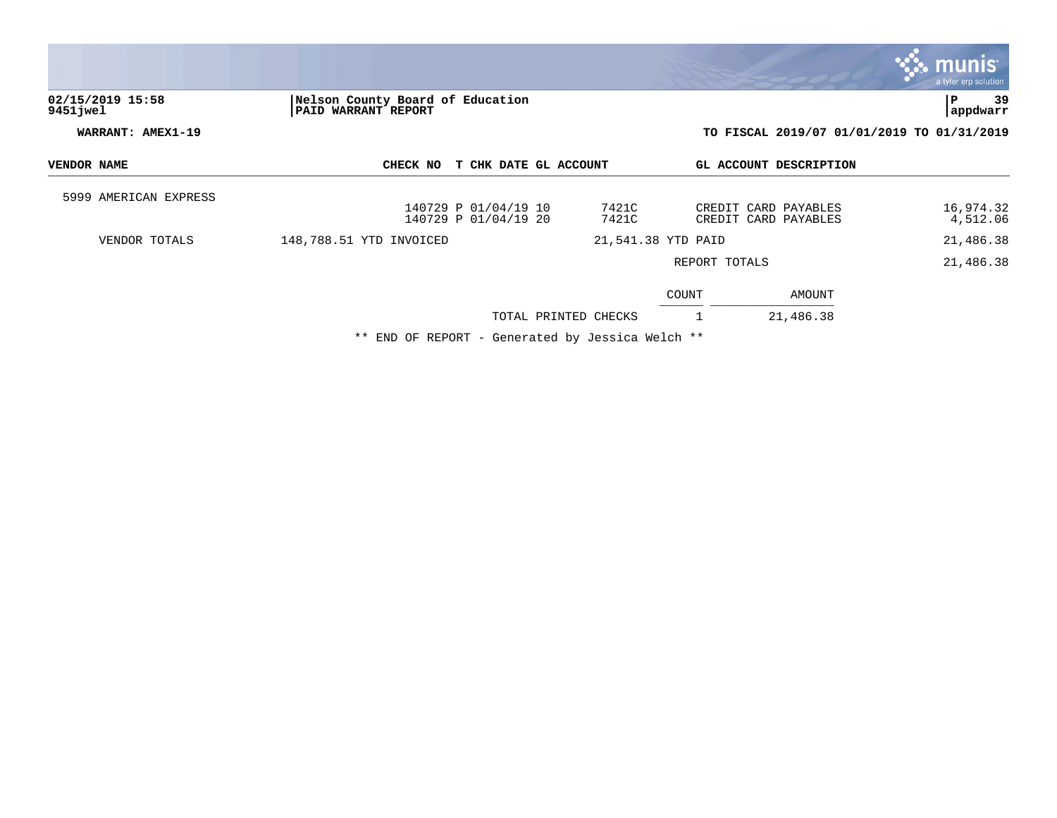**02/15/2019 15:58**
**9451jwel**

**Nelson County Board of Education**
**PAID WARRANT REPORT**

**appdwarr**

**WARRANT: AMEX1-19**

**TO FISCAL 2019/07 01/01/2019 TO 01/31/2019**

| VENDOR NAME | CHECK NO | T | CHK DATE | GL ACCOUNT | | GL ACCOUNT DESCRIPTION | |
|---|---|---|---|---|---|---|---|
| 5999 AMERICAN EXPRESS | | | | | | | |
| | 140729 | P | 01/04/19 | 10 | 7421C | CREDIT CARD PAYABLES | 16,974.32 |
| | 140729 | P | 01/04/19 | 20 | 7421C | CREDIT CARD PAYABLES | 4,512.06 |
| VENDOR TOTALS | 148,788.51 YTD INVOICED | | | | 21,541.38 YTD PAID | | 21,486.38 |
| | | | | | | REPORT TOTALS | 21,486.38 |

| | COUNT | AMOUNT |
|---|---|---|
| TOTAL PRINTED CHECKS | 1 | 21,486.38 |

** END OF REPORT - Generated by Jessica Welch **